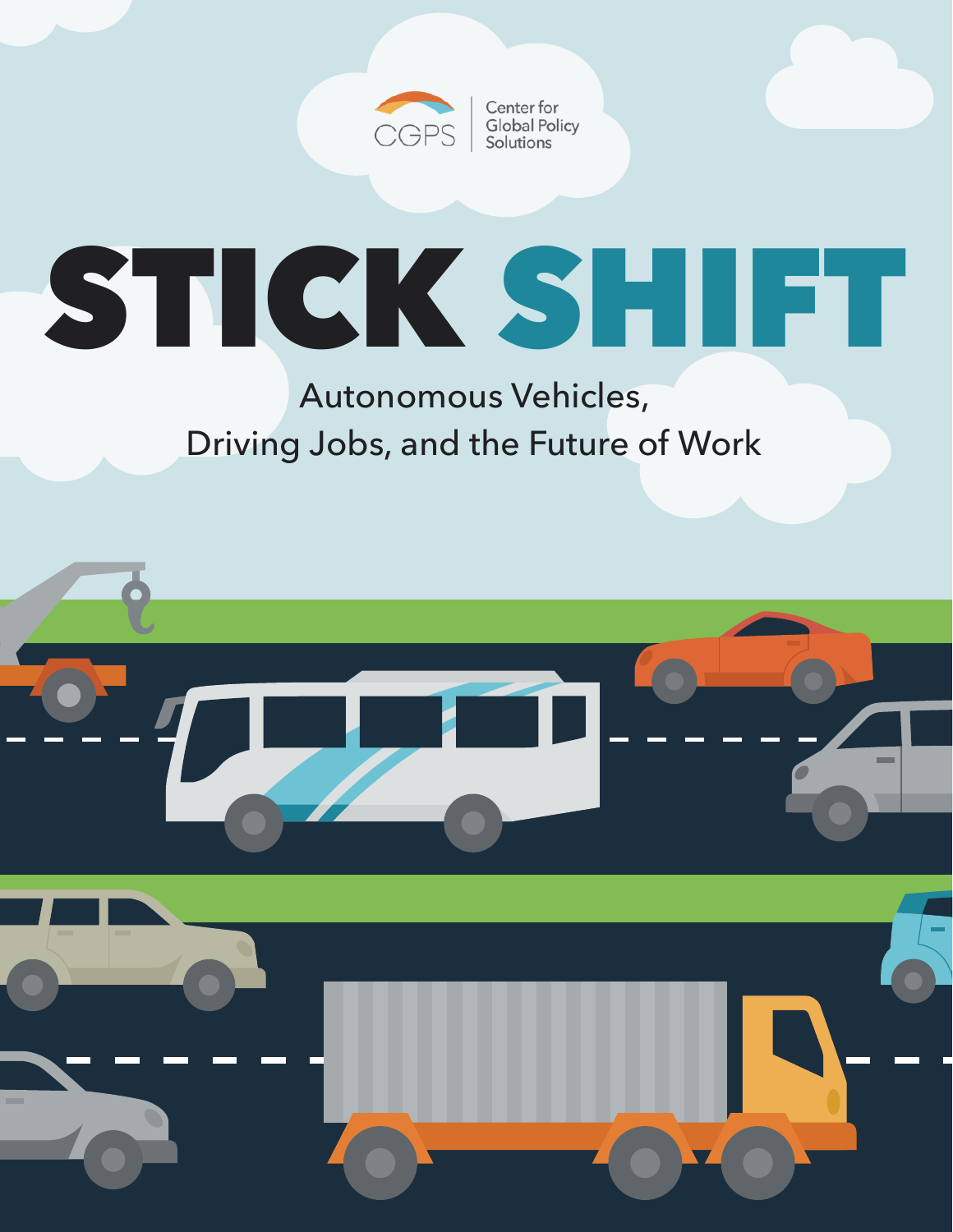CGPS | Center for Global Policy Solutions

# STICK SHIFT

## Autonomous Vehicles, Driving Jobs, and the Future of Work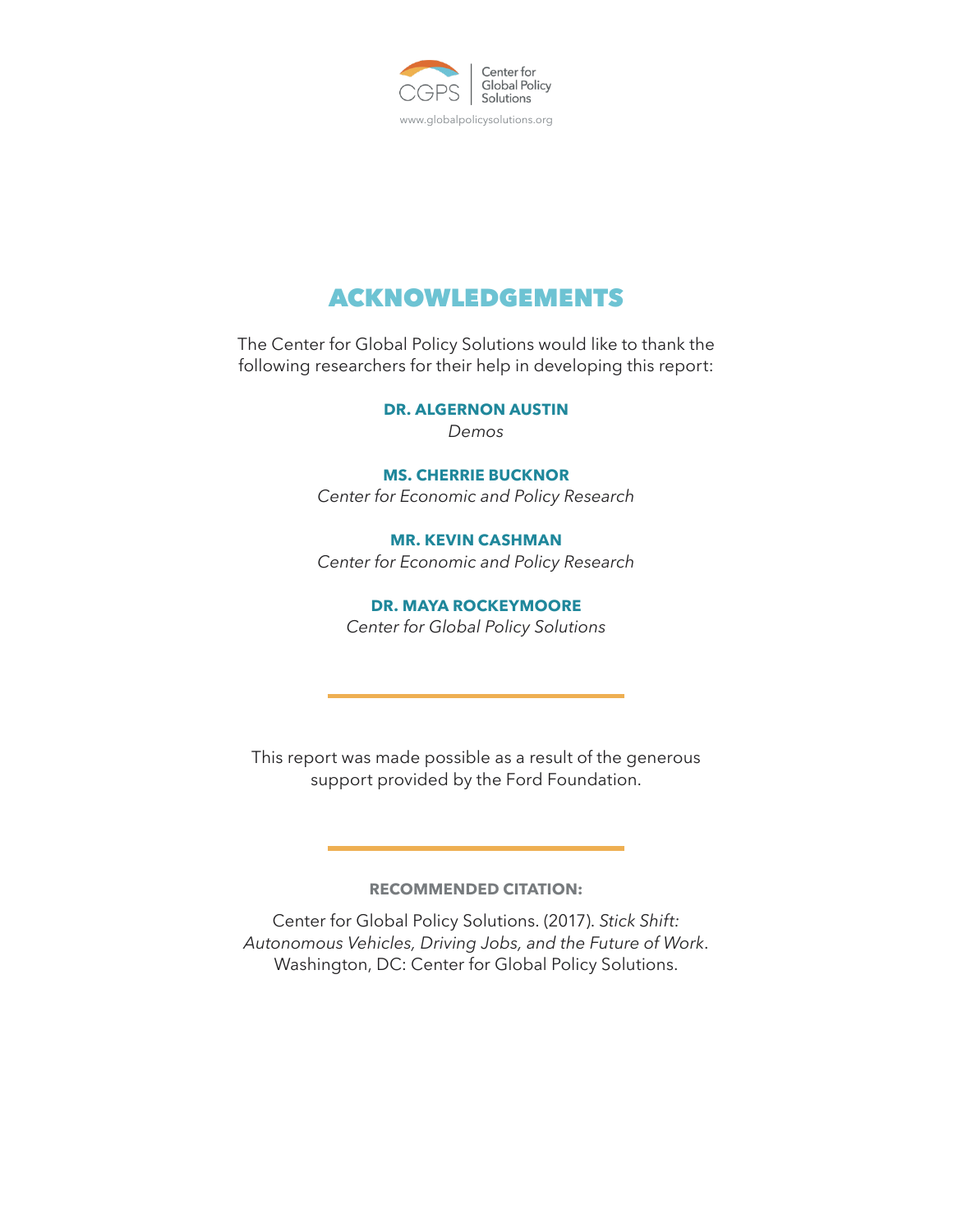CGPS | Center for Global Policy Solutions

www.globalpolicysolutions.org

# ACKNOWLEDGEMENTS

The Center for Global Policy Solutions would like to thank the following researchers for their help in developing this report:

**DR. ALGERNON AUSTIN**
*Demos*

**MS. CHERRIE BUCKNOR**
*Center for Economic and Policy Research*

**MR. KEVIN CASHMAN**
*Center for Economic and Policy Research*

**DR. MAYA ROCKEYMOORE**
*Center for Global Policy Solutions*

---

This report was made possible as a result of the generous support provided by the Ford Foundation.

---

**RECOMMENDED CITATION:**

Center for Global Policy Solutions. (2017). *Stick Shift: Autonomous Vehicles, Driving Jobs, and the Future of Work*. Washington, DC: Center for Global Policy Solutions.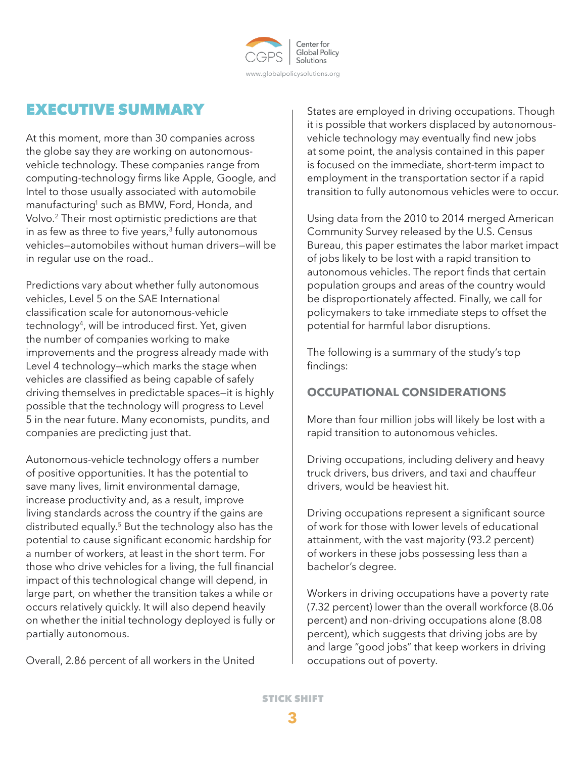# EXECUTIVE SUMMARY

At this moment, more than 30 companies across the globe say they are working on autonomous-vehicle technology. These companies range from computing-technology firms like Apple, Google, and Intel to those usually associated with automobile manufacturing[1] such as BMW, Ford, Honda, and Volvo.[2] Their most optimistic predictions are that in as few as three to five years,[3] fully autonomous vehicles—automobiles without human drivers—will be in regular use on the road..

Predictions vary about whether fully autonomous vehicles, Level 5 on the SAE International classification scale for autonomous-vehicle technology[4], will be introduced first. Yet, given the number of companies working to make improvements and the progress already made with Level 4 technology—which marks the stage when vehicles are classified as being capable of safely driving themselves in predictable spaces—it is highly possible that the technology will progress to Level 5 in the near future. Many economists, pundits, and companies are predicting just that.

Autonomous-vehicle technology offers a number of positive opportunities. It has the potential to save many lives, limit environmental damage, increase productivity and, as a result, improve living standards across the country if the gains are distributed equally.[5] But the technology also has the potential to cause significant economic hardship for a number of workers, at least in the short term. For those who drive vehicles for a living, the full financial impact of this technological change will depend, in large part, on whether the transition takes a while or occurs relatively quickly. It will also depend heavily on whether the initial technology deployed is fully or partially autonomous.

Overall, 2.86 percent of all workers in the United States are employed in driving occupations. Though it is possible that workers displaced by autonomous-vehicle technology may eventually find new jobs at some point, the analysis contained in this paper is focused on the immediate, short-term impact to employment in the transportation sector if a rapid transition to fully autonomous vehicles were to occur.

Using data from the 2010 to 2014 merged American Community Survey released by the U.S. Census Bureau, this paper estimates the labor market impact of jobs likely to be lost with a rapid transition to autonomous vehicles. The report finds that certain population groups and areas of the country would be disproportionately affected. Finally, we call for policymakers to take immediate steps to offset the potential for harmful labor disruptions.

The following is a summary of the study's top findings:

## OCCUPATIONAL CONSIDERATIONS

More than four million jobs will likely be lost with a rapid transition to autonomous vehicles.

Driving occupations, including delivery and heavy truck drivers, bus drivers, and taxi and chauffeur drivers, would be heaviest hit.

Driving occupations represent a significant source of work for those with lower levels of educational attainment, with the vast majority (93.2 percent) of workers in these jobs possessing less than a bachelor's degree.

Workers in driving occupations have a poverty rate (7.32 percent) lower than the overall workforce (8.06 percent) and non-driving occupations alone (8.08 percent), which suggests that driving jobs are by and large "good jobs" that keep workers in driving occupations out of poverty.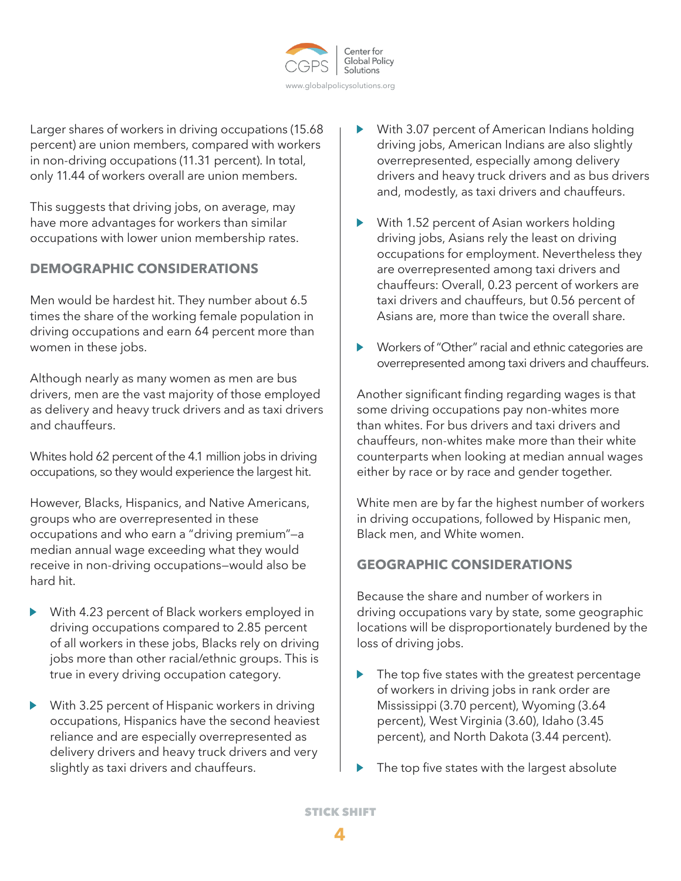Larger shares of workers in driving occupations (15.68 percent) are union members, compared with workers in non-driving occupations (11.31 percent). In total, only 11.44 of workers overall are union members.

This suggests that driving jobs, on average, may have more advantages for workers than similar occupations with lower union membership rates.

## DEMOGRAPHIC CONSIDERATIONS

Men would be hardest hit. They number about 6.5 times the share of the working female population in driving occupations and earn 64 percent more than women in these jobs.

Although nearly as many women as men are bus drivers, men are the vast majority of those employed as delivery and heavy truck drivers and as taxi drivers and chauffeurs.

Whites hold 62 percent of the 4.1 million jobs in driving occupations, so they would experience the largest hit.

However, Blacks, Hispanics, and Native Americans, groups who are overrepresented in these occupations and who earn a "driving premium"—a median annual wage exceeding what they would receive in non-driving occupations—would also be hard hit.

- With 4.23 percent of Black workers employed in driving occupations compared to 2.85 percent of all workers in these jobs, Blacks rely on driving jobs more than other racial/ethnic groups. This is true in every driving occupation category.
- With 3.25 percent of Hispanic workers in driving occupations, Hispanics have the second heaviest reliance and are especially overrepresented as delivery drivers and heavy truck drivers and very slightly as taxi drivers and chauffeurs.
- With 3.07 percent of American Indians holding driving jobs, American Indians are also slightly overrepresented, especially among delivery drivers and heavy truck drivers and as bus drivers and, modestly, as taxi drivers and chauffeurs.
- With 1.52 percent of Asian workers holding driving jobs, Asians rely the least on driving occupations for employment. Nevertheless they are overrepresented among taxi drivers and chauffeurs: Overall, 0.23 percent of workers are taxi drivers and chauffeurs, but 0.56 percent of Asians are, more than twice the overall share.
- Workers of "Other" racial and ethnic categories are overrepresented among taxi drivers and chauffeurs.

Another significant finding regarding wages is that some driving occupations pay non-whites more than whites. For bus drivers and taxi drivers and chauffeurs, non-whites make more than their white counterparts when looking at median annual wages either by race or by race and gender together.

White men are by far the highest number of workers in driving occupations, followed by Hispanic men, Black men, and White women.

## GEOGRAPHIC CONSIDERATIONS

Because the share and number of workers in driving occupations vary by state, some geographic locations will be disproportionately burdened by the loss of driving jobs.

- The top five states with the greatest percentage of workers in driving jobs in rank order are Mississippi (3.70 percent), Wyoming (3.64 percent), West Virginia (3.60), Idaho (3.45 percent), and North Dakota (3.44 percent).
- The top five states with the largest absolute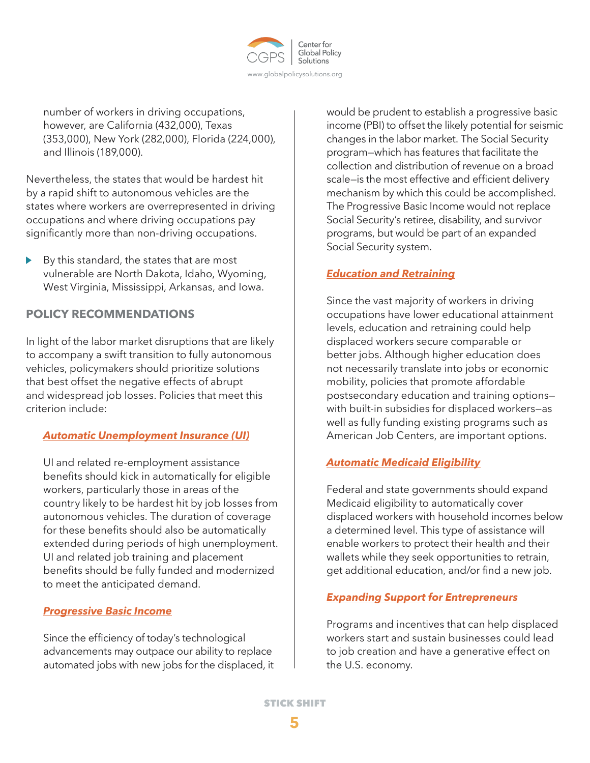number of workers in driving occupations, however, are California (432,000), Texas (353,000), New York (282,000), Florida (224,000), and Illinois (189,000).

Nevertheless, the states that would be hardest hit by a rapid shift to autonomous vehicles are the states where workers are overrepresented in driving occupations and where driving occupations pay significantly more than non-driving occupations.

- By this standard, the states that are most vulnerable are North Dakota, Idaho, Wyoming, West Virginia, Mississippi, Arkansas, and Iowa.

## POLICY RECOMMENDATIONS

In light of the labor market disruptions that are likely to accompany a swift transition to fully autonomous vehicles, policymakers should prioritize solutions that best offset the negative effects of abrupt and widespread job losses. Policies that meet this criterion include:

### ***Automatic Unemployment Insurance (UI)***

UI and related re-employment assistance benefits should kick in automatically for eligible workers, particularly those in areas of the country likely to be hardest hit by job losses from autonomous vehicles. The duration of coverage for these benefits should also be automatically extended during periods of high unemployment. UI and related job training and placement benefits should be fully funded and modernized to meet the anticipated demand.

### ***Progressive Basic Income***

Since the efficiency of today's technological advancements may outpace our ability to replace automated jobs with new jobs for the displaced, it would be prudent to establish a progressive basic income (PBI) to offset the likely potential for seismic changes in the labor market. The Social Security program—which has features that facilitate the collection and distribution of revenue on a broad scale—is the most effective and efficient delivery mechanism by which this could be accomplished. The Progressive Basic Income would not replace Social Security's retiree, disability, and survivor programs, but would be part of an expanded Social Security system.

### ***Education and Retraining***

Since the vast majority of workers in driving occupations have lower educational attainment levels, education and retraining could help displaced workers secure comparable or better jobs. Although higher education does not necessarily translate into jobs or economic mobility, policies that promote affordable postsecondary education and training options—with built-in subsidies for displaced workers—as well as fully funding existing programs such as American Job Centers, are important options.

### ***Automatic Medicaid Eligibility***

Federal and state governments should expand Medicaid eligibility to automatically cover displaced workers with household incomes below a determined level. This type of assistance will enable workers to protect their health and their wallets while they seek opportunities to retrain, get additional education, and/or find a new job.

### ***Expanding Support for Entrepreneurs***

Programs and incentives that can help displaced workers start and sustain businesses could lead to job creation and have a generative effect on the U.S. economy.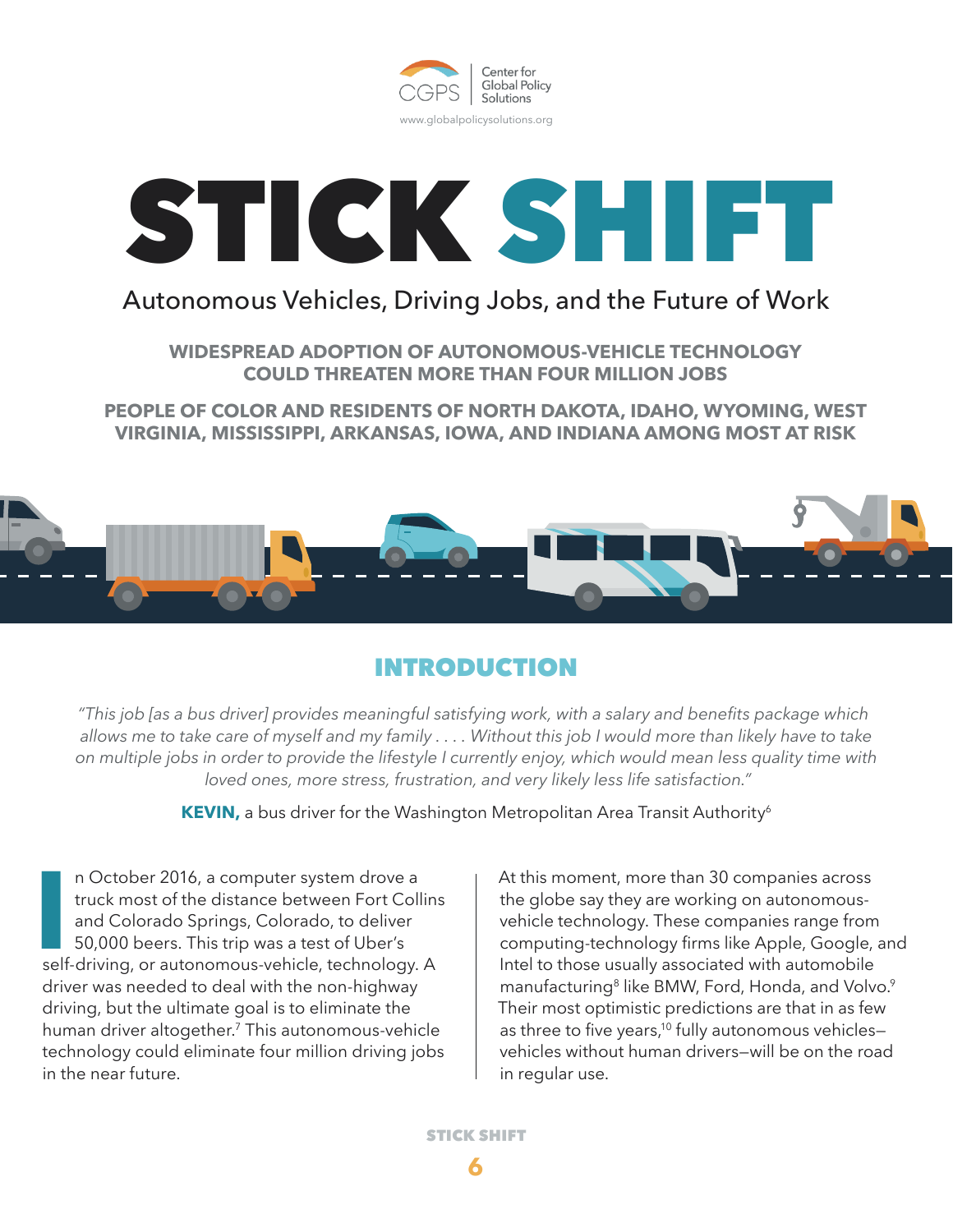Center for Global Policy Solutions

www.globalpolicysolutions.org

# STICK SHIFT

## Autonomous Vehicles, Driving Jobs, and the Future of Work

**WIDESPREAD ADOPTION OF AUTONOMOUS-VEHICLE TECHNOLOGY COULD THREATEN MORE THAN FOUR MILLION JOBS**

**PEOPLE OF COLOR AND RESIDENTS OF NORTH DAKOTA, IDAHO, WYOMING, WEST VIRGINIA, MISSISSIPPI, ARKANSAS, IOWA, AND INDIANA AMONG MOST AT RISK**

## INTRODUCTION

*"This job [as a bus driver] provides meaningful satisfying work, with a salary and benefits package which allows me to take care of myself and my family . . . . Without this job I would more than likely have to take on multiple jobs in order to provide the lifestyle I currently enjoy, which would mean less quality time with loved ones, more stress, frustration, and very likely less life satisfaction."*

**KEVIN,** a bus driver for the Washington Metropolitan Area Transit Authority[6]

In October 2016, a computer system drove a truck most of the distance between Fort Collins and Colorado Springs, Colorado, to deliver 50,000 beers. This trip was a test of Uber's self-driving, or autonomous-vehicle, technology. A driver was needed to deal with the non-highway driving, but the ultimate goal is to eliminate the human driver altogether.[7] This autonomous-vehicle technology could eliminate four million driving jobs in the near future.

At this moment, more than 30 companies across the globe say they are working on autonomous-vehicle technology. These companies range from computing-technology firms like Apple, Google, and Intel to those usually associated with automobile manufacturing[8] like BMW, Ford, Honda, and Volvo.[9] Their most optimistic predictions are that in as few as three to five years,[10] fully autonomous vehicles—vehicles without human drivers—will be on the road in regular use.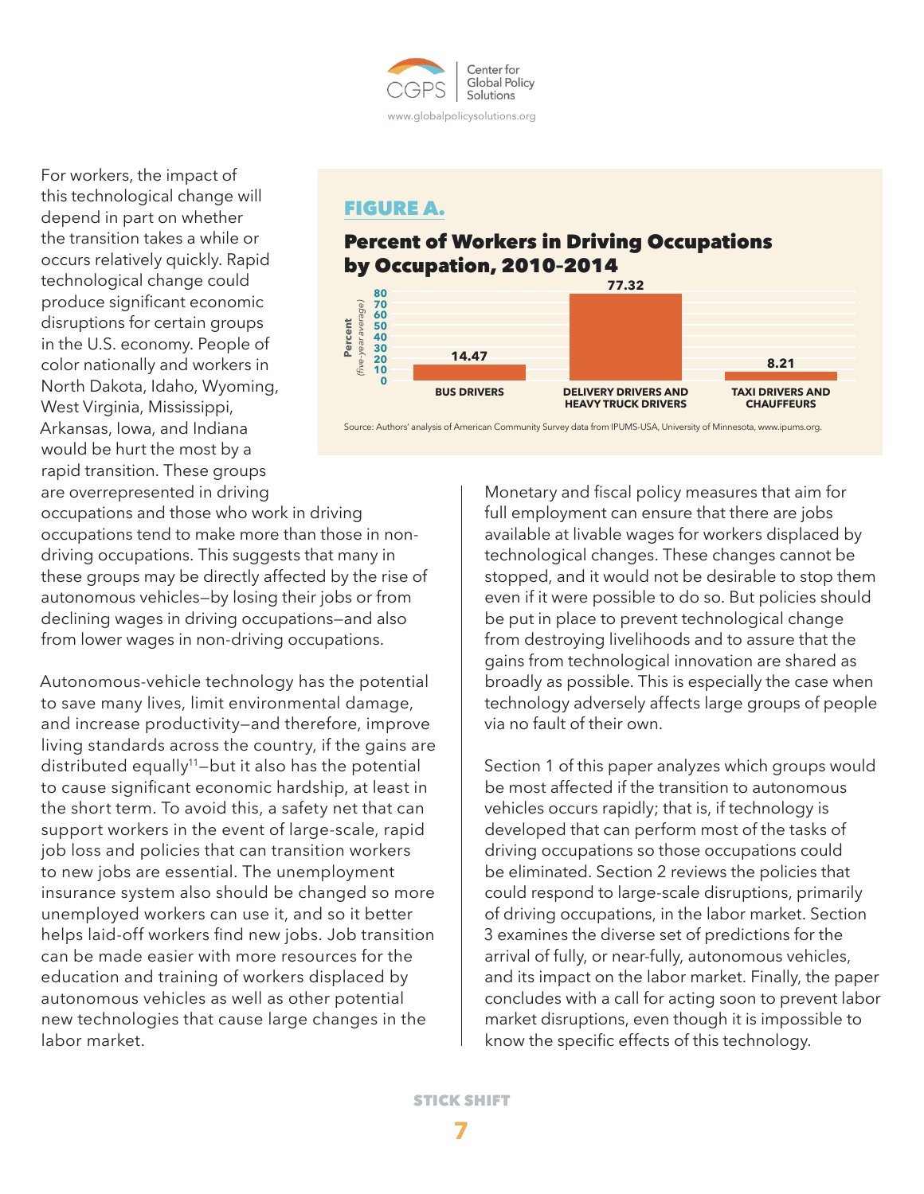For workers, the impact of this technological change will depend in part on whether the transition takes a while or occurs relatively quickly. Rapid technological change could produce significant economic disruptions for certain groups in the U.S. economy. People of color nationally and workers in North Dakota, Idaho, Wyoming, West Virginia, Mississippi, Arkansas, Iowa, and Indiana would be hurt the most by a rapid transition. These groups are overrepresented in driving occupations and those who work in driving occupations tend to make more than those in non-driving occupations. This suggests that many in these groups may be directly affected by the rise of autonomous vehicles—by losing their jobs or from declining wages in driving occupations—and also from lower wages in non-driving occupations.

**FIGURE A.**

**Percent of Workers in Driving Occupations by Occupation, 2010-2014**

| Occupation | Percent (five-year average) |
|---|---|
| Bus Drivers | 14.47 |
| Delivery Drivers and Heavy Truck Drivers | 77.32 |
| Taxi Drivers and Chauffeurs | 8.21 |

Source: Authors' analysis of American Community Survey data from IPUMS-USA, University of Minnesota, www.ipums.org.

Autonomous-vehicle technology has the potential to save many lives, limit environmental damage, and increase productivity—and therefore, improve living standards across the country, if the gains are distributed equally[11]—but it also has the potential to cause significant economic hardship, at least in the short term. To avoid this, a safety net that can support workers in the event of large-scale, rapid job loss and policies that can transition workers to new jobs are essential. The unemployment insurance system also should be changed so more unemployed workers can use it, and so it better helps laid-off workers find new jobs. Job transition can be made easier with more resources for the education and training of workers displaced by autonomous vehicles as well as other potential new technologies that cause large changes in the labor market.

Monetary and fiscal policy measures that aim for full employment can ensure that there are jobs available at livable wages for workers displaced by technological changes. These changes cannot be stopped, and it would not be desirable to stop them even if it were possible to do so. But policies should be put in place to prevent technological change from destroying livelihoods and to assure that the gains from technological innovation are shared as broadly as possible. This is especially the case when technology adversely affects large groups of people via no fault of their own.

Section 1 of this paper analyzes which groups would be most affected if the transition to autonomous vehicles occurs rapidly; that is, if technology is developed that can perform most of the tasks of driving occupations so those occupations could be eliminated. Section 2 reviews the policies that could respond to large-scale disruptions, primarily of driving occupations, in the labor market. Section 3 examines the diverse set of predictions for the arrival of fully, or near-fully, autonomous vehicles, and its impact on the labor market. Finally, the paper concludes with a call for acting soon to prevent labor market disruptions, even though it is impossible to know the specific effects of this technology.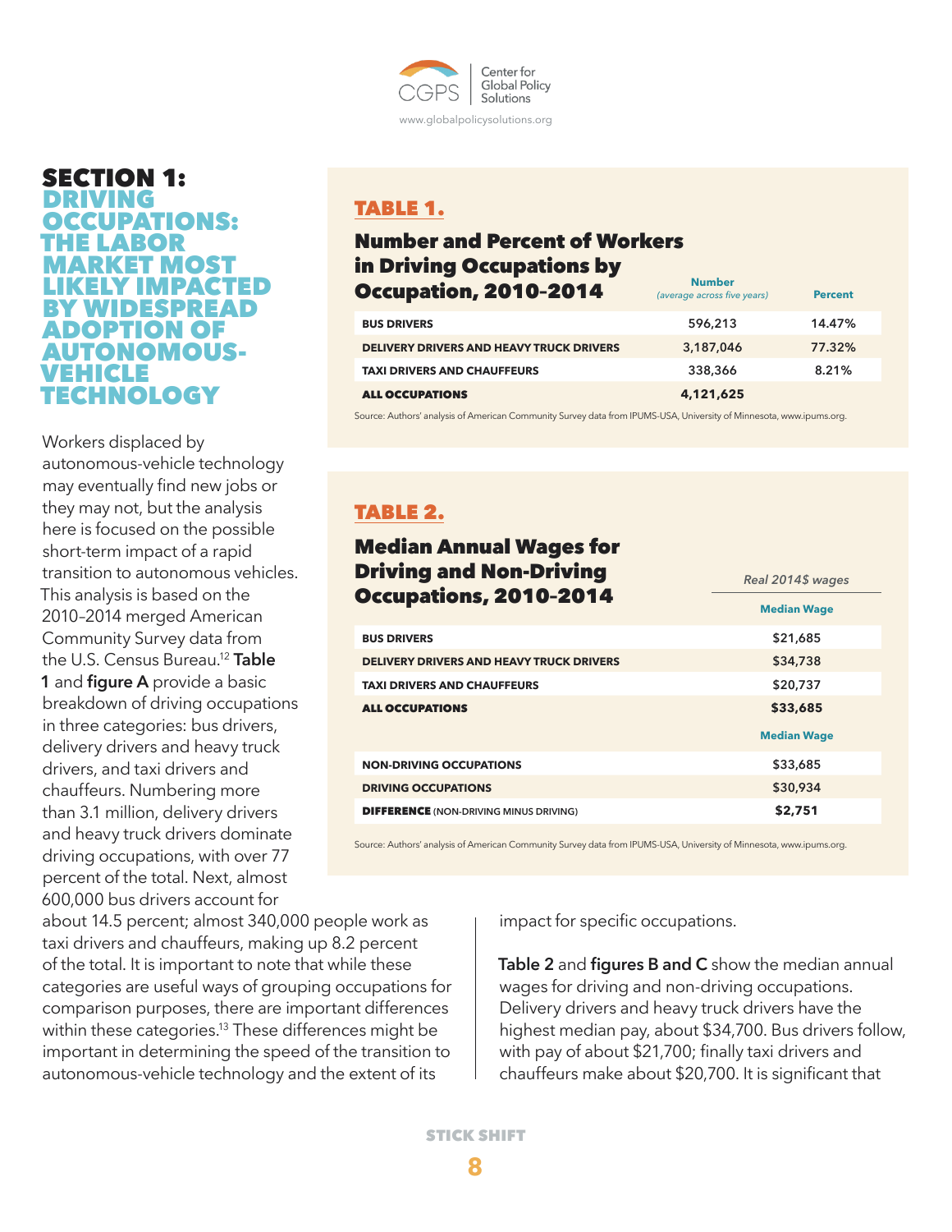# SECTION 1: DRIVING OCCUPATIONS: THE LABOR MARKET MOST LIKELY IMPACTED BY WIDESPREAD ADOPTION OF AUTONOMOUS-VEHICLE TECHNOLOGY

**TABLE 1.**

**Number and Percent of Workers in Driving Occupations by Occupation, 2010-2014**

| | Number *(average across five years)* | Percent |
|---|---|---|
| BUS DRIVERS | 596,213 | 14.47% |
| DELIVERY DRIVERS AND HEAVY TRUCK DRIVERS | 3,187,046 | 77.32% |
| TAXI DRIVERS AND CHAUFFEURS | 338,366 | 8.21% |
| **ALL OCCUPATIONS** | **4,121,625** | |

Source: Authors' analysis of American Community Survey data from IPUMS-USA, University of Minnesota, www.ipums.org.

**TABLE 2.**

**Median Annual Wages for Driving and Non-Driving Occupations, 2010-2014**

| | *Real 2014$ wages* |
|---|---|
| | Median Wage |
| BUS DRIVERS | $21,685 |
| DELIVERY DRIVERS AND HEAVY TRUCK DRIVERS | $34,738 |
| TAXI DRIVERS AND CHAUFFEURS | $20,737 |
| **ALL OCCUPATIONS** | **$33,685** |
| | Median Wage |
| NON-DRIVING OCCUPATIONS | $33,685 |
| DRIVING OCCUPATIONS | $30,934 |
| **DIFFERENCE** (NON-DRIVING MINUS DRIVING) | **$2,751** |

Source: Authors' analysis of American Community Survey data from IPUMS-USA, University of Minnesota, www.ipums.org.

Workers displaced by autonomous-vehicle technology may eventually find new jobs or they may not, but the analysis here is focused on the possible short-term impact of a rapid transition to autonomous vehicles. This analysis is based on the 2010–2014 merged American Community Survey data from the U.S. Census Bureau.[12] **Table 1** and **figure A** provide a basic breakdown of driving occupations in three categories: bus drivers, delivery drivers and heavy truck drivers, and taxi drivers and chauffeurs. Numbering more than 3.1 million, delivery drivers and heavy truck drivers dominate driving occupations, with over 77 percent of the total. Next, almost 600,000 bus drivers account for about 14.5 percent; almost 340,000 people work as taxi drivers and chauffeurs, making up 8.2 percent of the total. It is important to note that while these categories are useful ways of grouping occupations for comparison purposes, there are important differences within these categories.[13] These differences might be important in determining the speed of the transition to autonomous-vehicle technology and the extent of its impact for specific occupations.

**Table 2** and **figures B and C** show the median annual wages for driving and non-driving occupations. Delivery drivers and heavy truck drivers have the highest median pay, about $34,700. Bus drivers follow, with pay of about $21,700; finally taxi drivers and chauffeurs make about $20,700. It is significant that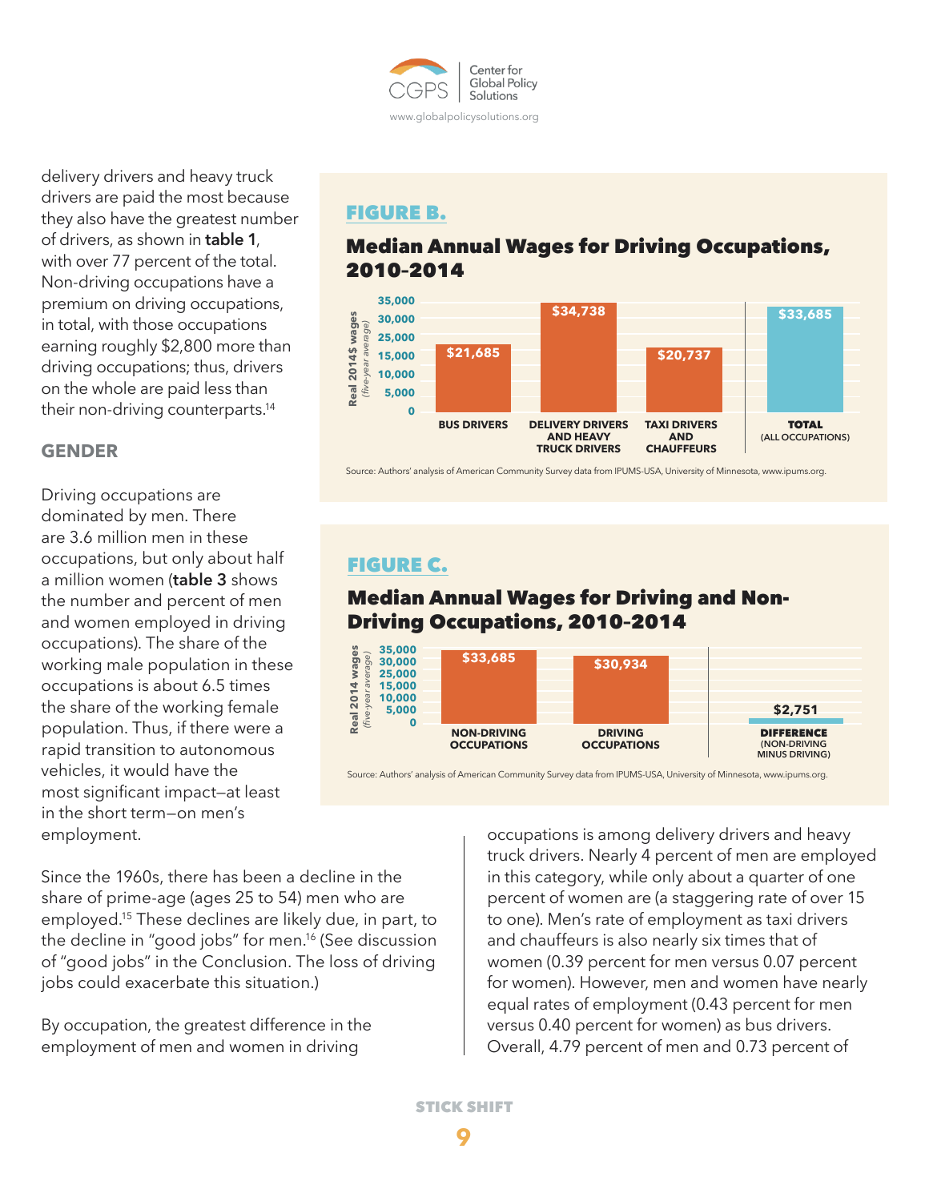delivery drivers and heavy truck drivers are paid the most because they also have the greatest number of drivers, as shown in **table 1**, with over 77 percent of the total. Non-driving occupations have a premium on driving occupations, in total, with those occupations earning roughly $2,800 more than driving occupations; thus, drivers on the whole are paid less than their non-driving counterparts.[14]

**FIGURE B.**

**Median Annual Wages for Driving Occupations, 2010-2014**

| Occupation | Real 2014$ wages (five-year average) |
|---|---|
| BUS DRIVERS | $21,685 |
| DELIVERY DRIVERS AND HEAVY TRUCK DRIVERS | $34,738 |
| TAXI DRIVERS AND CHAUFFEURS | $20,737 |
| TOTAL (ALL OCCUPATIONS) | $33,685 |

Source: Authors' analysis of American Community Survey data from IPUMS-USA, University of Minnesota, www.ipums.org.

**FIGURE C.**

**Median Annual Wages for Driving and Non-Driving Occupations, 2010-2014**

| Occupation | Real 2014 wages (five-year average) |
|---|---|
| NON-DRIVING OCCUPATIONS | $33,685 |
| DRIVING OCCUPATIONS | $30,934 |
| DIFFERENCE (NON-DRIVING MINUS DRIVING) | $2,751 |

Source: Authors' analysis of American Community Survey data from IPUMS-USA, University of Minnesota, www.ipums.org.

## GENDER

Driving occupations are dominated by men. There are 3.6 million men in these occupations, but only about half a million women (**table 3** shows the number and percent of men and women employed in driving occupations). The share of the working male population in these occupations is about 6.5 times the share of the working female population. Thus, if there were a rapid transition to autonomous vehicles, it would have the most significant impact—at least in the short term—on men's employment.

Since the 1960s, there has been a decline in the share of prime-age (ages 25 to 54) men who are employed.[15] These declines are likely due, in part, to the decline in "good jobs" for men.[16] (See discussion of "good jobs" in the Conclusion. The loss of driving jobs could exacerbate this situation.)

By occupation, the greatest difference in the employment of men and women in driving occupations is among delivery drivers and heavy truck drivers. Nearly 4 percent of men are employed in this category, while only about a quarter of one percent of women are (a staggering rate of over 15 to one). Men's rate of employment as taxi drivers and chauffeurs is also nearly six times that of women (0.39 percent for men versus 0.07 percent for women). However, men and women have nearly equal rates of employment (0.43 percent for men versus 0.40 percent for women) as bus drivers. Overall, 4.79 percent of men and 0.73 percent of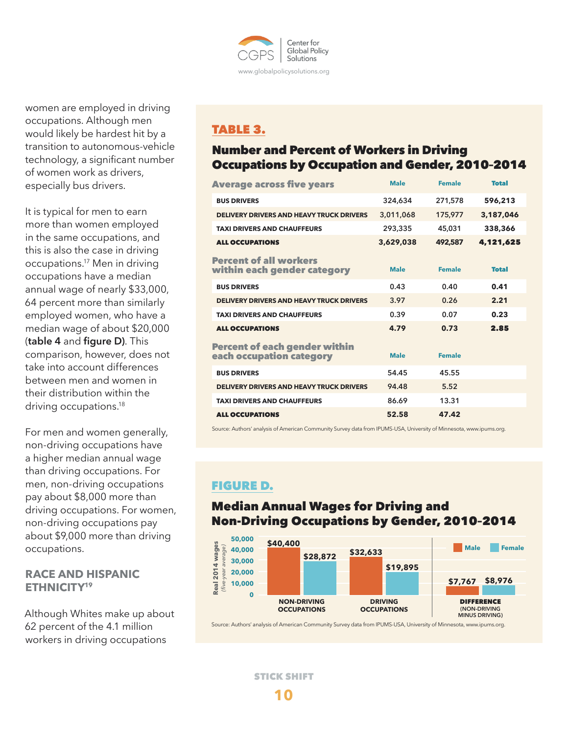women are employed in driving occupations. Although men would likely be hardest hit by a transition to autonomous-vehicle technology, a significant number of women work as drivers, especially bus drivers.

It is typical for men to earn more than women employed in the same occupations, and this is also the case in driving occupations.[17] Men in driving occupations have a median annual wage of nearly $33,000, 64 percent more than similarly employed women, who have a median wage of about $20,000 (**table 4** and **figure D)**. This comparison, however, does not take into account differences between men and women in their distribution within the driving occupations.[18]

For men and women generally, non-driving occupations have a higher median annual wage than driving occupations. For men, non-driving occupations pay about $8,000 more than driving occupations. For women, non-driving occupations pay about $9,000 more than driving occupations.

## RACE AND HISPANIC ETHNICITY[19]

Although Whites make up about 62 percent of the 4.1 million workers in driving occupations

**TABLE 3.**

### Number and Percent of Workers in Driving Occupations by Occupation and Gender, 2010-2014

| Average across five years | Male | Female | Total |
|---|---|---|---|
| BUS DRIVERS | 324,634 | 271,578 | 596,213 |
| DELIVERY DRIVERS AND HEAVY TRUCK DRIVERS | 3,011,068 | 175,977 | 3,187,046 |
| TAXI DRIVERS AND CHAUFFEURS | 293,335 | 45,031 | 338,366 |
| **ALL OCCUPATIONS** | **3,629,038** | **492,587** | **4,121,625** |
| **Percent of all workers within each gender category** | **Male** | **Female** | **Total** |
| BUS DRIVERS | 0.43 | 0.40 | 0.41 |
| DELIVERY DRIVERS AND HEAVY TRUCK DRIVERS | 3.97 | 0.26 | 2.21 |
| TAXI DRIVERS AND CHAUFFEURS | 0.39 | 0.07 | 0.23 |
| **ALL OCCUPATIONS** | **4.79** | **0.73** | **2.85** |
| **Percent of each gender within each occupation category** | **Male** | **Female** | |
| BUS DRIVERS | 54.45 | 45.55 | |
| DELIVERY DRIVERS AND HEAVY TRUCK DRIVERS | 94.48 | 5.52 | |
| TAXI DRIVERS AND CHAUFFEURS | 86.69 | 13.31 | |
| **ALL OCCUPATIONS** | **52.58** | **47.42** | |

Source: Authors' analysis of American Community Survey data from IPUMS-USA, University of Minnesota, www.ipums.org.

**FIGURE D.**

### Median Annual Wages for Driving and Non-Driving Occupations by Gender, 2010-2014

| Real 2014 wages (five-year average) | Male | Female |
|---|---|---|
| NON-DRIVING OCCUPATIONS | $40,400 | $28,872 |
| DRIVING OCCUPATIONS | $32,633 | $19,895 |
| DIFFERENCE (NON-DRIVING MINUS DRIVING) | $7,767 | $8,976 |

Source: Authors' analysis of American Community Survey data from IPUMS-USA, University of Minnesota, www.ipums.org.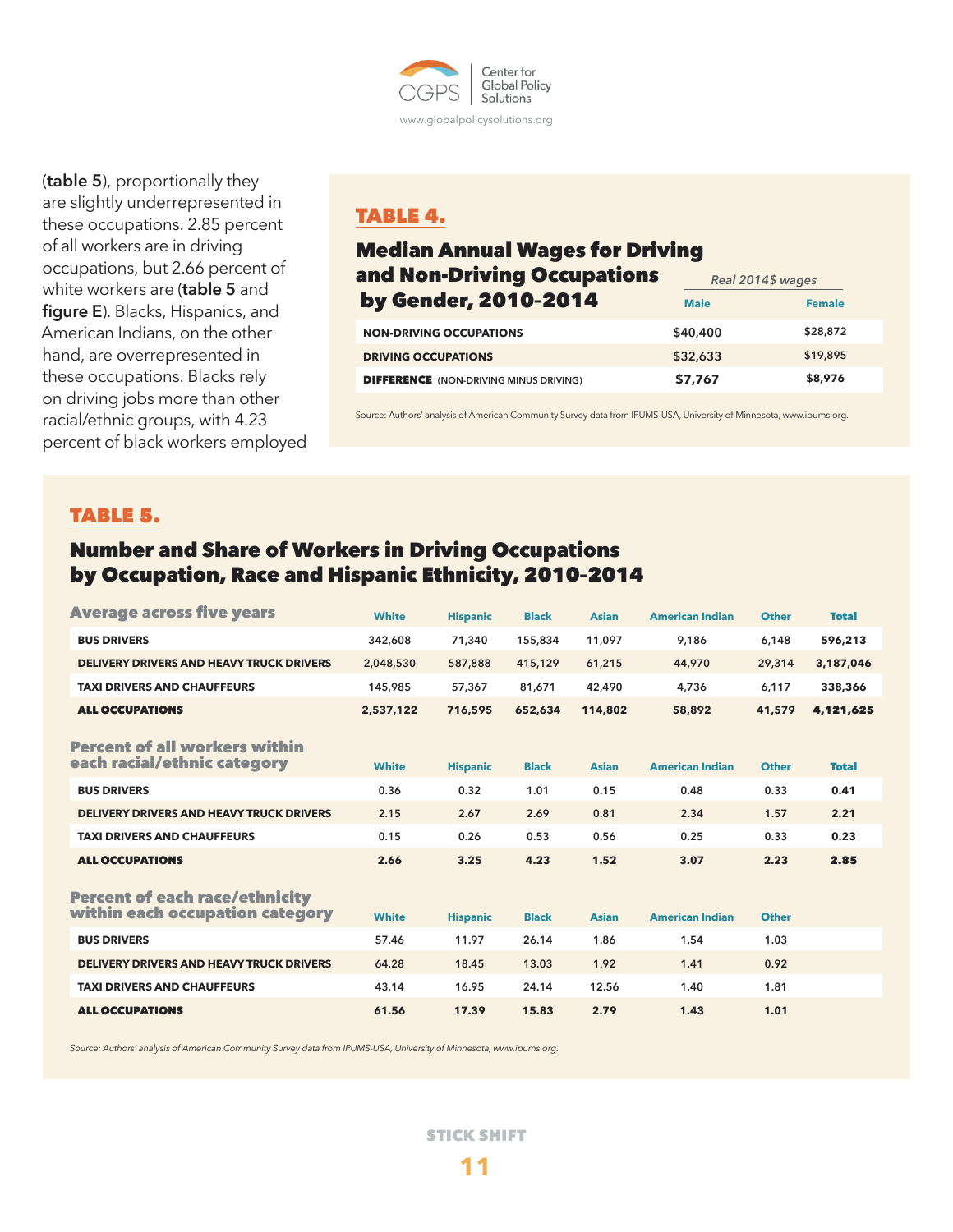(**table 5**), proportionally they are slightly underrepresented in these occupations. 2.85 percent of all workers are in driving occupations, but 2.66 percent of white workers are (**table 5** and **figure E**). Blacks, Hispanics, and American Indians, on the other hand, are overrepresented in these occupations. Blacks rely on driving jobs more than other racial/ethnic groups, with 4.23 percent of black workers employed

## TABLE 4.

### Median Annual Wages for Driving and Non-Driving Occupations by Gender, 2010-2014

| | *Real 2014$ wages* | |
|---|---|---|
| | **Male** | **Female** |
| **NON-DRIVING OCCUPATIONS** | $40,400 | $28,872 |
| **DRIVING OCCUPATIONS** | $32,633 | $19,895 |
| **DIFFERENCE** (NON-DRIVING MINUS DRIVING) | **$7,767** | **$8,976** |

Source: Authors' analysis of American Community Survey data from IPUMS-USA, University of Minnesota, www.ipums.org.

## TABLE 5.

### Number and Share of Workers in Driving Occupations by Occupation, Race and Hispanic Ethnicity, 2010-2014

| Average across five years | White | Hispanic | Black | Asian | American Indian | Other | Total |
|---|---|---|---|---|---|---|---|
| **BUS DRIVERS** | 342,608 | 71,340 | 155,834 | 11,097 | 9,186 | 6,148 | **596,213** |
| **DELIVERY DRIVERS AND HEAVY TRUCK DRIVERS** | 2,048,530 | 587,888 | 415,129 | 61,215 | 44,970 | 29,314 | **3,187,046** |
| **TAXI DRIVERS AND CHAUFFEURS** | 145,985 | 57,367 | 81,671 | 42,490 | 4,736 | 6,117 | **338,366** |
| **ALL OCCUPATIONS** | **2,537,122** | **716,595** | **652,634** | **114,802** | **58,892** | **41,579** | **4,121,625** |

| Percent of all workers within each racial/ethnic category | White | Hispanic | Black | Asian | American Indian | Other | Total |
|---|---|---|---|---|---|---|---|
| **BUS DRIVERS** | 0.36 | 0.32 | 1.01 | 0.15 | 0.48 | 0.33 | **0.41** |
| **DELIVERY DRIVERS AND HEAVY TRUCK DRIVERS** | 2.15 | 2.67 | 2.69 | 0.81 | 2.34 | 1.57 | **2.21** |
| **TAXI DRIVERS AND CHAUFFEURS** | 0.15 | 0.26 | 0.53 | 0.56 | 0.25 | 0.33 | **0.23** |
| **ALL OCCUPATIONS** | **2.66** | **3.25** | **4.23** | **1.52** | **3.07** | **2.23** | **2.85** |

| Percent of each race/ethnicity within each occupation category | White | Hispanic | Black | Asian | American Indian | Other |
|---|---|---|---|---|---|---|
| **BUS DRIVERS** | 57.46 | 11.97 | 26.14 | 1.86 | 1.54 | 1.03 |
| **DELIVERY DRIVERS AND HEAVY TRUCK DRIVERS** | 64.28 | 18.45 | 13.03 | 1.92 | 1.41 | 0.92 |
| **TAXI DRIVERS AND CHAUFFEURS** | 43.14 | 16.95 | 24.14 | 12.56 | 1.40 | 1.81 |
| **ALL OCCUPATIONS** | **61.56** | **17.39** | **15.83** | **2.79** | **1.43** | **1.01** |

*Source: Authors' analysis of American Community Survey data from IPUMS-USA, University of Minnesota, www.ipums.org.*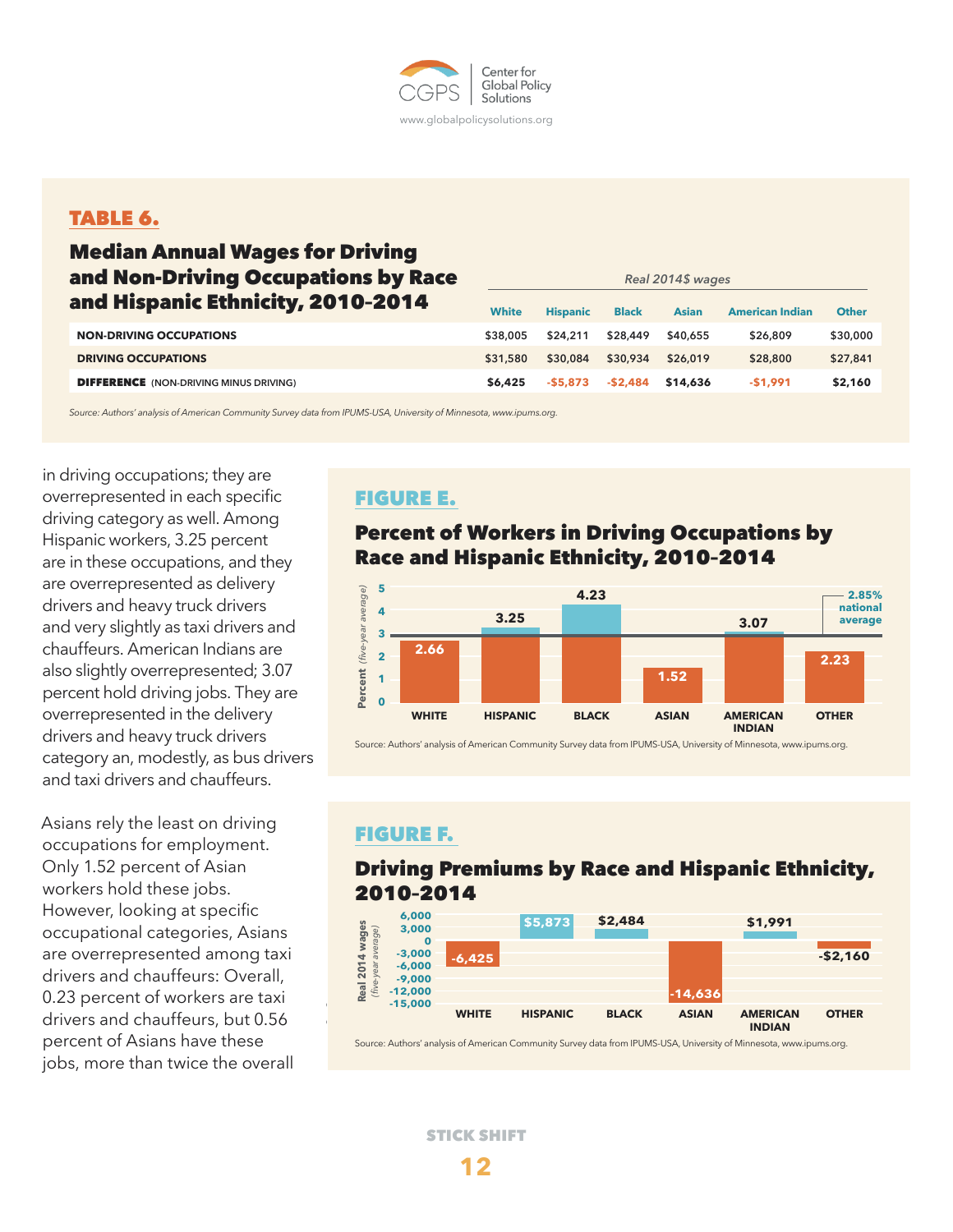## TABLE 6.

### Median Annual Wages for Driving and Non-Driving Occupations by Race and Hispanic Ethnicity, 2010-2014

| | *Real 2014$ wages* | | | | | |
|---|---|---|---|---|---|---|
| | White | Hispanic | Black | Asian | American Indian | Other |
| **NON-DRIVING OCCUPATIONS** | $38,005 | $24,211 | $28,449 | $40,655 | $26,809 | $30,000 |
| **DRIVING OCCUPATIONS** | $31,580 | $30,084 | $30,934 | $26,019 | $28,800 | $27,841 |
| **DIFFERENCE** (NON-DRIVING MINUS DRIVING) | **$6,425** | **-$5,873** | **-$2,484** | **$14,636** | **-$1,991** | **$2,160** |

*Source: Authors' analysis of American Community Survey data from IPUMS-USA, University of Minnesota, www.ipums.org.*

in driving occupations; they are overrepresented in each specific driving category as well. Among Hispanic workers, 3.25 percent are in these occupations, and they are overrepresented as delivery drivers and heavy truck drivers and very slightly as taxi drivers and chauffeurs. American Indians are also slightly overrepresented; 3.07 percent hold driving jobs. They are overrepresented in the delivery drivers and heavy truck drivers category an, modestly, as bus drivers and taxi drivers and chauffeurs.

Asians rely the least on driving occupations for employment. Only 1.52 percent of Asian workers hold these jobs. However, looking at specific occupational categories, Asians are overrepresented among taxi drivers and chauffeurs: Overall, 0.23 percent of workers are taxi drivers and chauffeurs, but 0.56 percent of Asians have these jobs, more than twice the overall

## FIGURE E.

### Percent of Workers in Driving Occupations by Race and Hispanic Ethnicity, 2010-2014

| | Percent (five-year average) |
|---|---|
| WHITE | 2.66 |
| HISPANIC | 3.25 |
| BLACK | 4.23 |
| ASIAN | 1.52 |
| AMERICAN INDIAN | 3.07 |
| OTHER | 2.23 |

2.85% national average

Source: Authors' analysis of American Community Survey data from IPUMS-USA, University of Minnesota, www.ipums.org.

## FIGURE F.

### Driving Premiums by Race and Hispanic Ethnicity, 2010-2014

| | Real 2014 wages (five-year average) |
|---|---|
| WHITE | -6,425 |
| HISPANIC | $5,873 |
| BLACK | $2,484 |
| ASIAN | -14,636 |
| AMERICAN INDIAN | $1,991 |
| OTHER | -$2,160 |

Source: Authors' analysis of American Community Survey data from IPUMS-USA, University of Minnesota, www.ipums.org.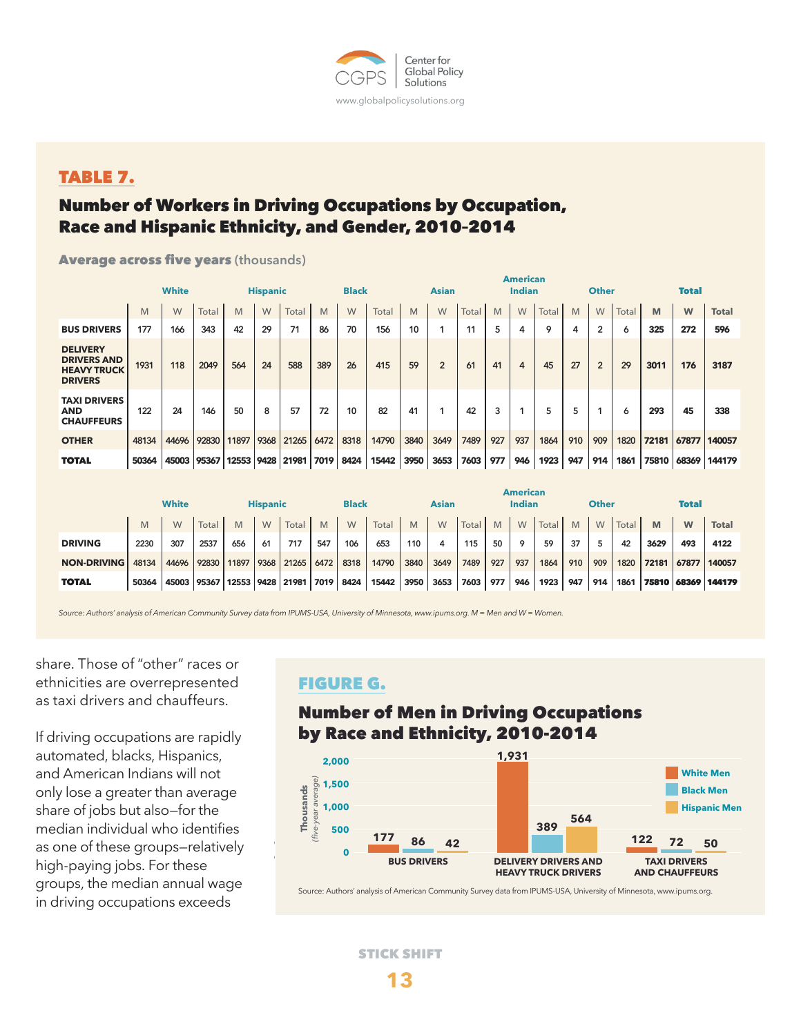## TABLE 7.

### Number of Workers in Driving Occupations by Occupation, Race and Hispanic Ethnicity, and Gender, 2010-2014

**Average across five years** (thousands)

| | White | | | Hispanic | | | Black | | | Asian | | | American Indian | | | Other | | | Total | | |
|---|---|---|---|---|---|---|---|---|---|---|---|---|---|---|---|---|---|---|---|---|---|
| | M | W | Total | M | W | Total | M | W | Total | M | W | Total | M | W | Total | M | W | Total | M | W | Total |
| **BUS DRIVERS** | 177 | 166 | 343 | 42 | 29 | 71 | 86 | 70 | 156 | 10 | 1 | 11 | 5 | 4 | 9 | 4 | 2 | 6 | 325 | 272 | 596 |
| **DELIVERY DRIVERS AND HEAVY TRUCK DRIVERS** | 1931 | 118 | 2049 | 564 | 24 | 588 | 389 | 26 | 415 | 59 | 2 | 61 | 41 | 4 | 45 | 27 | 2 | 29 | 3011 | 176 | 3187 |
| **TAXI DRIVERS AND CHAUFFEURS** | 122 | 24 | 146 | 50 | 8 | 57 | 72 | 10 | 82 | 41 | 1 | 42 | 3 | 1 | 5 | 5 | 1 | 6 | 293 | 45 | 338 |
| **OTHER** | 48134 | 44696 | 92830 | 11897 | 9368 | 21265 | 6472 | 8318 | 14790 | 3840 | 3649 | 7489 | 927 | 937 | 1864 | 910 | 909 | 1820 | 72181 | 67877 | 140057 |
| **TOTAL** | 50364 | 45003 | 95367 | 12553 | 9428 | 21981 | 7019 | 8424 | 15442 | 3950 | 3653 | 7603 | 977 | 946 | 1923 | 947 | 914 | 1861 | 75810 | 68369 | 144179 |

| | White | | | Hispanic | | | Black | | | Asian | | | American Indian | | | Other | | | Total | | |
|---|---|---|---|---|---|---|---|---|---|---|---|---|---|---|---|---|---|---|---|---|---|
| | M | W | Total | M | W | Total | M | W | Total | M | W | Total | M | W | Total | M | W | Total | M | W | Total |
| **DRIVING** | 2230 | 307 | 2537 | 656 | 61 | 717 | 547 | 106 | 653 | 110 | 4 | 115 | 50 | 9 | 59 | 37 | 5 | 42 | 3629 | 493 | 4122 |
| **NON-DRIVING** | 48134 | 44696 | 92830 | 11897 | 9368 | 21265 | 6472 | 8318 | 14790 | 3840 | 3649 | 7489 | 927 | 937 | 1864 | 910 | 909 | 1820 | 72181 | 67877 | 140057 |
| **TOTAL** | 50364 | 45003 | 95367 | 12553 | 9428 | 21981 | 7019 | 8424 | 15442 | 3950 | 3653 | 7603 | 977 | 946 | 1923 | 947 | 914 | 1861 | 75810 | 68369 | 144179 |

*Source: Authors' analysis of American Community Survey data from IPUMS-USA, University of Minnesota, www.ipums.org. M = Men and W = Women.*

share. Those of "other" races or ethnicities are overrepresented as taxi drivers and chauffeurs.

If driving occupations are rapidly automated, blacks, Hispanics, and American Indians will not only lose a greater than average share of jobs but also—for the median individual who identifies as one of these groups—relatively high-paying jobs. For these groups, the median annual wage in driving occupations exceeds

## FIGURE G.

### Number of Men in Driving Occupations by Race and Ethnicity, 2010-2014

Thousands (five-year average)

| | White Men | Black Men | Hispanic Men |
|---|---|---|---|
| BUS DRIVERS | 177 | 86 | 42 |
| DELIVERY DRIVERS AND HEAVY TRUCK DRIVERS | 1,931 | 389 | 564 |
| TAXI DRIVERS AND CHAUFFEURS | 122 | 72 | 50 |

Source: Authors' analysis of American Community Survey data from IPUMS-USA, University of Minnesota, www.ipums.org.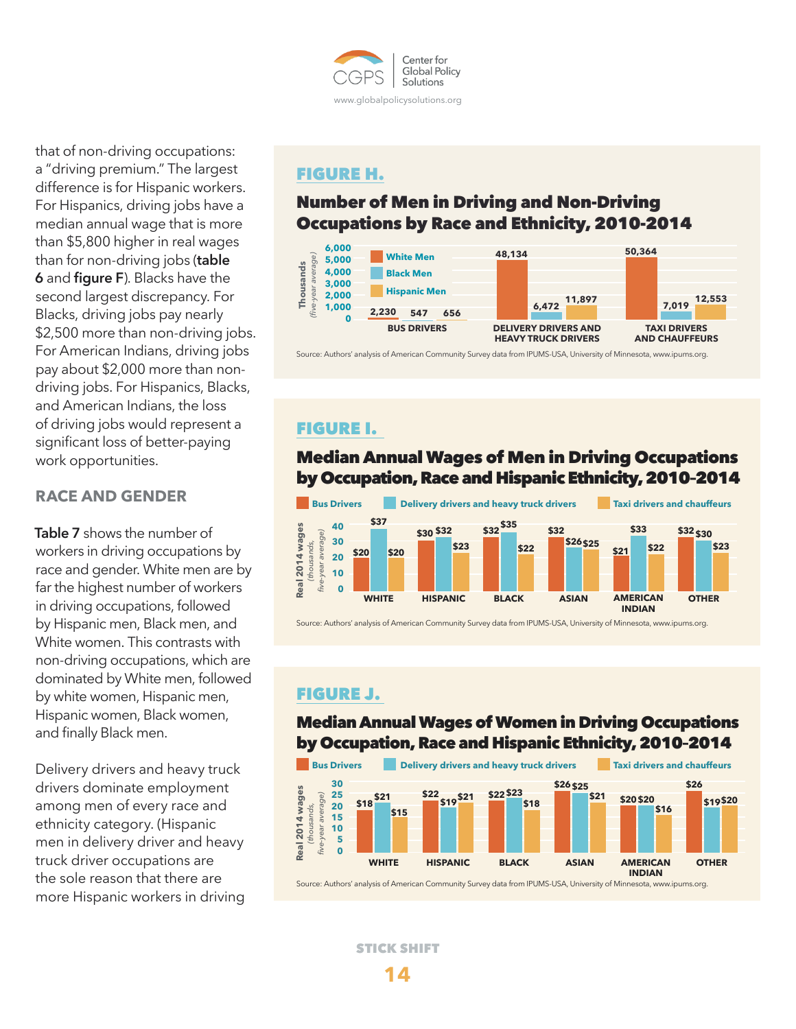that of non-driving occupations: a "driving premium." The largest difference is for Hispanic workers. For Hispanics, driving jobs have a median annual wage that is more than $5,800 higher in real wages than for non-driving jobs (**table 6** and **figure F**). Blacks have the second largest discrepancy. For Blacks, driving jobs pay nearly $2,500 more than non-driving jobs. For American Indians, driving jobs pay about $2,000 more than non-driving jobs. For Hispanics, Blacks, and American Indians, the loss of driving jobs would represent a significant loss of better-paying work opportunities.

## RACE AND GENDER

**Table 7** shows the number of workers in driving occupations by race and gender. White men are by far the highest number of workers in driving occupations, followed by Hispanic men, Black men, and White women. This contrasts with non-driving occupations, which are dominated by White men, followed by white women, Hispanic men, Hispanic women, Black women, and finally Black men.

Delivery drivers and heavy truck drivers dominate employment among men of every race and ethnicity category. (Hispanic men in delivery driver and heavy truck driver occupations are the sole reason that there are more Hispanic workers in driving

### FIGURE H.

### Number of Men in Driving and Non-Driving Occupations by Race and Ethnicity, 2010-2014

Thousands (five-year average)

| | White Men | Black Men | Hispanic Men |
|---|---|---|---|
| BUS DRIVERS | 2,230 | 547 | 656 |
| DELIVERY DRIVERS AND HEAVY TRUCK DRIVERS | 48,134 | 6,472 | 11,897 |
| TAXI DRIVERS AND CHAUFFEURS | 50,364 | 7,019 | 12,553 |

Source: Authors' analysis of American Community Survey data from IPUMS-USA, University of Minnesota, www.ipums.org.

### FIGURE I.

### Median Annual Wages of Men in Driving Occupations by Occupation, Race and Hispanic Ethnicity, 2010-2014

Real 2014 wages (thousands, five-year average)

| | Bus Drivers | Delivery drivers and heavy truck drivers | Taxi drivers and chauffeurs |
|---|---|---|---|
| WHITE | $20 | $37 | $20 |
| HISPANIC | $30 | $32 | $23 |
| BLACK | $32 | $35 | $22 |
| ASIAN | $32 | $26 | $25 |
| AMERICAN INDIAN | $21 | $33 | $22 |
| OTHER | $32 | $30 | $23 |

Source: Authors' analysis of American Community Survey data from IPUMS-USA, University of Minnesota, www.ipums.org.

### FIGURE J.

### Median Annual Wages of Women in Driving Occupations by Occupation, Race and Hispanic Ethnicity, 2010-2014

Real 2014 wages (thousands, five-year average)

| | Bus Drivers | Delivery drivers and heavy truck drivers | Taxi drivers and chauffeurs |
|---|---|---|---|
| WHITE | $18 | $21 | $15 |
| HISPANIC | $22 | $19 | $21 |
| BLACK | $22 | $23 | $18 |
| ASIAN | $26 | $25 | $21 |
| AMERICAN INDIAN | $20 | $20 | $16 |
| OTHER | $26 | $19 | $20 |

Source: Authors' analysis of American Community Survey data from IPUMS-USA, University of Minnesota, www.ipums.org.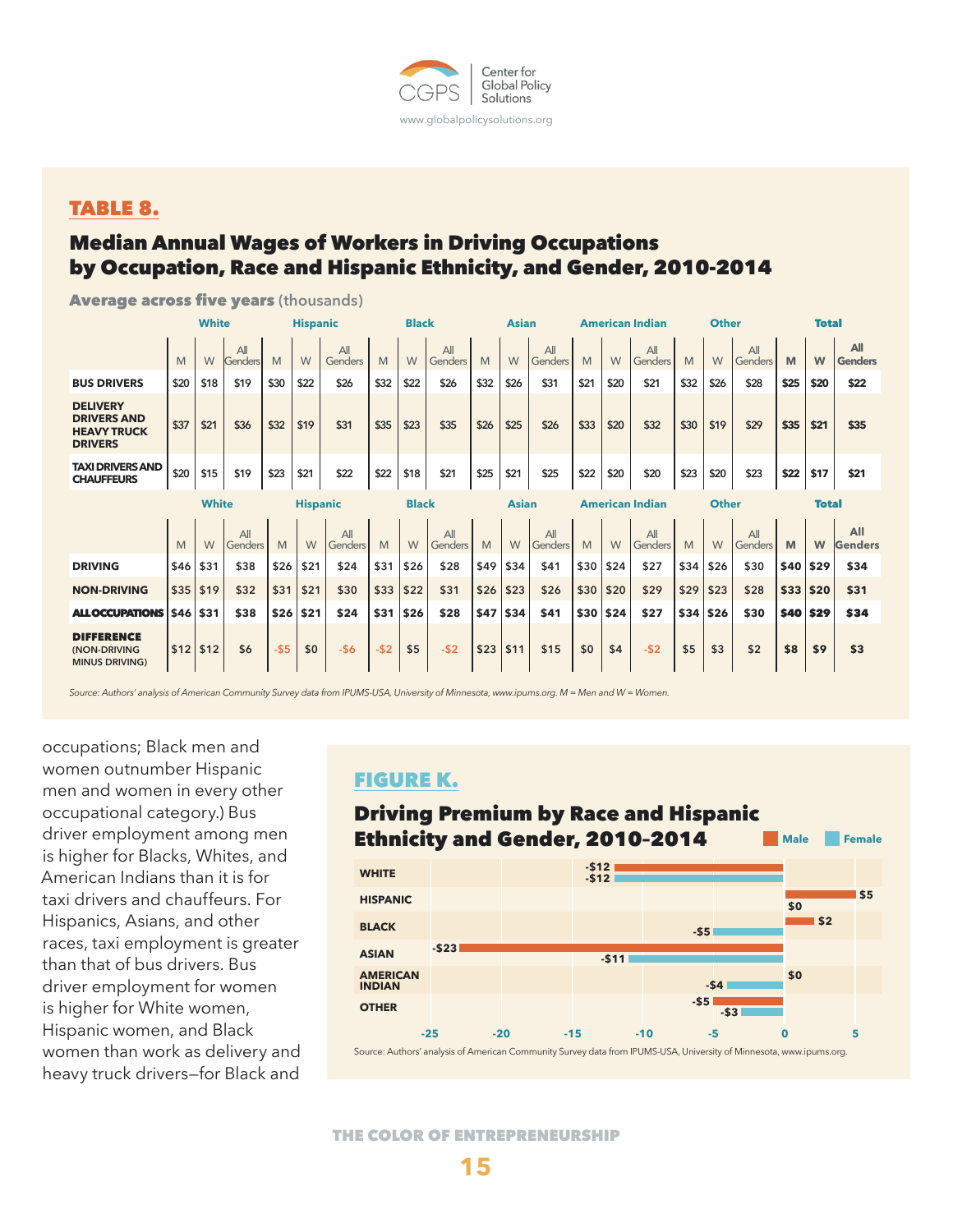## TABLE 8.

### Median Annual Wages of Workers in Driving Occupations by Occupation, Race and Hispanic Ethnicity, and Gender, 2010-2014

**Average across five years** (thousands)

| | White | | | Hispanic | | | Black | | | Asian | | | American Indian | | | Other | | | Total | | |
|---|---|---|---|---|---|---|---|---|---|---|---|---|---|---|---|---|---|---|---|---|---|
| | M | W | All Genders | M | W | All Genders | M | W | All Genders | M | W | All Genders | M | W | All Genders | M | W | All Genders | M | W | All Genders |
| **BUS DRIVERS** | $20 | $18 | $19 | $30 | $22 | $26 | $32 | $22 | $26 | $32 | $26 | $31 | $21 | $20 | $21 | $32 | $26 | $28 | $25 | $20 | $22 |
| **DELIVERY DRIVERS AND HEAVY TRUCK DRIVERS** | $37 | $21 | $36 | $32 | $19 | $31 | $35 | $23 | $35 | $26 | $25 | $26 | $33 | $20 | $32 | $30 | $19 | $29 | $35 | $21 | $35 |
| **TAXI DRIVERS AND CHAUFFEURS** | $20 | $15 | $19 | $23 | $21 | $22 | $22 | $18 | $21 | $25 | $21 | $25 | $22 | $20 | $20 | $23 | $20 | $23 | $22 | $17 | $21 |

| | White | | | Hispanic | | | Black | | | Asian | | | American Indian | | | Other | | | Total | | |
|---|---|---|---|---|---|---|---|---|---|---|---|---|---|---|---|---|---|---|---|---|---|
| | M | W | All Genders | M | W | All Genders | M | W | All Genders | M | W | All Genders | M | W | All Genders | M | W | All Genders | M | W | All Genders |
| **DRIVING** | $46 | $31 | $38 | $26 | $21 | $24 | $31 | $26 | $28 | $49 | $34 | $41 | $30 | $24 | $27 | $34 | $26 | $30 | $40 | $29 | $34 |
| **NON-DRIVING** | $35 | $19 | $32 | $31 | $21 | $30 | $33 | $22 | $31 | $26 | $23 | $26 | $30 | $20 | $29 | $29 | $23 | $28 | $33 | $20 | $31 |
| **ALL OCCUPATIONS** | $46 | $31 | $38 | $26 | $21 | $24 | $31 | $26 | $28 | $47 | $34 | $41 | $30 | $24 | $27 | $34 | $26 | $30 | $40 | $29 | $34 |
| **DIFFERENCE** (NON-DRIVING MINUS DRIVING) | $12 | $12 | $6 | -$5 | $0 | -$6 | -$2 | $5 | -$2 | $23 | $11 | $15 | $0 | $4 | -$2 | $5 | $3 | $2 | $8 | $9 | $3 |

*Source: Authors' analysis of American Community Survey data from IPUMS-USA, University of Minnesota, www.ipums.org. M = Men and W = Women.*

occupations; Black men and women outnumber Hispanic men and women in every other occupational category.) Bus driver employment among men is higher for Blacks, Whites, and American Indians than it is for taxi drivers and chauffeurs. For Hispanics, Asians, and other races, taxi employment is greater than that of bus drivers. Bus driver employment for women is higher for White women, Hispanic women, and Black women than work as delivery and heavy truck drivers—for Black and

## FIGURE K.

### Driving Premium by Race and Hispanic Ethnicity and Gender, 2010-2014

| | Male | Female |
|---|---|---|
| WHITE | -$12 | -$12 |
| HISPANIC | $5 | $0 |
| BLACK | $2 | -$5 |
| ASIAN | -$23 | -$11 |
| AMERICAN INDIAN | $0 | -$4 |
| OTHER | -$5 | -$3 |

Source: Authors' analysis of American Community Survey data from IPUMS-USA, University of Minnesota, www.ipums.org.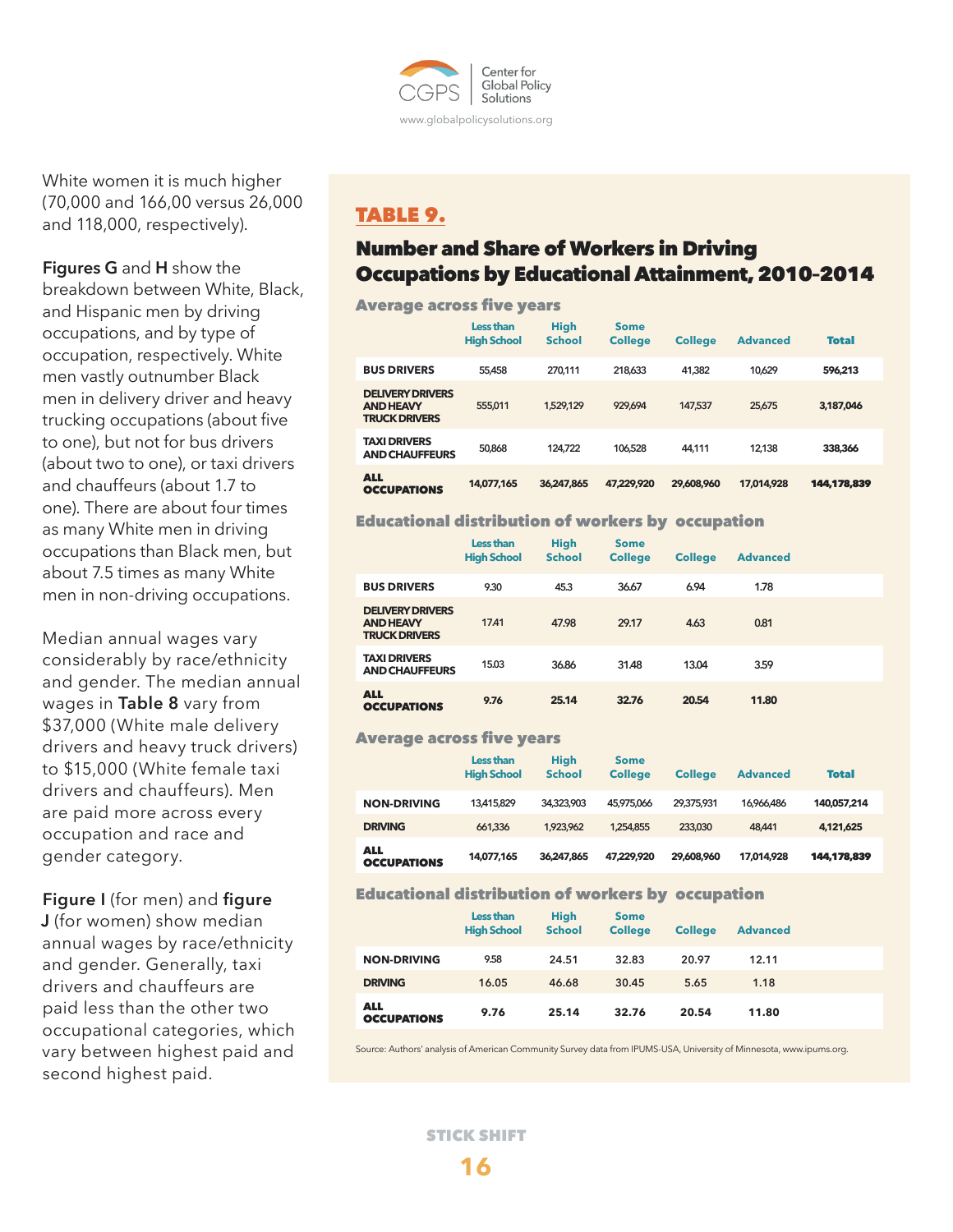White women it is much higher (70,000 and 166,00 versus 26,000 and 118,000, respectively).

**Figures G** and **H** show the breakdown between White, Black, and Hispanic men by driving occupations, and by type of occupation, respectively. White men vastly outnumber Black men in delivery driver and heavy trucking occupations (about five to one), but not for bus drivers (about two to one), or taxi drivers and chauffeurs (about 1.7 to one). There are about four times as many White men in driving occupations than Black men, but about 7.5 times as many White men in non-driving occupations.

Median annual wages vary considerably by race/ethnicity and gender. The median annual wages in **Table 8** vary from $37,000 (White male delivery drivers and heavy truck drivers) to $15,000 (White female taxi drivers and chauffeurs). Men are paid more across every occupation and race and gender category.

**Figure I** (for men) and **figure J** (for women) show median annual wages by race/ethnicity and gender. Generally, taxi drivers and chauffeurs are paid less than the other two occupational categories, which vary between highest paid and second highest paid.

## TABLE 9.

### Number and Share of Workers in Driving Occupations by Educational Attainment, 2010-2014

#### Average across five years

| | Less than High School | High School | Some College | College | Advanced | Total |
|---|---|---|---|---|---|---|
| BUS DRIVERS | 55,458 | 270,111 | 218,633 | 41,382 | 10,629 | 596,213 |
| DELIVERY DRIVERS AND HEAVY TRUCK DRIVERS | 555,011 | 1,529,129 | 929,694 | 147,537 | 25,675 | 3,187,046 |
| TAXI DRIVERS AND CHAUFFEURS | 50,868 | 124,722 | 106,528 | 44,111 | 12,138 | 338,366 |
| ALL OCCUPATIONS | 14,077,165 | 36,247,865 | 47,229,920 | 29,608,960 | 17,014,928 | 144,178,839 |

#### Educational distribution of workers by occupation

| | Less than High School | High School | Some College | College | Advanced |
|---|---|---|---|---|---|
| BUS DRIVERS | 9.30 | 45.3 | 36.67 | 6.94 | 1.78 |
| DELIVERY DRIVERS AND HEAVY TRUCK DRIVERS | 17.41 | 47.98 | 29.17 | 4.63 | 0.81 |
| TAXI DRIVERS AND CHAUFFEURS | 15.03 | 36.86 | 31.48 | 13.04 | 3.59 |
| ALL OCCUPATIONS | 9.76 | 25.14 | 32.76 | 20.54 | 11.80 |

#### Average across five years

| | Less than High School | High School | Some College | College | Advanced | Total |
|---|---|---|---|---|---|---|
| NON-DRIVING | 13,415,829 | 34,323,903 | 45,975,066 | 29,375,931 | 16,966,486 | 140,057,214 |
| DRIVING | 661,336 | 1,923,962 | 1,254,855 | 233,030 | 48,441 | 4,121,625 |
| ALL OCCUPATIONS | 14,077,165 | 36,247,865 | 47,229,920 | 29,608,960 | 17,014,928 | 144,178,839 |

#### Educational distribution of workers by occupation

| | Less than High School | High School | Some College | College | Advanced |
|---|---|---|---|---|---|
| NON-DRIVING | 9.58 | 24.51 | 32.83 | 20.97 | 12.11 |
| DRIVING | 16.05 | 46.68 | 30.45 | 5.65 | 1.18 |
| ALL OCCUPATIONS | 9.76 | 25.14 | 32.76 | 20.54 | 11.80 |

Source: Authors' analysis of American Community Survey data from IPUMS-USA, University of Minnesota, www.ipums.org.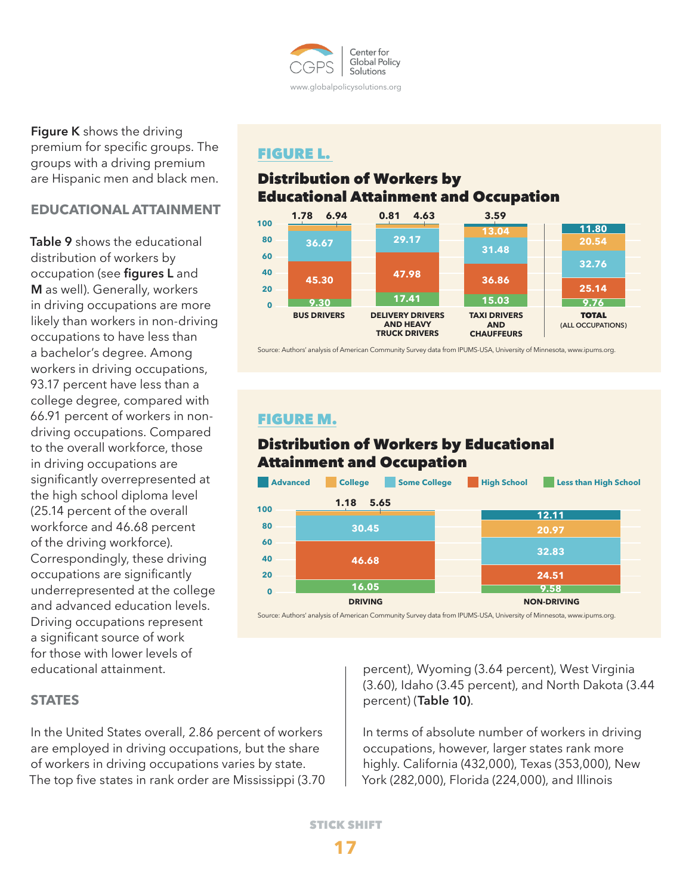**Figure K** shows the driving premium for specific groups. The groups with a driving premium are Hispanic men and black men.

## EDUCATIONAL ATTAINMENT

**Table 9** shows the educational distribution of workers by occupation (see **figures L** and **M** as well). Generally, workers in driving occupations are more likely than workers in non-driving occupations to have less than a bachelor's degree. Among workers in driving occupations, 93.17 percent have less than a college degree, compared with 66.91 percent of workers in non-driving occupations. Compared to the overall workforce, those in driving occupations are significantly overrepresented at the high school diploma level (25.14 percent of the overall workforce and 46.68 percent of the driving workforce). Correspondingly, these driving occupations are significantly underrepresented at the college and advanced education levels. Driving occupations represent a significant source of work for those with lower levels of educational attainment.

### FIGURE L.

**Distribution of Workers by Educational Attainment and Occupation**

| | Less than High School | High School | Some College | College | Advanced |
|---|---|---|---|---|---|
| BUS DRIVERS | 9.30 | 45.30 | 36.67 | 6.94 | 1.78 |
| DELIVERY DRIVERS AND HEAVY TRUCK DRIVERS | 17.41 | 47.98 | 29.17 | 4.63 | 0.81 |
| TAXI DRIVERS AND CHAUFFEURS | 15.03 | 36.86 | 31.48 | 13.04 | 3.59 |
| TOTAL (ALL OCCUPATIONS) | 9.76 | 25.14 | 32.76 | 20.54 | 11.80 |

Source: Authors' analysis of American Community Survey data from IPUMS-USA, University of Minnesota, www.ipums.org.

### FIGURE M.

**Distribution of Workers by Educational Attainment and Occupation**

| | Less than High School | High School | Some College | College | Advanced |
|---|---|---|---|---|---|
| DRIVING | 16.05 | 46.68 | 30.45 | 5.65 | 1.18 |
| NON-DRIVING | 9.58 | 24.51 | 32.83 | 20.97 | 12.11 |

Source: Authors' analysis of American Community Survey data from IPUMS-USA, University of Minnesota, www.ipums.org.

## STATES

In the United States overall, 2.86 percent of workers are employed in driving occupations, but the share of workers in driving occupations varies by state. The top five states in rank order are Mississippi (3.70 percent), Wyoming (3.64 percent), West Virginia (3.60), Idaho (3.45 percent), and North Dakota (3.44 percent) (**Table 10**).

In terms of absolute number of workers in driving occupations, however, larger states rank more highly. California (432,000), Texas (353,000), New York (282,000), Florida (224,000), and Illinois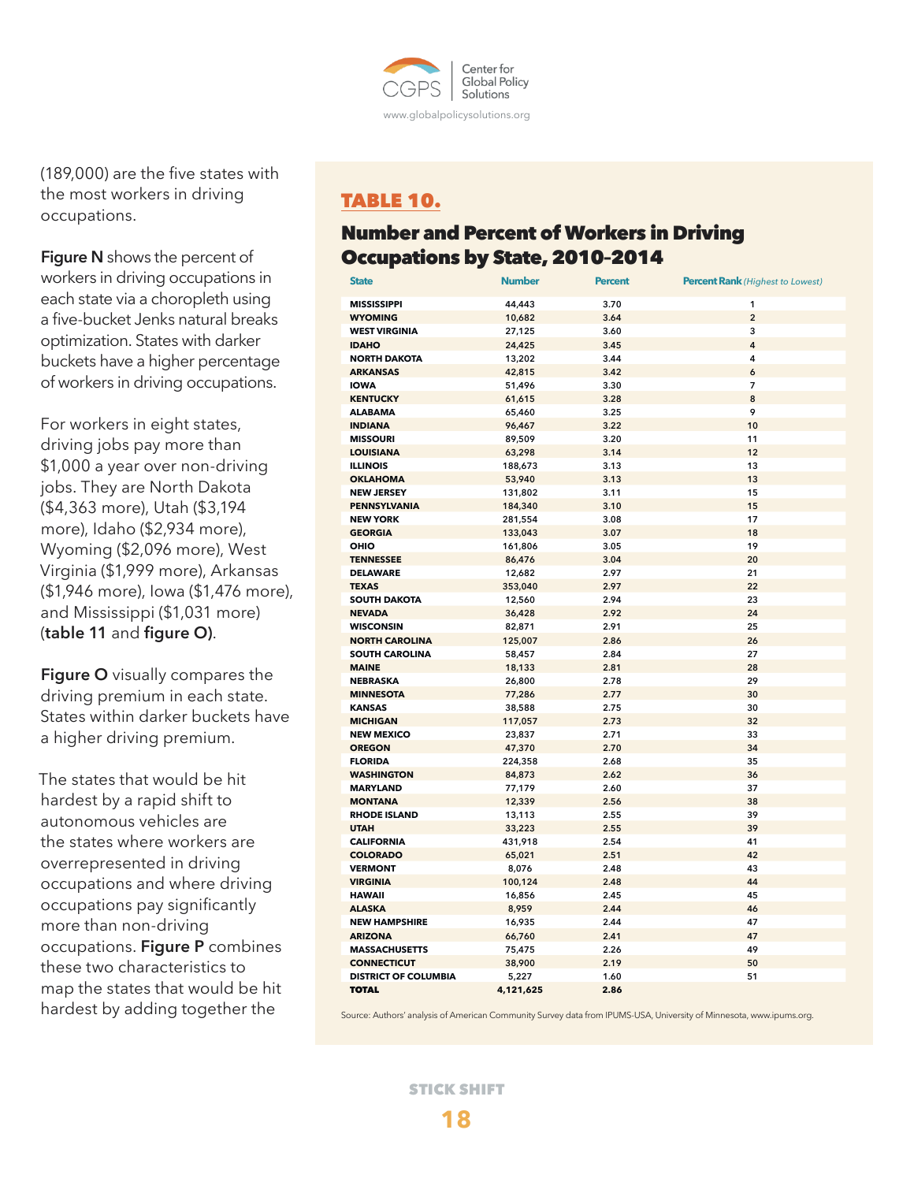(189,000) are the five states with the most workers in driving occupations.

**Figure N** shows the percent of workers in driving occupations in each state via a choropleth using a five-bucket Jenks natural breaks optimization. States with darker buckets have a higher percentage of workers in driving occupations.

For workers in eight states, driving jobs pay more than $1,000 a year over non-driving jobs. They are North Dakota ($4,363 more), Utah ($3,194 more), Idaho ($2,934 more), Wyoming ($2,096 more), West Virginia ($1,999 more), Arkansas ($1,946 more), Iowa ($1,476 more), and Mississippi ($1,031 more) (**table 11** and **figure O**).

**Figure O** visually compares the driving premium in each state. States within darker buckets have a higher driving premium.

The states that would be hit hardest by a rapid shift to autonomous vehicles are the states where workers are overrepresented in driving occupations and where driving occupations pay significantly more than non-driving occupations. **Figure P** combines these two characteristics to map the states that would be hit hardest by adding together the

## TABLE 10.

### Number and Percent of Workers in Driving Occupations by State, 2010-2014

| State | Number | Percent | Percent Rank *(Highest to Lowest)* |
|---|---|---|---|
| MISSISSIPPI | 44,443 | 3.70 | 1 |
| WYOMING | 10,682 | 3.64 | 2 |
| WEST VIRGINIA | 27,125 | 3.60 | 3 |
| IDAHO | 24,425 | 3.45 | 4 |
| NORTH DAKOTA | 13,202 | 3.44 | 4 |
| ARKANSAS | 42,815 | 3.42 | 6 |
| IOWA | 51,496 | 3.30 | 7 |
| KENTUCKY | 61,615 | 3.28 | 8 |
| ALABAMA | 65,460 | 3.25 | 9 |
| INDIANA | 96,467 | 3.22 | 10 |
| MISSOURI | 89,509 | 3.20 | 11 |
| LOUISIANA | 63,298 | 3.14 | 12 |
| ILLINOIS | 188,673 | 3.13 | 13 |
| OKLAHOMA | 53,940 | 3.13 | 13 |
| NEW JERSEY | 131,802 | 3.11 | 15 |
| PENNSYLVANIA | 184,340 | 3.10 | 15 |
| NEW YORK | 281,554 | 3.08 | 17 |
| GEORGIA | 133,043 | 3.07 | 18 |
| OHIO | 161,806 | 3.05 | 19 |
| TENNESSEE | 86,476 | 3.04 | 20 |
| DELAWARE | 12,682 | 2.97 | 21 |
| TEXAS | 353,040 | 2.97 | 22 |
| SOUTH DAKOTA | 12,560 | 2.94 | 23 |
| NEVADA | 36,428 | 2.92 | 24 |
| WISCONSIN | 82,871 | 2.91 | 25 |
| NORTH CAROLINA | 125,007 | 2.86 | 26 |
| SOUTH CAROLINA | 58,457 | 2.84 | 27 |
| MAINE | 18,133 | 2.81 | 28 |
| NEBRASKA | 26,800 | 2.78 | 29 |
| MINNESOTA | 77,286 | 2.77 | 30 |
| KANSAS | 38,588 | 2.75 | 30 |
| MICHIGAN | 117,057 | 2.73 | 32 |
| NEW MEXICO | 23,837 | 2.71 | 33 |
| OREGON | 47,370 | 2.70 | 34 |
| FLORIDA | 224,358 | 2.68 | 35 |
| WASHINGTON | 84,873 | 2.62 | 36 |
| MARYLAND | 77,179 | 2.60 | 37 |
| MONTANA | 12,339 | 2.56 | 38 |
| RHODE ISLAND | 13,113 | 2.55 | 39 |
| UTAH | 33,223 | 2.55 | 39 |
| CALIFORNIA | 431,918 | 2.54 | 41 |
| COLORADO | 65,021 | 2.51 | 42 |
| VERMONT | 8,076 | 2.48 | 43 |
| VIRGINIA | 100,124 | 2.48 | 44 |
| HAWAII | 16,856 | 2.45 | 45 |
| ALASKA | 8,959 | 2.44 | 46 |
| NEW HAMPSHIRE | 16,935 | 2.44 | 47 |
| ARIZONA | 66,760 | 2.41 | 47 |
| MASSACHUSETTS | 75,475 | 2.26 | 49 |
| CONNECTICUT | 38,900 | 2.19 | 50 |
| DISTRICT OF COLUMBIA | 5,227 | 1.60 | 51 |
| **TOTAL** | **4,121,625** | **2.86** | |

Source: Authors' analysis of American Community Survey data from IPUMS-USA, University of Minnesota, www.ipums.org.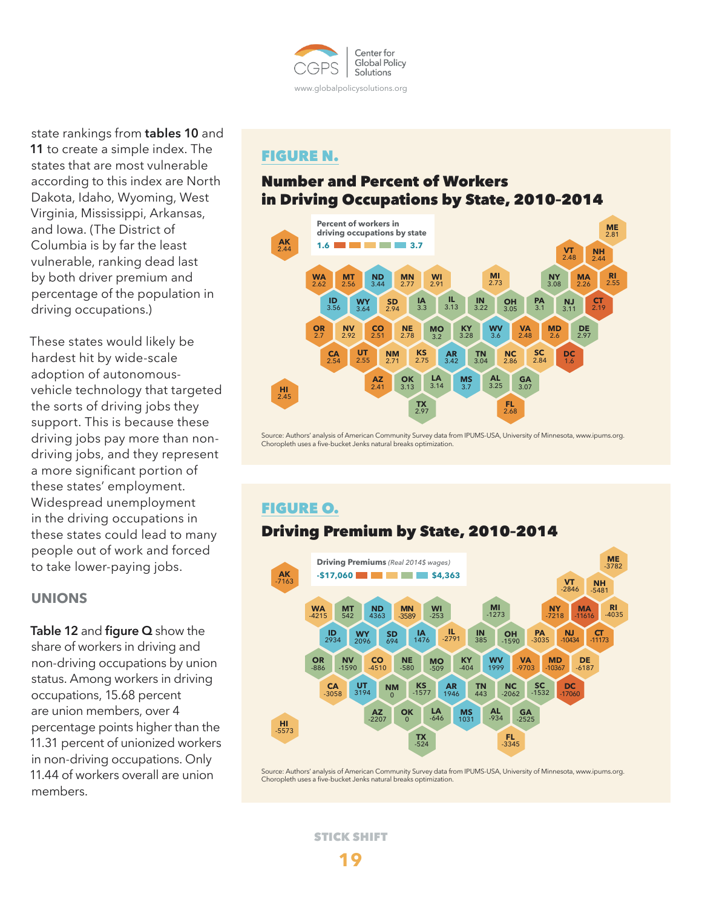state rankings from **tables 10** and **11** to create a simple index. The states that are most vulnerable according to this index are North Dakota, Idaho, Wyoming, West Virginia, Mississippi, Arkansas, and Iowa. (The District of Columbia is by far the least vulnerable, ranking dead last by both driver premium and percentage of the population in driving occupations.)

These states would likely be hardest hit by wide-scale adoption of autonomous-vehicle technology that targeted the sorts of driving jobs they support. This is because these driving jobs pay more than non-driving jobs, and they represent a more significant portion of these states' employment. Widespread unemployment in the driving occupations in these states could lead to many people out of work and forced to take lower-paying jobs.

## UNIONS

**Table 12** and **figure Q** show the share of workers in driving and non-driving occupations by union status. Among workers in driving occupations, 15.68 percent are union members, over 4 percentage points higher than the 11.31 percent of unionized workers in non-driving occupations. Only 11.44 of workers overall are union members.

## FIGURE N.

### Number and Percent of Workers in Driving Occupations by State, 2010-2014

Percent of workers in driving occupations by state: 1.6 – 3.7

| State | Percent |
|---|---|
| AK | 2.44 |
| ME | 2.81 |
| VT | 2.48 |
| NH | 2.44 |
| WA | 2.62 |
| MT | 2.56 |
| ND | 3.44 |
| MN | 2.77 |
| WI | 2.91 |
| MI | 2.73 |
| NY | 3.08 |
| MA | 2.26 |
| RI | 2.55 |
| ID | 3.56 |
| WY | 3.64 |
| SD | 2.94 |
| IA | 3.3 |
| IL | 3.13 |
| IN | 3.22 |
| OH | 3.05 |
| PA | 3.1 |
| NJ | 3.11 |
| CT | 2.19 |
| OR | 2.7 |
| NV | 2.92 |
| CO | 2.51 |
| NE | 2.78 |
| MO | 3.2 |
| KY | 3.28 |
| WV | 3.6 |
| VA | 2.48 |
| MD | 2.6 |
| DE | 2.97 |
| CA | 2.54 |
| UT | 2.55 |
| NM | 2.71 |
| KS | 2.75 |
| AR | 3.42 |
| TN | 3.04 |
| NC | 2.86 |
| SC | 2.84 |
| DC | 1.6 |
| AZ | 2.41 |
| OK | 3.13 |
| LA | 3.14 |
| MS | 3.7 |
| AL | 3.25 |
| GA | 3.07 |
| HI | 2.45 |
| TX | 2.97 |
| FL | 2.68 |

Source: Authors' analysis of American Community Survey data from IPUMS-USA, University of Minnesota, www.ipums.org. Choropleth uses a five-bucket Jenks natural breaks optimization.

## FIGURE O.

### Driving Premium by State, 2010-2014

Driving Premiums *(Real 2014$ wages)*: -$17,060 – $4,363

| State | Premium |
|---|---|
| AK | -7163 |
| ME | -3782 |
| VT | -2846 |
| NH | -5481 |
| WA | -4215 |
| MT | 542 |
| ND | 4363 |
| MN | -3589 |
| WI | -253 |
| MI | -1273 |
| NY | -7218 |
| MA | -11616 |
| RI | -4035 |
| ID | 2934 |
| WY | 2096 |
| SD | 694 |
| IA | 1476 |
| IL | -2791 |
| IN | 385 |
| OH | -1590 |
| PA | -3035 |
| NJ | -10434 |
| CT | -11173 |
| OR | -886 |
| NV | -1590 |
| CO | -4510 |
| NE | -580 |
| MO | -509 |
| KY | -404 |
| WV | 1999 |
| VA | -9703 |
| MD | -10367 |
| DE | -6187 |
| CA | -3058 |
| UT | 3194 |
| NM | 0 |
| KS | -1577 |
| AR | 1946 |
| TN | 443 |
| NC | -2062 |
| SC | -1532 |
| DC | -17060 |
| AZ | -2207 |
| OK | 0 |
| LA | -646 |
| MS | 1031 |
| AL | -934 |
| GA | -2525 |
| HI | -5573 |
| TX | -524 |
| FL | -3345 |

Source: Authors' analysis of American Community Survey data from IPUMS-USA, University of Minnesota, www.ipums.org. Choropleth uses a five-bucket Jenks natural breaks optimization.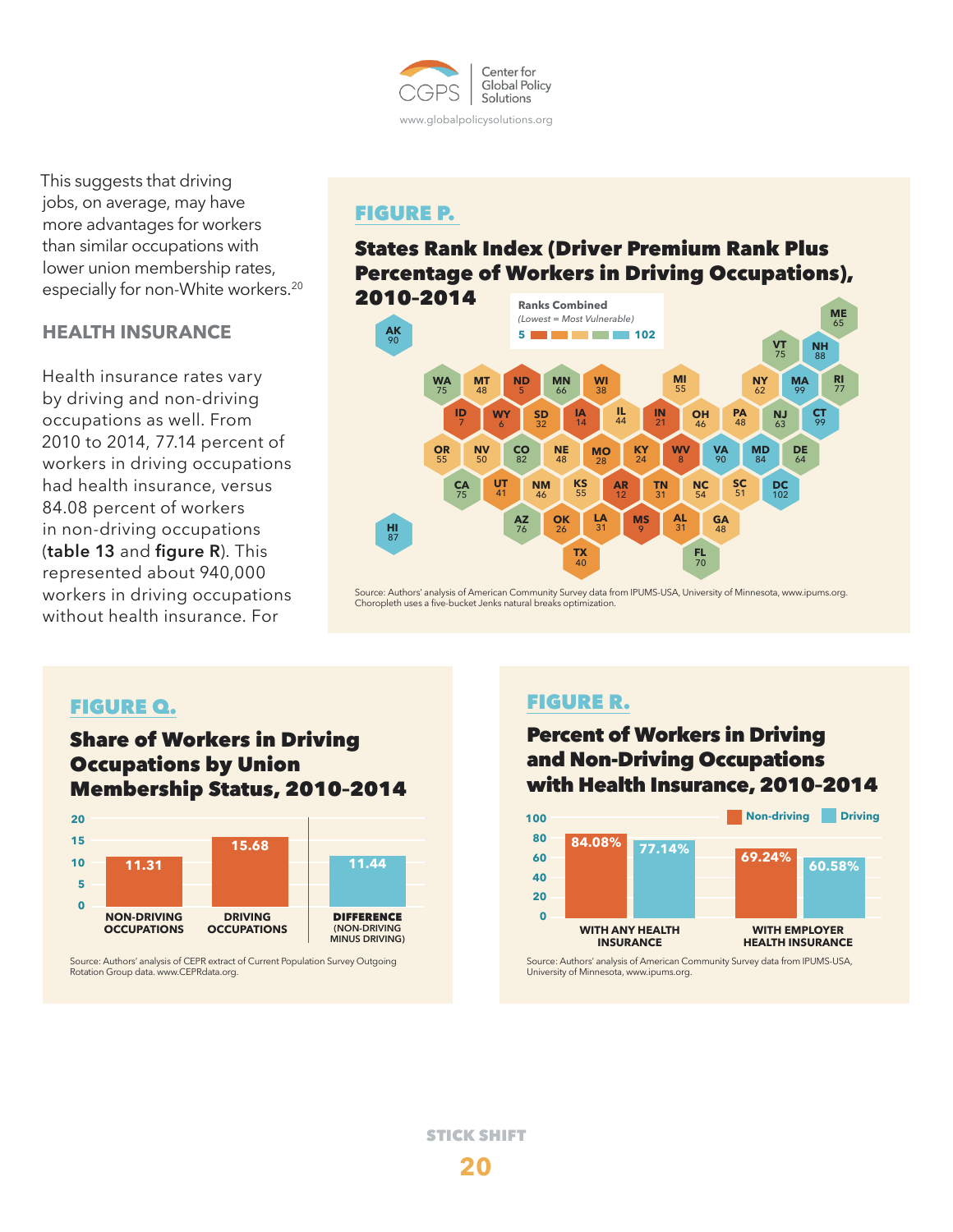This suggests that driving jobs, on average, may have more advantages for workers than similar occupations with lower union membership rates, especially for non-White workers.[20]

## HEALTH INSURANCE

Health insurance rates vary by driving and non-driving occupations as well. From 2010 to 2014, 77.14 percent of workers in driving occupations had health insurance, versus 84.08 percent of workers in non-driving occupations (**table 13** and **figure R**). This represented about 940,000 workers in driving occupations without health insurance. For

### FIGURE P.

### States Rank Index (Driver Premium Rank Plus Percentage of Workers in Driving Occupations), 2010-2014

Ranks Combined
*(Lowest = Most Vulnerable)*
5 – 102

| State | Rank | State | Rank | State | Rank |
|---|---|---|---|---|---|
| AK | 90 | ME | 65 | VT | 75 |
| NH | 88 | WA | 75 | MT | 48 |
| ND | 5 | MN | 66 | WI | 38 |
| MI | 55 | NY | 62 | MA | 99 |
| RI | 77 | ID | 7 | WY | 6 |
| SD | 32 | IA | 14 | IL | 44 |
| IN | 21 | OH | 46 | PA | 48 |
| NJ | 63 | CT | 99 | OR | 55 |
| NV | 50 | CO | 82 | NE | 48 |
| MO | 28 | KY | 24 | WV | 8 |
| VA | 90 | MD | 84 | DE | 64 |
| CA | 75 | UT | 41 | NM | 46 |
| KS | 55 | AR | 12 | TN | 31 |
| NC | 54 | SC | 51 | DC | 102 |
| HI | 87 | AZ | 76 | OK | 26 |
| LA | 31 | MS | 9 | AL | 31 |
| GA | 48 | TX | 40 | FL | 70 |

Source: Authors' analysis of American Community Survey data from IPUMS-USA, University of Minnesota, www.ipums.org. Choropleth uses a five-bucket Jenks natural breaks optimization.

### FIGURE Q.

### Share of Workers in Driving Occupations by Union Membership Status, 2010-2014

| Non-driving occupations | Driving occupations | Difference (non-driving minus driving) |
|---|---|---|
| 11.31 | 15.68 | 11.44 |

Source: Authors' analysis of CEPR extract of Current Population Survey Outgoing Rotation Group data. www.CEPRdata.org.

### FIGURE R.

### Percent of Workers in Driving and Non-Driving Occupations with Health Insurance, 2010-2014

| | Non-driving | Driving |
|---|---|---|
| With any health insurance | 84.08% | 77.14% |
| With employer health insurance | 69.24% | 60.58% |

Source: Authors' analysis of American Community Survey data from IPUMS-USA, University of Minnesota, www.ipums.org.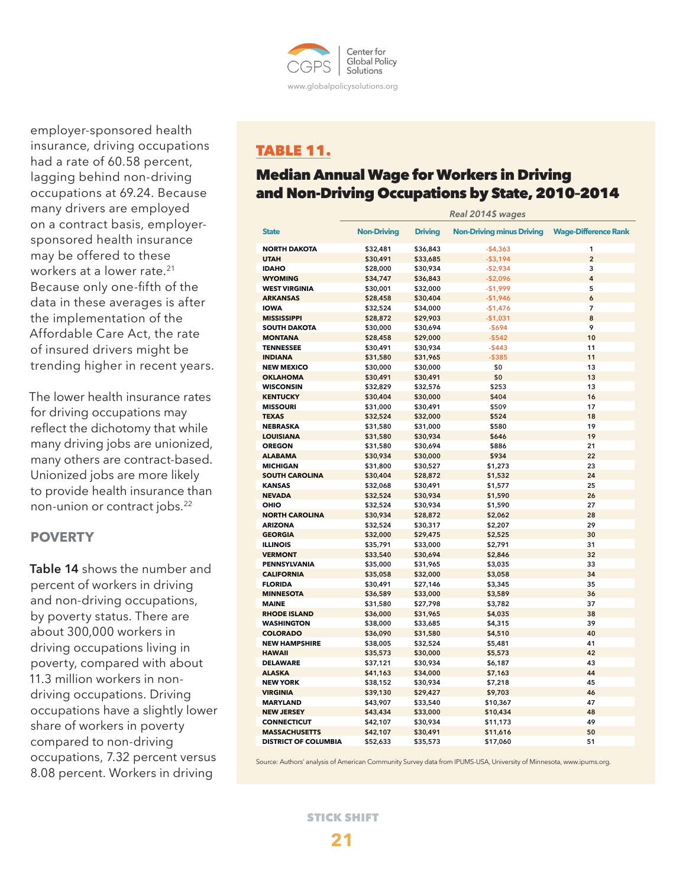employer-sponsored health insurance, driving occupations had a rate of 60.58 percent, lagging behind non-driving occupations at 69.24. Because many drivers are employed on a contract basis, employer-sponsored health insurance may be offered to these workers at a lower rate.[21] Because only one-fifth of the data in these averages is after the implementation of the Affordable Care Act, the rate of insured drivers might be trending higher in recent years.

The lower health insurance rates for driving occupations may reflect the dichotomy that while many driving jobs are unionized, many others are contract-based. Unionized jobs are more likely to provide health insurance than non-union or contract jobs.[22]

## POVERTY

**Table 14** shows the number and percent of workers in driving and non-driving occupations, by poverty status. There are about 300,000 workers in driving occupations living in poverty, compared with about 11.3 million workers in non-driving occupations. Driving occupations have a slightly lower share of workers in poverty compared to non-driving occupations, 7.32 percent versus 8.08 percent. Workers in driving

## TABLE 11.

### Median Annual Wage for Workers in Driving and Non-Driving Occupations by State, 2010-2014

| State | Real 2014$ wages | | | |
|---|---|---|---|---|
| | Non-Driving | Driving | Non-Driving minus Driving | Wage-Difference Rank |
| NORTH DAKOTA | $32,481 | $36,843 | -$4,363 | 1 |
| UTAH | $30,491 | $33,685 | -$3,194 | 2 |
| IDAHO | $28,000 | $30,934 | -$2,934 | 3 |
| WYOMING | $34,747 | $36,843 | -$2,096 | 4 |
| WEST VIRGINIA | $30,001 | $32,000 | -$1,999 | 5 |
| ARKANSAS | $28,458 | $30,404 | -$1,946 | 6 |
| IOWA | $32,524 | $34,000 | -$1,476 | 7 |
| MISSISSIPPI | $28,872 | $29,903 | -$1,031 | 8 |
| SOUTH DAKOTA | $30,000 | $30,694 | -$694 | 9 |
| MONTANA | $28,458 | $29,000 | -$542 | 10 |
| TENNESSEE | $30,491 | $30,934 | -$443 | 11 |
| INDIANA | $31,580 | $31,965 | -$385 | 11 |
| NEW MEXICO | $30,000 | $30,000 | $0 | 13 |
| OKLAHOMA | $30,491 | $30,491 | $0 | 13 |
| WISCONSIN | $32,829 | $32,576 | $253 | 13 |
| KENTUCKY | $30,404 | $30,000 | $404 | 16 |
| MISSOURI | $31,000 | $30,491 | $509 | 17 |
| TEXAS | $32,524 | $32,000 | $524 | 18 |
| NEBRASKA | $31,580 | $31,000 | $580 | 19 |
| LOUISIANA | $31,580 | $30,934 | $646 | 19 |
| OREGON | $31,580 | $30,694 | $886 | 21 |
| ALABAMA | $30,934 | $30,000 | $934 | 22 |
| MICHIGAN | $31,800 | $30,527 | $1,273 | 23 |
| SOUTH CAROLINA | $30,404 | $28,872 | $1,532 | 24 |
| KANSAS | $32,068 | $30,491 | $1,577 | 25 |
| NEVADA | $32,524 | $30,934 | $1,590 | 26 |
| OHIO | $32,524 | $30,934 | $1,590 | 27 |
| NORTH CAROLINA | $30,934 | $28,872 | $2,062 | 28 |
| ARIZONA | $32,524 | $30,317 | $2,207 | 29 |
| GEORGIA | $32,000 | $29,475 | $2,525 | 30 |
| ILLINOIS | $35,791 | $33,000 | $2,791 | 31 |
| VERMONT | $33,540 | $30,694 | $2,846 | 32 |
| PENNSYLVANIA | $35,000 | $31,965 | $3,035 | 33 |
| CALIFORNIA | $35,058 | $32,000 | $3,058 | 34 |
| FLORIDA | $30,491 | $27,146 | $3,345 | 35 |
| MINNESOTA | $36,589 | $33,000 | $3,589 | 36 |
| MAINE | $31,580 | $27,798 | $3,782 | 37 |
| RHODE ISLAND | $36,000 | $31,965 | $4,035 | 38 |
| WASHINGTON | $38,000 | $33,685 | $4,315 | 39 |
| COLORADO | $36,090 | $31,580 | $4,510 | 40 |
| NEW HAMPSHIRE | $38,005 | $32,524 | $5,481 | 41 |
| HAWAII | $35,573 | $30,000 | $5,573 | 42 |
| DELAWARE | $37,121 | $30,934 | $6,187 | 43 |
| ALASKA | $41,163 | $34,000 | $7,163 | 44 |
| NEW YORK | $38,152 | $30,934 | $7,218 | 45 |
| VIRGINIA | $39,130 | $29,427 | $9,703 | 46 |
| MARYLAND | $43,907 | $33,540 | $10,367 | 47 |
| NEW JERSEY | $43,434 | $33,000 | $10,434 | 48 |
| CONNECTICUT | $42,107 | $30,934 | $11,173 | 49 |
| MASSACHUSETTS | $42,107 | $30,491 | $11,616 | 50 |
| DISTRICT OF COLUMBIA | $52,633 | $35,573 | $17,060 | 51 |

Source: Authors' analysis of American Community Survey data from IPUMS-USA, University of Minnesota, www.ipums.org.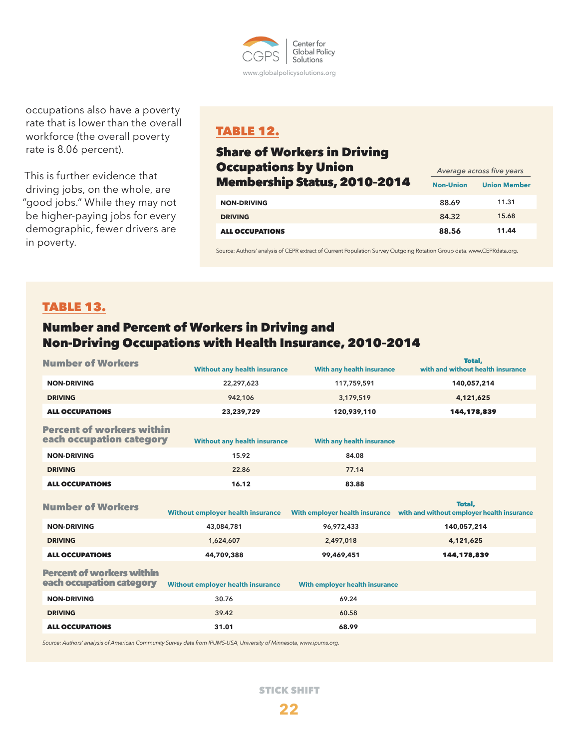occupations also have a poverty rate that is lower than the overall workforce (the overall poverty rate is 8.06 percent).

This is further evidence that driving jobs, on the whole, are "good jobs." While they may not be higher-paying jobs for every demographic, fewer drivers are in poverty.

## TABLE 12.

### Share of Workers in Driving Occupations by Union Membership Status, 2010-2014

| | *Average across five years* | |
|---|---|---|
| | **Non-Union** | **Union Member** |
| **NON-DRIVING** | 88.69 | 11.31 |
| **DRIVING** | 84.32 | 15.68 |
| **ALL OCCUPATIONS** | **88.56** | **11.44** |

Source: Authors' analysis of CEPR extract of Current Population Survey Outgoing Rotation Group data. www.CEPRdata.org.

## TABLE 13.

### Number and Percent of Workers in Driving and Non-Driving Occupations with Health Insurance, 2010-2014

| **Number of Workers** | Without any health insurance | With any health insurance | Total, with and without health insurance |
|---|---|---|---|
| **NON-DRIVING** | 22,297,623 | 117,759,591 | **140,057,214** |
| **DRIVING** | 942,106 | 3,179,519 | **4,121,625** |
| **ALL OCCUPATIONS** | **23,239,729** | **120,939,110** | **144,178,839** |

| **Percent of workers within each occupation category** | Without any health insurance | With any health insurance |
|---|---|---|
| **NON-DRIVING** | 15.92 | 84.08 |
| **DRIVING** | 22.86 | 77.14 |
| **ALL OCCUPATIONS** | **16.12** | **83.88** |

| **Number of Workers** | Without employer health insurance | With employer health insurance | Total, with and without employer health insurance |
|---|---|---|---|
| **NON-DRIVING** | 43,084,781 | 96,972,433 | **140,057,214** |
| **DRIVING** | 1,624,607 | 2,497,018 | **4,121,625** |
| **ALL OCCUPATIONS** | **44,709,388** | **99,469,451** | **144,178,839** |

| **Percent of workers within each occupation category** | Without employer health insurance | With employer health insurance |
|---|---|---|
| **NON-DRIVING** | 30.76 | 69.24 |
| **DRIVING** | 39.42 | 60.58 |
| **ALL OCCUPATIONS** | **31.01** | **68.99** |

*Source: Authors' analysis of American Community Survey data from IPUMS-USA, University of Minnesota, www.ipums.org.*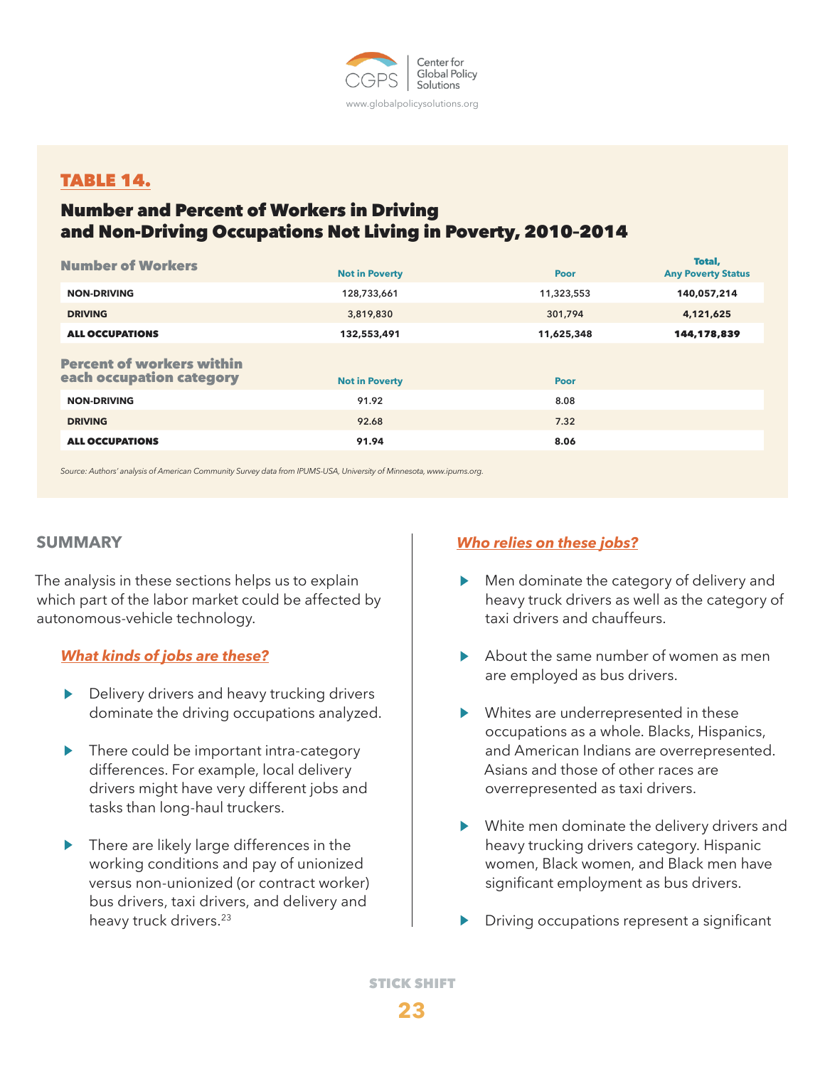## TABLE 14.

### Number and Percent of Workers in Driving and Non-Driving Occupations Not Living in Poverty, 2010-2014

| Number of Workers | Not in Poverty | Poor | Total, Any Poverty Status |
|---|---|---|---|
| NON-DRIVING | 128,733,661 | 11,323,553 | **140,057,214** |
| DRIVING | 3,819,830 | 301,794 | **4,121,625** |
| **ALL OCCUPATIONS** | **132,553,491** | **11,625,348** | **144,178,839** |
| **Percent of workers within each occupation category** | **Not in Poverty** | **Poor** | |
| NON-DRIVING | 91.92 | 8.08 | |
| DRIVING | 92.68 | 7.32 | |
| **ALL OCCUPATIONS** | **91.94** | **8.06** | |

*Source: Authors' analysis of American Community Survey data from IPUMS-USA, University of Minnesota, www.ipums.org.*

## SUMMARY

The analysis in these sections helps us to explain which part of the labor market could be affected by autonomous-vehicle technology.

### *What kinds of jobs are these?*

- Delivery drivers and heavy trucking drivers dominate the driving occupations analyzed.
- There could be important intra-category differences. For example, local delivery drivers might have very different jobs and tasks than long-haul truckers.
- There are likely large differences in the working conditions and pay of unionized versus non-unionized (or contract worker) bus drivers, taxi drivers, and delivery and heavy truck drivers.[23]

### *Who relies on these jobs?*

- Men dominate the category of delivery and heavy truck drivers as well as the category of taxi drivers and chauffeurs.
- About the same number of women as men are employed as bus drivers.
- Whites are underrepresented in these occupations as a whole. Blacks, Hispanics, and American Indians are overrepresented. Asians and those of other races are overrepresented as taxi drivers.
- White men dominate the delivery drivers and heavy trucking drivers category. Hispanic women, Black women, and Black men have significant employment as bus drivers.
- Driving occupations represent a significant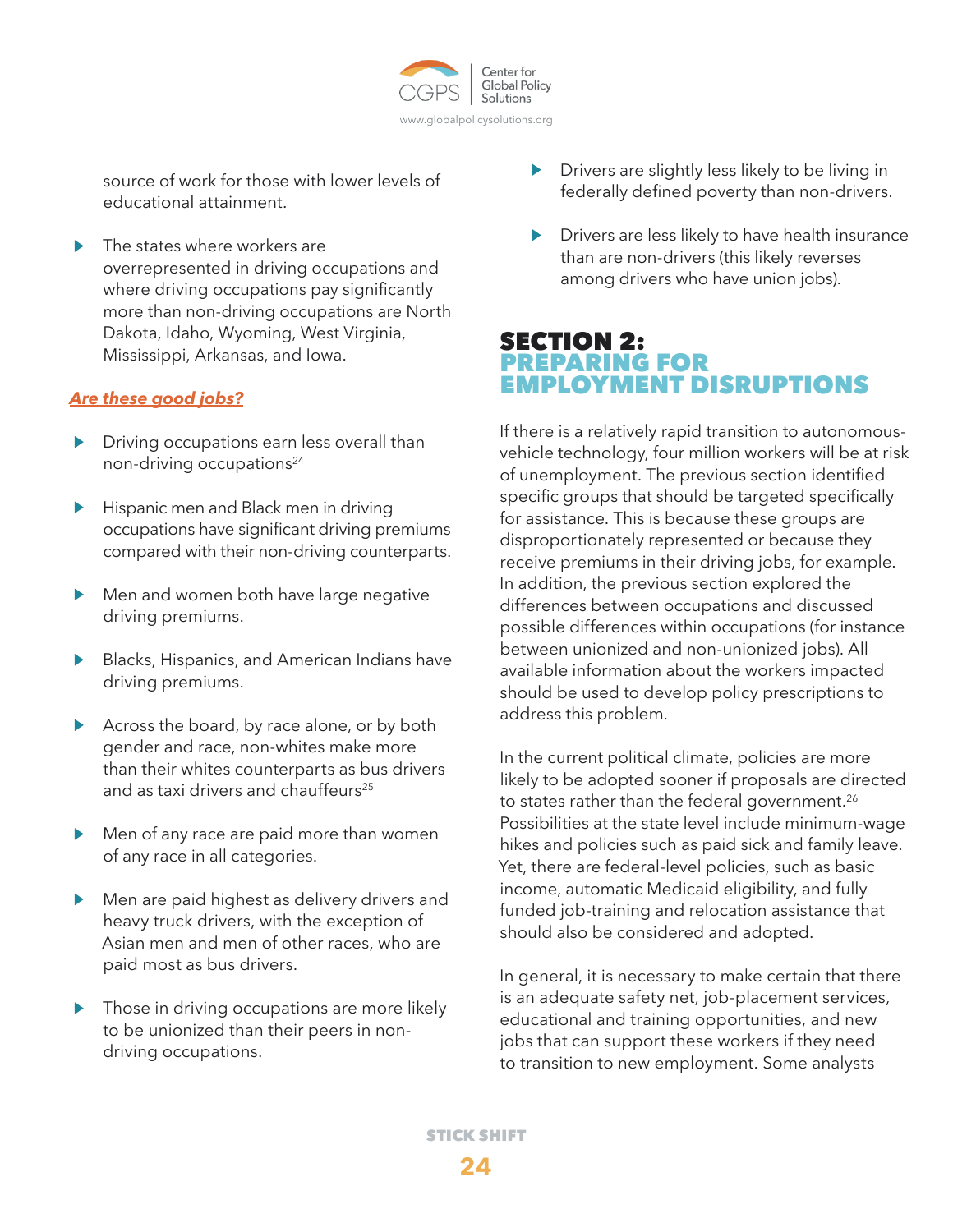source of work for those with lower levels of educational attainment.

- The states where workers are overrepresented in driving occupations and where driving occupations pay significantly more than non-driving occupations are North Dakota, Idaho, Wyoming, West Virginia, Mississippi, Arkansas, and Iowa.

***Are these good jobs?***

- Driving occupations earn less overall than non-driving occupations[24]
- Hispanic men and Black men in driving occupations have significant driving premiums compared with their non-driving counterparts.
- Men and women both have large negative driving premiums.
- Blacks, Hispanics, and American Indians have driving premiums.
- Across the board, by race alone, or by both gender and race, non-whites make more than their whites counterparts as bus drivers and as taxi drivers and chauffeurs[25]
- Men of any race are paid more than women of any race in all categories.
- Men are paid highest as delivery drivers and heavy truck drivers, with the exception of Asian men and men of other races, who are paid most as bus drivers.
- Those in driving occupations are more likely to be unionized than their peers in non-driving occupations.
- Drivers are slightly less likely to be living in federally defined poverty than non-drivers.
- Drivers are less likely to have health insurance than are non-drivers (this likely reverses among drivers who have union jobs).

## SECTION 2: PREPARING FOR EMPLOYMENT DISRUPTIONS

If there is a relatively rapid transition to autonomous-vehicle technology, four million workers will be at risk of unemployment. The previous section identified specific groups that should be targeted specifically for assistance. This is because these groups are disproportionately represented or because they receive premiums in their driving jobs, for example. In addition, the previous section explored the differences between occupations and discussed possible differences within occupations (for instance between unionized and non-unionized jobs). All available information about the workers impacted should be used to develop policy prescriptions to address this problem.

In the current political climate, policies are more likely to be adopted sooner if proposals are directed to states rather than the federal government.[26] Possibilities at the state level include minimum-wage hikes and policies such as paid sick and family leave. Yet, there are federal-level policies, such as basic income, automatic Medicaid eligibility, and fully funded job-training and relocation assistance that should also be considered and adopted.

In general, it is necessary to make certain that there is an adequate safety net, job-placement services, educational and training opportunities, and new jobs that can support these workers if they need to transition to new employment. Some analysts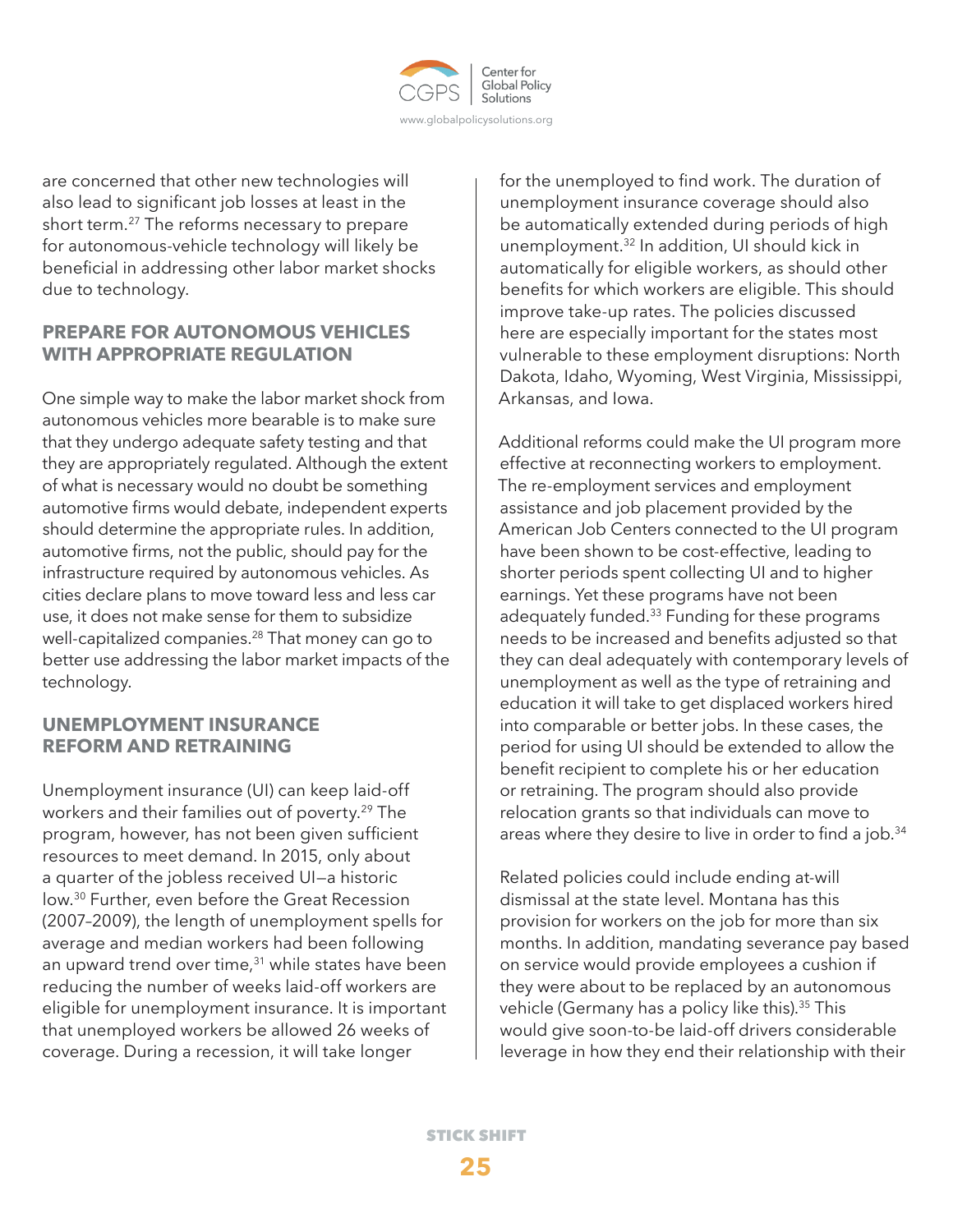are concerned that other new technologies will also lead to significant job losses at least in the short term.[27] The reforms necessary to prepare for autonomous-vehicle technology will likely be beneficial in addressing other labor market shocks due to technology.

## PREPARE FOR AUTONOMOUS VEHICLES WITH APPROPRIATE REGULATION

One simple way to make the labor market shock from autonomous vehicles more bearable is to make sure that they undergo adequate safety testing and that they are appropriately regulated. Although the extent of what is necessary would no doubt be something automotive firms would debate, independent experts should determine the appropriate rules. In addition, automotive firms, not the public, should pay for the infrastructure required by autonomous vehicles. As cities declare plans to move toward less and less car use, it does not make sense for them to subsidize well-capitalized companies.[28] That money can go to better use addressing the labor market impacts of the technology.

## UNEMPLOYMENT INSURANCE REFORM AND RETRAINING

Unemployment insurance (UI) can keep laid-off workers and their families out of poverty.[29] The program, however, has not been given sufficient resources to meet demand. In 2015, only about a quarter of the jobless received UI—a historic low.[30] Further, even before the Great Recession (2007–2009), the length of unemployment spells for average and median workers had been following an upward trend over time,[31] while states have been reducing the number of weeks laid-off workers are eligible for unemployment insurance. It is important that unemployed workers be allowed 26 weeks of coverage. During a recession, it will take longer for the unemployed to find work. The duration of unemployment insurance coverage should also be automatically extended during periods of high unemployment.[32] In addition, UI should kick in automatically for eligible workers, as should other benefits for which workers are eligible. This should improve take-up rates. The policies discussed here are especially important for the states most vulnerable to these employment disruptions: North Dakota, Idaho, Wyoming, West Virginia, Mississippi, Arkansas, and Iowa.

Additional reforms could make the UI program more effective at reconnecting workers to employment. The re-employment services and employment assistance and job placement provided by the American Job Centers connected to the UI program have been shown to be cost-effective, leading to shorter periods spent collecting UI and to higher earnings. Yet these programs have not been adequately funded.[33] Funding for these programs needs to be increased and benefits adjusted so that they can deal adequately with contemporary levels of unemployment as well as the type of retraining and education it will take to get displaced workers hired into comparable or better jobs. In these cases, the period for using UI should be extended to allow the benefit recipient to complete his or her education or retraining. The program should also provide relocation grants so that individuals can move to areas where they desire to live in order to find a job.[34]

Related policies could include ending at-will dismissal at the state level. Montana has this provision for workers on the job for more than six months. In addition, mandating severance pay based on service would provide employees a cushion if they were about to be replaced by an autonomous vehicle (Germany has a policy like this).[35] This would give soon-to-be laid-off drivers considerable leverage in how they end their relationship with their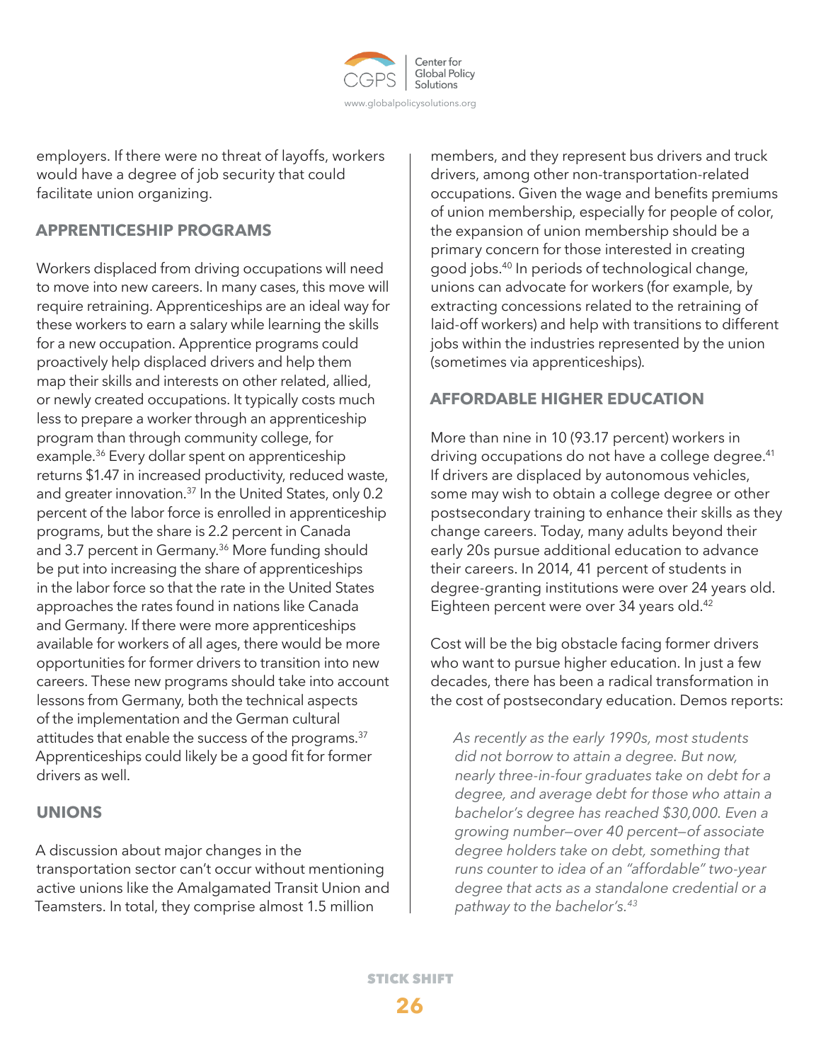employers. If there were no threat of layoffs, workers would have a degree of job security that could facilitate union organizing.

## APPRENTICESHIP PROGRAMS

Workers displaced from driving occupations will need to move into new careers. In many cases, this move will require retraining. Apprenticeships are an ideal way for these workers to earn a salary while learning the skills for a new occupation. Apprentice programs could proactively help displaced drivers and help them map their skills and interests on other related, allied, or newly created occupations. It typically costs much less to prepare a worker through an apprenticeship program than through community college, for example.[36] Every dollar spent on apprenticeship returns $1.47 in increased productivity, reduced waste, and greater innovation.[37] In the United States, only 0.2 percent of the labor force is enrolled in apprenticeship programs, but the share is 2.2 percent in Canada and 3.7 percent in Germany.[36] More funding should be put into increasing the share of apprenticeships in the labor force so that the rate in the United States approaches the rates found in nations like Canada and Germany. If there were more apprenticeships available for workers of all ages, there would be more opportunities for former drivers to transition into new careers. These new programs should take into account lessons from Germany, both the technical aspects of the implementation and the German cultural attitudes that enable the success of the programs.[37] Apprenticeships could likely be a good fit for former drivers as well.

## UNIONS

A discussion about major changes in the transportation sector can't occur without mentioning active unions like the Amalgamated Transit Union and Teamsters. In total, they comprise almost 1.5 million members, and they represent bus drivers and truck drivers, among other non-transportation-related occupations. Given the wage and benefits premiums of union membership, especially for people of color, the expansion of union membership should be a primary concern for those interested in creating good jobs.[40] In periods of technological change, unions can advocate for workers (for example, by extracting concessions related to the retraining of laid-off workers) and help with transitions to different jobs within the industries represented by the union (sometimes via apprenticeships).

## AFFORDABLE HIGHER EDUCATION

More than nine in 10 (93.17 percent) workers in driving occupations do not have a college degree.[41] If drivers are displaced by autonomous vehicles, some may wish to obtain a college degree or other postsecondary training to enhance their skills as they change careers. Today, many adults beyond their early 20s pursue additional education to advance their careers. In 2014, 41 percent of students in degree-granting institutions were over 24 years old. Eighteen percent were over 34 years old.[42]

Cost will be the big obstacle facing former drivers who want to pursue higher education. In just a few decades, there has been a radical transformation in the cost of postsecondary education. Demos reports:

> *As recently as the early 1990s, most students did not borrow to attain a degree. But now, nearly three-in-four graduates take on debt for a degree, and average debt for those who attain a bachelor's degree has reached $30,000. Even a growing number—over 40 percent—of associate degree holders take on debt, something that runs counter to idea of an "affordable" two-year degree that acts as a standalone credential or a pathway to the bachelor's.*[43]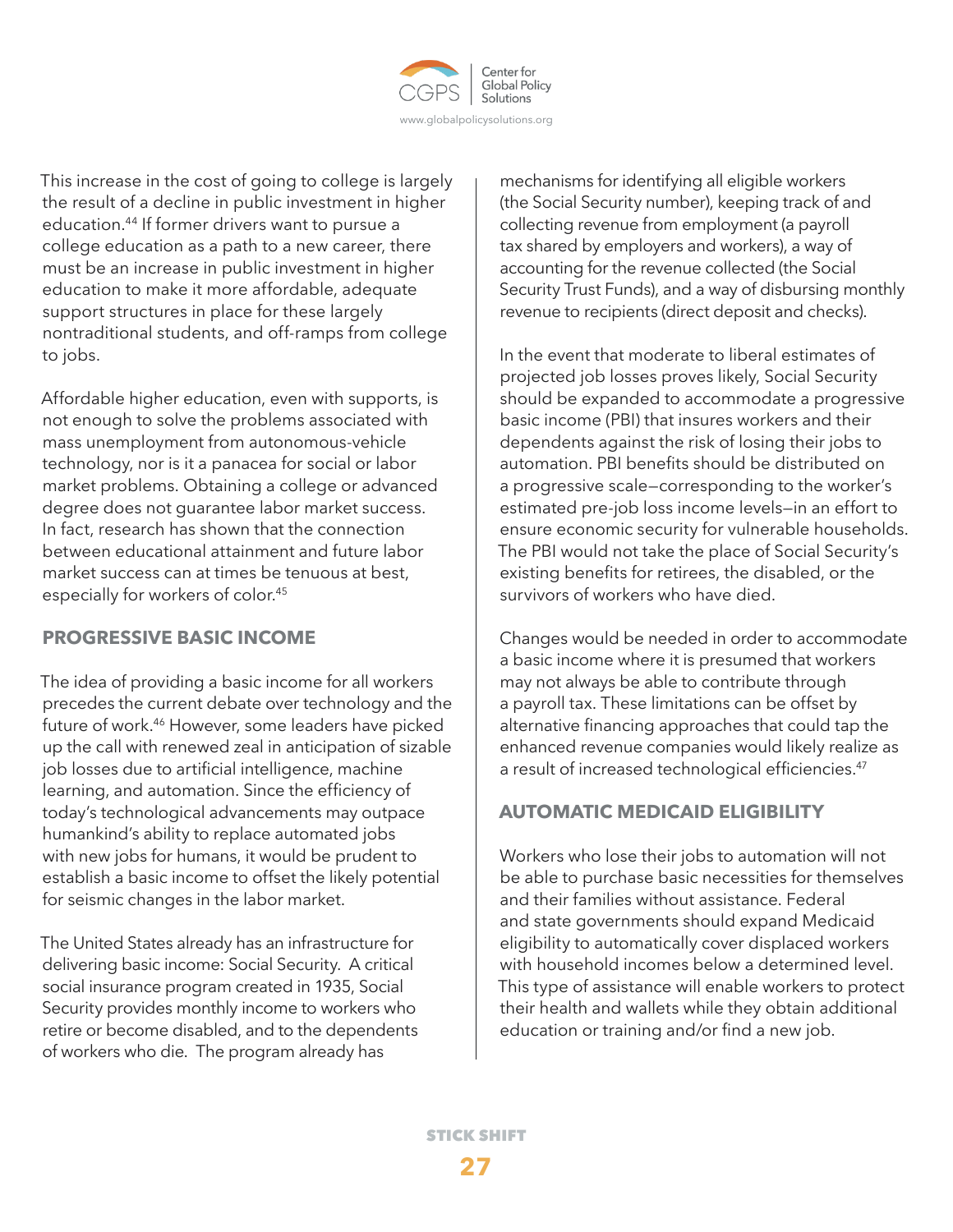This increase in the cost of going to college is largely the result of a decline in public investment in higher education.[44] If former drivers want to pursue a college education as a path to a new career, there must be an increase in public investment in higher education to make it more affordable, adequate support structures in place for these largely nontraditional students, and off-ramps from college to jobs.

Affordable higher education, even with supports, is not enough to solve the problems associated with mass unemployment from autonomous-vehicle technology, nor is it a panacea for social or labor market problems. Obtaining a college or advanced degree does not guarantee labor market success. In fact, research has shown that the connection between educational attainment and future labor market success can at times be tenuous at best, especially for workers of color.[45]

## PROGRESSIVE BASIC INCOME

The idea of providing a basic income for all workers precedes the current debate over technology and the future of work.[46] However, some leaders have picked up the call with renewed zeal in anticipation of sizable job losses due to artificial intelligence, machine learning, and automation. Since the efficiency of today's technological advancements may outpace humankind's ability to replace automated jobs with new jobs for humans, it would be prudent to establish a basic income to offset the likely potential for seismic changes in the labor market.

The United States already has an infrastructure for delivering basic income: Social Security. A critical social insurance program created in 1935, Social Security provides monthly income to workers who retire or become disabled, and to the dependents of workers who die. The program already has mechanisms for identifying all eligible workers (the Social Security number), keeping track of and collecting revenue from employment (a payroll tax shared by employers and workers), a way of accounting for the revenue collected (the Social Security Trust Funds), and a way of disbursing monthly revenue to recipients (direct deposit and checks).

In the event that moderate to liberal estimates of projected job losses proves likely, Social Security should be expanded to accommodate a progressive basic income (PBI) that insures workers and their dependents against the risk of losing their jobs to automation. PBI benefits should be distributed on a progressive scale—corresponding to the worker's estimated pre-job loss income levels—in an effort to ensure economic security for vulnerable households. The PBI would not take the place of Social Security's existing benefits for retirees, the disabled, or the survivors of workers who have died.

Changes would be needed in order to accommodate a basic income where it is presumed that workers may not always be able to contribute through a payroll tax. These limitations can be offset by alternative financing approaches that could tap the enhanced revenue companies would likely realize as a result of increased technological efficiencies.[47]

## AUTOMATIC MEDICAID ELIGIBILITY

Workers who lose their jobs to automation will not be able to purchase basic necessities for themselves and their families without assistance. Federal and state governments should expand Medicaid eligibility to automatically cover displaced workers with household incomes below a determined level. This type of assistance will enable workers to protect their health and wallets while they obtain additional education or training and/or find a new job.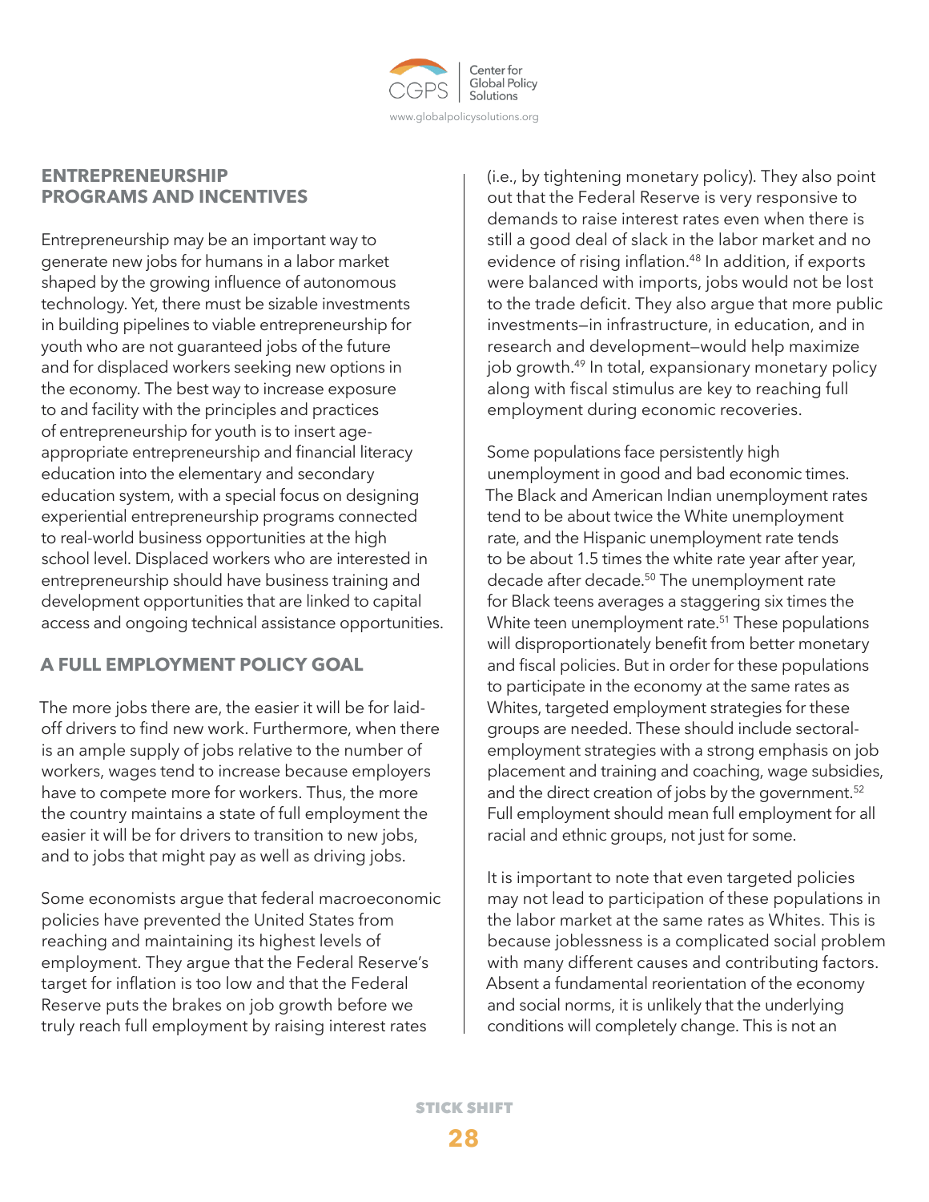## ENTREPRENEURSHIP PROGRAMS AND INCENTIVES

Entrepreneurship may be an important way to generate new jobs for humans in a labor market shaped by the growing influence of autonomous technology. Yet, there must be sizable investments in building pipelines to viable entrepreneurship for youth who are not guaranteed jobs of the future and for displaced workers seeking new options in the economy. The best way to increase exposure to and facility with the principles and practices of entrepreneurship for youth is to insert age-appropriate entrepreneurship and financial literacy education into the elementary and secondary education system, with a special focus on designing experiential entrepreneurship programs connected to real-world business opportunities at the high school level. Displaced workers who are interested in entrepreneurship should have business training and development opportunities that are linked to capital access and ongoing technical assistance opportunities.

## A FULL EMPLOYMENT POLICY GOAL

The more jobs there are, the easier it will be for laid-off drivers to find new work. Furthermore, when there is an ample supply of jobs relative to the number of workers, wages tend to increase because employers have to compete more for workers. Thus, the more the country maintains a state of full employment the easier it will be for drivers to transition to new jobs, and to jobs that might pay as well as driving jobs.

Some economists argue that federal macroeconomic policies have prevented the United States from reaching and maintaining its highest levels of employment. They argue that the Federal Reserve's target for inflation is too low and that the Federal Reserve puts the brakes on job growth before we truly reach full employment by raising interest rates (i.e., by tightening monetary policy). They also point out that the Federal Reserve is very responsive to demands to raise interest rates even when there is still a good deal of slack in the labor market and no evidence of rising inflation.[48] In addition, if exports were balanced with imports, jobs would not be lost to the trade deficit. They also argue that more public investments—in infrastructure, in education, and in research and development—would help maximize job growth.[49] In total, expansionary monetary policy along with fiscal stimulus are key to reaching full employment during economic recoveries.

Some populations face persistently high unemployment in good and bad economic times. The Black and American Indian unemployment rates tend to be about twice the White unemployment rate, and the Hispanic unemployment rate tends to be about 1.5 times the white rate year after year, decade after decade.[50] The unemployment rate for Black teens averages a staggering six times the White teen unemployment rate.[51] These populations will disproportionately benefit from better monetary and fiscal policies. But in order for these populations to participate in the economy at the same rates as Whites, targeted employment strategies for these groups are needed. These should include sectoral-employment strategies with a strong emphasis on job placement and training and coaching, wage subsidies, and the direct creation of jobs by the government.[52] Full employment should mean full employment for all racial and ethnic groups, not just for some.

It is important to note that even targeted policies may not lead to participation of these populations in the labor market at the same rates as Whites. This is because joblessness is a complicated social problem with many different causes and contributing factors. Absent a fundamental reorientation of the economy and social norms, it is unlikely that the underlying conditions will completely change. This is not an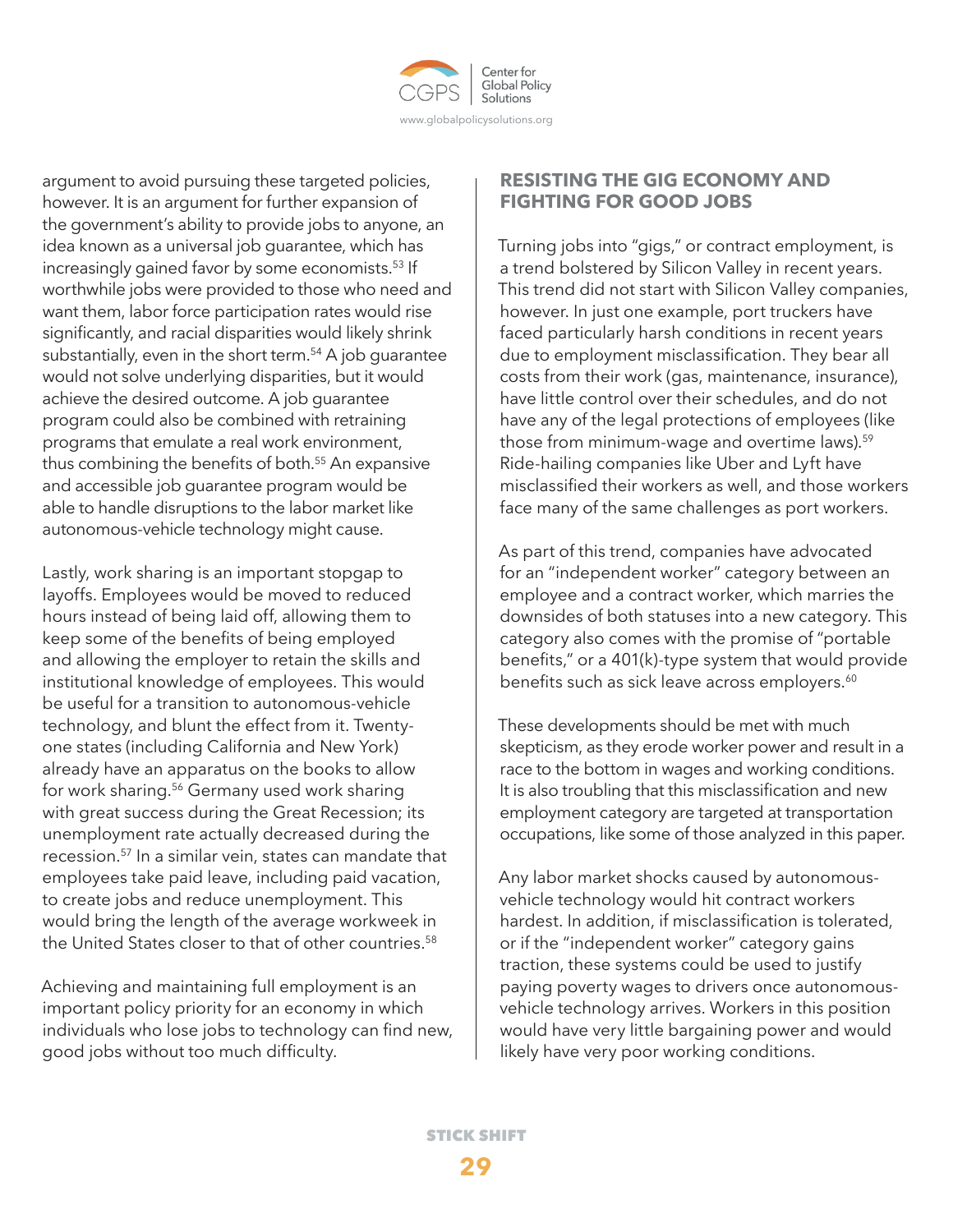argument to avoid pursuing these targeted policies, however. It is an argument for further expansion of the government's ability to provide jobs to anyone, an idea known as a universal job guarantee, which has increasingly gained favor by some economists.[53] If worthwhile jobs were provided to those who need and want them, labor force participation rates would rise significantly, and racial disparities would likely shrink substantially, even in the short term.[54] A job guarantee would not solve underlying disparities, but it would achieve the desired outcome. A job guarantee program could also be combined with retraining programs that emulate a real work environment, thus combining the benefits of both.[55] An expansive and accessible job guarantee program would be able to handle disruptions to the labor market like autonomous-vehicle technology might cause.

Lastly, work sharing is an important stopgap to layoffs. Employees would be moved to reduced hours instead of being laid off, allowing them to keep some of the benefits of being employed and allowing the employer to retain the skills and institutional knowledge of employees. This would be useful for a transition to autonomous-vehicle technology, and blunt the effect from it. Twenty-one states (including California and New York) already have an apparatus on the books to allow for work sharing.[56] Germany used work sharing with great success during the Great Recession; its unemployment rate actually decreased during the recession.[57] In a similar vein, states can mandate that employees take paid leave, including paid vacation, to create jobs and reduce unemployment. This would bring the length of the average workweek in the United States closer to that of other countries.[58]

Achieving and maintaining full employment is an important policy priority for an economy in which individuals who lose jobs to technology can find new, good jobs without too much difficulty.

## RESISTING THE GIG ECONOMY AND FIGHTING FOR GOOD JOBS

Turning jobs into "gigs," or contract employment, is a trend bolstered by Silicon Valley in recent years. This trend did not start with Silicon Valley companies, however. In just one example, port truckers have faced particularly harsh conditions in recent years due to employment misclassification. They bear all costs from their work (gas, maintenance, insurance), have little control over their schedules, and do not have any of the legal protections of employees (like those from minimum-wage and overtime laws).[59] Ride-hailing companies like Uber and Lyft have misclassified their workers as well, and those workers face many of the same challenges as port workers.

As part of this trend, companies have advocated for an "independent worker" category between an employee and a contract worker, which marries the downsides of both statuses into a new category. This category also comes with the promise of "portable benefits," or a 401(k)-type system that would provide benefits such as sick leave across employers.[60]

These developments should be met with much skepticism, as they erode worker power and result in a race to the bottom in wages and working conditions. It is also troubling that this misclassification and new employment category are targeted at transportation occupations, like some of those analyzed in this paper.

Any labor market shocks caused by autonomous-vehicle technology would hit contract workers hardest. In addition, if misclassification is tolerated, or if the "independent worker" category gains traction, these systems could be used to justify paying poverty wages to drivers once autonomous-vehicle technology arrives. Workers in this position would have very little bargaining power and would likely have very poor working conditions.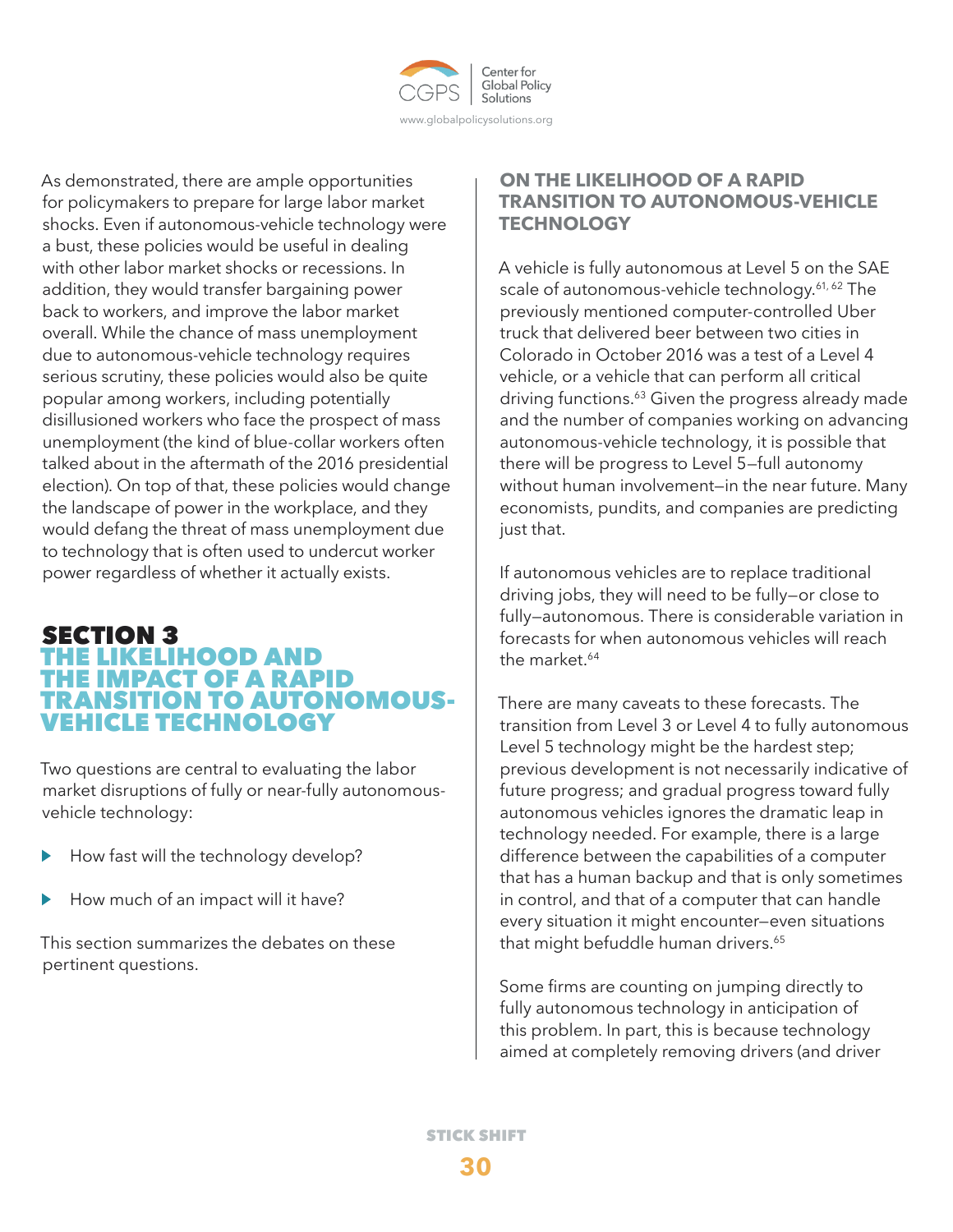As demonstrated, there are ample opportunities for policymakers to prepare for large labor market shocks. Even if autonomous-vehicle technology were a bust, these policies would be useful in dealing with other labor market shocks or recessions. In addition, they would transfer bargaining power back to workers, and improve the labor market overall. While the chance of mass unemployment due to autonomous-vehicle technology requires serious scrutiny, these policies would also be quite popular among workers, including potentially disillusioned workers who face the prospect of mass unemployment (the kind of blue-collar workers often talked about in the aftermath of the 2016 presidential election). On top of that, these policies would change the landscape of power in the workplace, and they would defang the threat of mass unemployment due to technology that is often used to undercut worker power regardless of whether it actually exists.

# SECTION 3 THE LIKELIHOOD AND THE IMPACT OF A RAPID TRANSITION TO AUTONOMOUS-VEHICLE TECHNOLOGY

Two questions are central to evaluating the labor market disruptions of fully or near-fully autonomous-vehicle technology:

- How fast will the technology develop?
- How much of an impact will it have?

This section summarizes the debates on these pertinent questions.

## ON THE LIKELIHOOD OF A RAPID TRANSITION TO AUTONOMOUS-VEHICLE TECHNOLOGY

A vehicle is fully autonomous at Level 5 on the SAE scale of autonomous-vehicle technology.[61, 62] The previously mentioned computer-controlled Uber truck that delivered beer between two cities in Colorado in October 2016 was a test of a Level 4 vehicle, or a vehicle that can perform all critical driving functions.[63] Given the progress already made and the number of companies working on advancing autonomous-vehicle technology, it is possible that there will be progress to Level 5—full autonomy without human involvement—in the near future. Many economists, pundits, and companies are predicting just that.

If autonomous vehicles are to replace traditional driving jobs, they will need to be fully—or close to fully—autonomous. There is considerable variation in forecasts for when autonomous vehicles will reach the market.[64]

There are many caveats to these forecasts. The transition from Level 3 or Level 4 to fully autonomous Level 5 technology might be the hardest step; previous development is not necessarily indicative of future progress; and gradual progress toward fully autonomous vehicles ignores the dramatic leap in technology needed. For example, there is a large difference between the capabilities of a computer that has a human backup and that is only sometimes in control, and that of a computer that can handle every situation it might encounter—even situations that might befuddle human drivers.[65]

Some firms are counting on jumping directly to fully autonomous technology in anticipation of this problem. In part, this is because technology aimed at completely removing drivers (and driver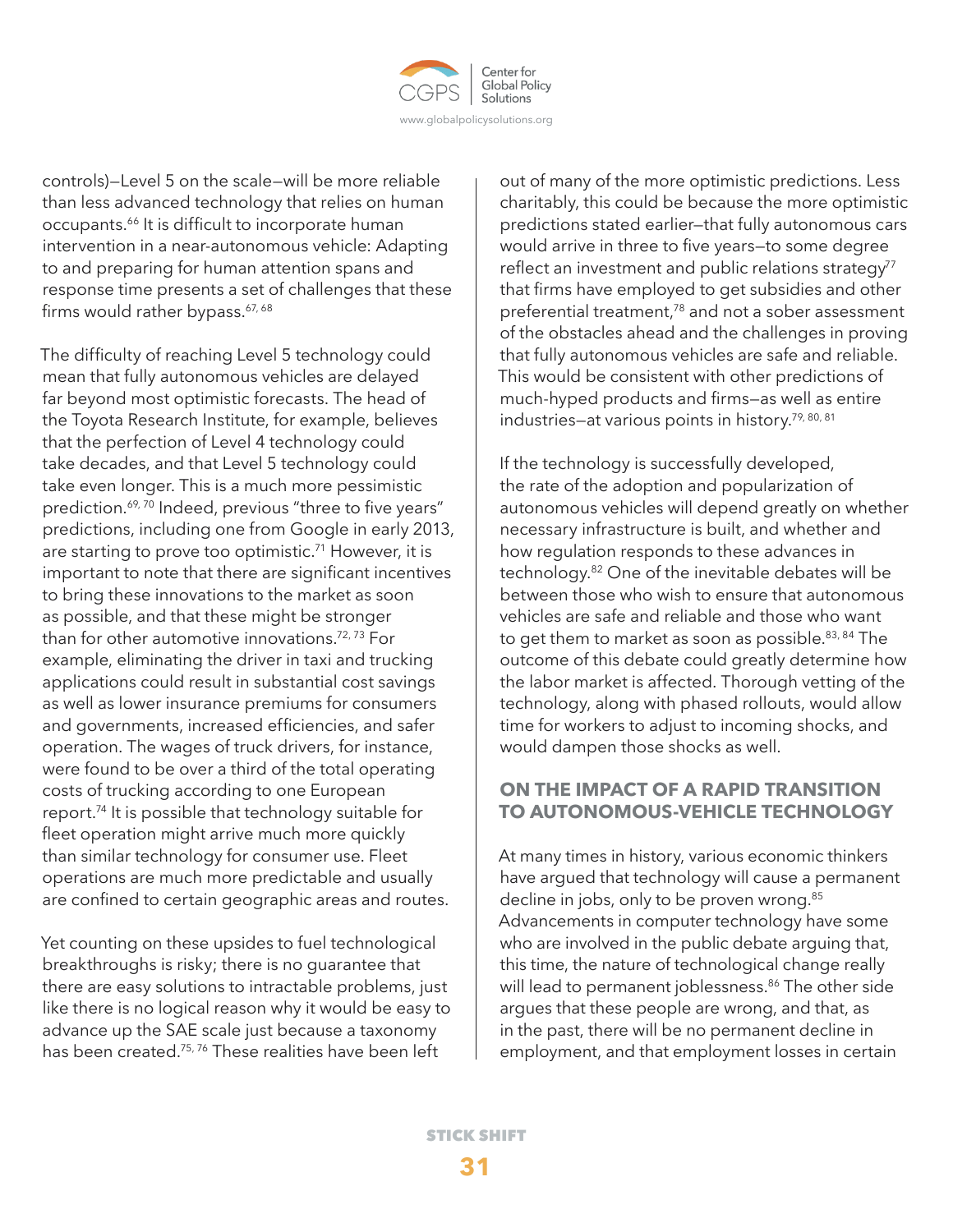controls)—Level 5 on the scale—will be more reliable than less advanced technology that relies on human occupants.[66] It is difficult to incorporate human intervention in a near-autonomous vehicle: Adapting to and preparing for human attention spans and response time presents a set of challenges that these firms would rather bypass.[67, 68]

The difficulty of reaching Level 5 technology could mean that fully autonomous vehicles are delayed far beyond most optimistic forecasts. The head of the Toyota Research Institute, for example, believes that the perfection of Level 4 technology could take decades, and that Level 5 technology could take even longer. This is a much more pessimistic prediction.[69, 70] Indeed, previous "three to five years" predictions, including one from Google in early 2013, are starting to prove too optimistic.[71] However, it is important to note that there are significant incentives to bring these innovations to the market as soon as possible, and that these might be stronger than for other automotive innovations.[72, 73] For example, eliminating the driver in taxi and trucking applications could result in substantial cost savings as well as lower insurance premiums for consumers and governments, increased efficiencies, and safer operation. The wages of truck drivers, for instance, were found to be over a third of the total operating costs of trucking according to one European report.[74] It is possible that technology suitable for fleet operation might arrive much more quickly than similar technology for consumer use. Fleet operations are much more predictable and usually are confined to certain geographic areas and routes.

Yet counting on these upsides to fuel technological breakthroughs is risky; there is no guarantee that there are easy solutions to intractable problems, just like there is no logical reason why it would be easy to advance up the SAE scale just because a taxonomy has been created.[75, 76] These realities have been left out of many of the more optimistic predictions. Less charitably, this could be because the more optimistic predictions stated earlier—that fully autonomous cars would arrive in three to five years—to some degree reflect an investment and public relations strategy[77] that firms have employed to get subsidies and other preferential treatment,[78] and not a sober assessment of the obstacles ahead and the challenges in proving that fully autonomous vehicles are safe and reliable. This would be consistent with other predictions of much-hyped products and firms—as well as entire industries—at various points in history.[79, 80, 81]

If the technology is successfully developed, the rate of the adoption and popularization of autonomous vehicles will depend greatly on whether necessary infrastructure is built, and whether and how regulation responds to these advances in technology.[82] One of the inevitable debates will be between those who wish to ensure that autonomous vehicles are safe and reliable and those who want to get them to market as soon as possible.[83, 84] The outcome of this debate could greatly determine how the labor market is affected. Thorough vetting of the technology, along with phased rollouts, would allow time for workers to adjust to incoming shocks, and would dampen those shocks as well.

## ON THE IMPACT OF A RAPID TRANSITION TO AUTONOMOUS-VEHICLE TECHNOLOGY

At many times in history, various economic thinkers have argued that technology will cause a permanent decline in jobs, only to be proven wrong.[85] Advancements in computer technology have some who are involved in the public debate arguing that, this time, the nature of technological change really will lead to permanent joblessness.[86] The other side argues that these people are wrong, and that, as in the past, there will be no permanent decline in employment, and that employment losses in certain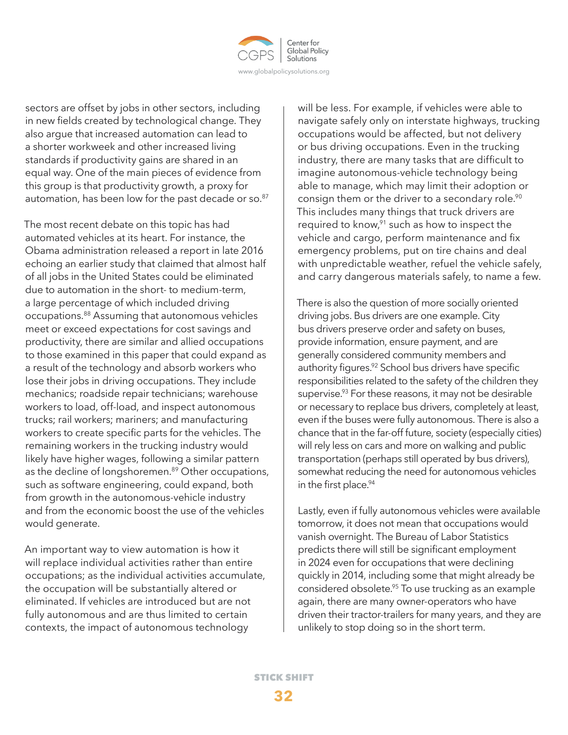sectors are offset by jobs in other sectors, including in new fields created by technological change. They also argue that increased automation can lead to a shorter workweek and other increased living standards if productivity gains are shared in an equal way. One of the main pieces of evidence from this group is that productivity growth, a proxy for automation, has been low for the past decade or so.[87]

The most recent debate on this topic has had automated vehicles at its heart. For instance, the Obama administration released a report in late 2016 echoing an earlier study that claimed that almost half of all jobs in the United States could be eliminated due to automation in the short- to medium-term, a large percentage of which included driving occupations.[88] Assuming that autonomous vehicles meet or exceed expectations for cost savings and productivity, there are similar and allied occupations to those examined in this paper that could expand as a result of the technology and absorb workers who lose their jobs in driving occupations. They include mechanics; roadside repair technicians; warehouse workers to load, off-load, and inspect autonomous trucks; rail workers; mariners; and manufacturing workers to create specific parts for the vehicles. The remaining workers in the trucking industry would likely have higher wages, following a similar pattern as the decline of longshoremen.[89] Other occupations, such as software engineering, could expand, both from growth in the autonomous-vehicle industry and from the economic boost the use of the vehicles would generate.

An important way to view automation is how it will replace individual activities rather than entire occupations; as the individual activities accumulate, the occupation will be substantially altered or eliminated. If vehicles are introduced but are not fully autonomous and are thus limited to certain contexts, the impact of autonomous technology will be less. For example, if vehicles were able to navigate safely only on interstate highways, trucking occupations would be affected, but not delivery or bus driving occupations. Even in the trucking industry, there are many tasks that are difficult to imagine autonomous-vehicle technology being able to manage, which may limit their adoption or consign them or the driver to a secondary role.[90] This includes many things that truck drivers are required to know,[91] such as how to inspect the vehicle and cargo, perform maintenance and fix emergency problems, put on tire chains and deal with unpredictable weather, refuel the vehicle safely, and carry dangerous materials safely, to name a few.

There is also the question of more socially oriented driving jobs. Bus drivers are one example. City bus drivers preserve order and safety on buses, provide information, ensure payment, and are generally considered community members and authority figures.[92] School bus drivers have specific responsibilities related to the safety of the children they supervise.[93] For these reasons, it may not be desirable or necessary to replace bus drivers, completely at least, even if the buses were fully autonomous. There is also a chance that in the far-off future, society (especially cities) will rely less on cars and more on walking and public transportation (perhaps still operated by bus drivers), somewhat reducing the need for autonomous vehicles in the first place.[94]

Lastly, even if fully autonomous vehicles were available tomorrow, it does not mean that occupations would vanish overnight. The Bureau of Labor Statistics predicts there will still be significant employment in 2024 even for occupations that were declining quickly in 2014, including some that might already be considered obsolete.[95] To use trucking as an example again, there are many owner-operators who have driven their tractor-trailers for many years, and they are unlikely to stop doing so in the short term.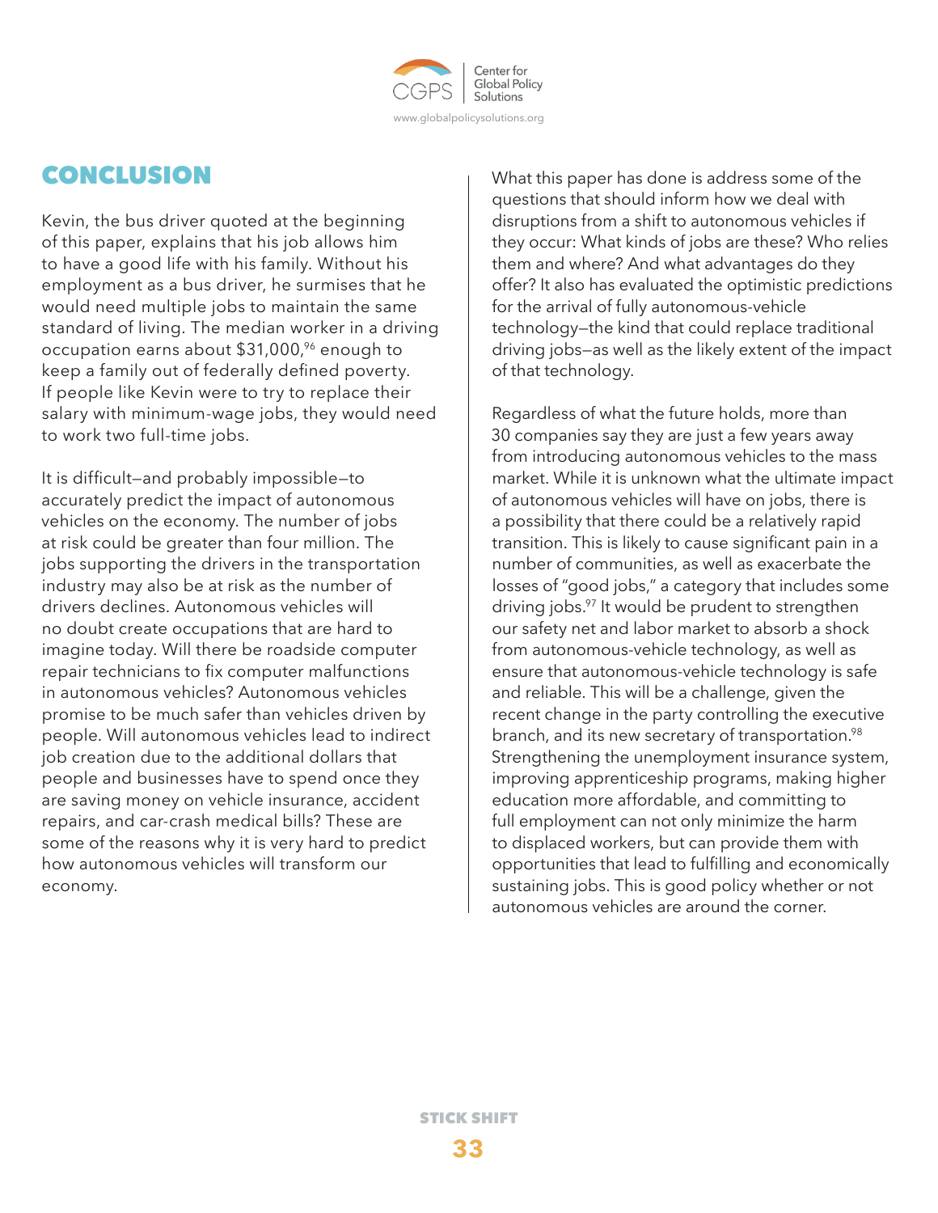# CONCLUSION

Kevin, the bus driver quoted at the beginning of this paper, explains that his job allows him to have a good life with his family. Without his employment as a bus driver, he surmises that he would need multiple jobs to maintain the same standard of living. The median worker in a driving occupation earns about $31,000,[96] enough to keep a family out of federally defined poverty. If people like Kevin were to try to replace their salary with minimum-wage jobs, they would need to work two full-time jobs.

It is difficult—and probably impossible—to accurately predict the impact of autonomous vehicles on the economy. The number of jobs at risk could be greater than four million. The jobs supporting the drivers in the transportation industry may also be at risk as the number of drivers declines. Autonomous vehicles will no doubt create occupations that are hard to imagine today. Will there be roadside computer repair technicians to fix computer malfunctions in autonomous vehicles? Autonomous vehicles promise to be much safer than vehicles driven by people. Will autonomous vehicles lead to indirect job creation due to the additional dollars that people and businesses have to spend once they are saving money on vehicle insurance, accident repairs, and car-crash medical bills? These are some of the reasons why it is very hard to predict how autonomous vehicles will transform our economy.

What this paper has done is address some of the questions that should inform how we deal with disruptions from a shift to autonomous vehicles if they occur: What kinds of jobs are these? Who relies them and where? And what advantages do they offer? It also has evaluated the optimistic predictions for the arrival of fully autonomous-vehicle technology—the kind that could replace traditional driving jobs—as well as the likely extent of the impact of that technology.

Regardless of what the future holds, more than 30 companies say they are just a few years away from introducing autonomous vehicles to the mass market. While it is unknown what the ultimate impact of autonomous vehicles will have on jobs, there is a possibility that there could be a relatively rapid transition. This is likely to cause significant pain in a number of communities, as well as exacerbate the losses of "good jobs," a category that includes some driving jobs.[97] It would be prudent to strengthen our safety net and labor market to absorb a shock from autonomous-vehicle technology, as well as ensure that autonomous-vehicle technology is safe and reliable. This will be a challenge, given the recent change in the party controlling the executive branch, and its new secretary of transportation.[98] Strengthening the unemployment insurance system, improving apprenticeship programs, making higher education more affordable, and committing to full employment can not only minimize the harm to displaced workers, but can provide them with opportunities that lead to fulfilling and economically sustaining jobs. This is good policy whether or not autonomous vehicles are around the corner.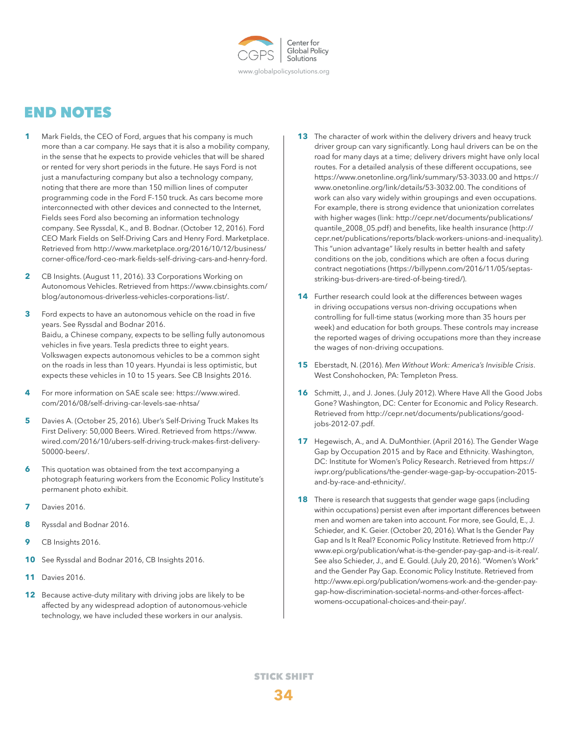# END NOTES

1. Mark Fields, the CEO of Ford, argues that his company is much more than a car company. He says that it is also a mobility company, in the sense that he expects to provide vehicles that will be shared or rented for very short periods in the future. He says Ford is not just a manufacturing company but also a technology company, noting that there are more than 150 million lines of computer programming code in the Ford F-150 truck. As cars become more interconnected with other devices and connected to the Internet, Fields sees Ford also becoming an information technology company. See Ryssdal, K., and B. Bodnar. (October 12, 2016). Ford CEO Mark Fields on Self-Driving Cars and Henry Ford. Marketplace. Retrieved from http://www.marketplace.org/2016/10/12/business/corner-office/ford-ceo-mark-fields-self-driving-cars-and-henry-ford.

2. CB Insights. (August 11, 2016). 33 Corporations Working on Autonomous Vehicles. Retrieved from https://www.cbinsights.com/blog/autonomous-driverless-vehicles-corporations-list/.

3. Ford expects to have an autonomous vehicle on the road in five years. See Ryssdal and Bodnar 2016.
   Baidu, a Chinese company, expects to be selling fully autonomous vehicles in five years. Tesla predicts three to eight years. Volkswagen expects autonomous vehicles to be a common sight on the roads in less than 10 years. Hyundai is less optimistic, but expects these vehicles in 10 to 15 years. See CB Insights 2016.

4. For more information on SAE scale see: https://www.wired.com/2016/08/self-driving-car-levels-sae-nhtsa/

5. Davies A. (October 25, 2016). Uber's Self-Driving Truck Makes Its First Delivery: 50,000 Beers. Wired. Retrieved from https://www.wired.com/2016/10/ubers-self-driving-truck-makes-first-delivery-50000-beers/.

6. This quotation was obtained from the text accompanying a photograph featuring workers from the Economic Policy Institute's permanent photo exhibit.

7. Davies 2016.

8. Ryssdal and Bodnar 2016.

9. CB Insights 2016.

10. See Ryssdal and Bodnar 2016, CB Insights 2016.

11. Davies 2016.

12. Because active-duty military with driving jobs are likely to be affected by any widespread adoption of autonomous-vehicle technology, we have included these workers in our analysis.

13. The character of work within the delivery drivers and heavy truck driver group can vary significantly. Long haul drivers can be on the road for many days at a time; delivery drivers might have only local routes. For a detailed analysis of these different occupations, see https://www.onetonline.org/link/summary/53-3033.00 and https://www.onetonline.org/link/details/53-3032.00. The conditions of work can also vary widely within groupings and even occupations. For example, there is strong evidence that unionization correlates with higher wages (link: http://cepr.net/documents/publications/quantile_2008_05.pdf) and benefits, like health insurance (http://cepr.net/publications/reports/black-workers-unions-and-inequality). This "union advantage" likely results in better health and safety conditions on the job, conditions which are often a focus during contract negotiations (https://billypenn.com/2016/11/05/septas-striking-bus-drivers-are-tired-of-being-tired/).

14. Further research could look at the differences between wages in driving occupations versus non-driving occupations when controlling for full-time status (working more than 35 hours per week) and education for both groups. These controls may increase the reported wages of driving occupations more than they increase the wages of non-driving occupations.

15. Eberstadt, N. (2016). *Men Without Work: America's Invisible Crisis*. West Conshohocken, PA: Templeton Press.

16. Schmitt, J., and J. Jones. (July 2012). Where Have All the Good Jobs Gone? Washington, DC: Center for Economic and Policy Research. Retrieved from http://cepr.net/documents/publications/good-jobs-2012-07.pdf.

17. Hegewisch, A., and A. DuMonthier. (April 2016). The Gender Wage Gap by Occupation 2015 and by Race and Ethnicity. Washington, DC: Institute for Women's Policy Research. Retrieved from https://iwpr.org/publications/the-gender-wage-gap-by-occupation-2015-and-by-race-and-ethnicity/.

18. There is research that suggests that gender wage gaps (including within occupations) persist even after important differences between men and women are taken into account. For more, see Gould, E., J. Schieder, and K. Geier. (October 20, 2016). What Is the Gender Pay Gap and Is It Real? Economic Policy Institute. Retrieved from http://www.epi.org/publication/what-is-the-gender-pay-gap-and-is-it-real/. See also Schieder, J., and E. Gould. (July 20, 2016). "Women's Work" and the Gender Pay Gap. Economic Policy Institute. Retrieved from http://www.epi.org/publication/womens-work-and-the-gender-pay-gap-how-discrimination-societal-norms-and-other-forces-affect-womens-occupational-choices-and-their-pay/.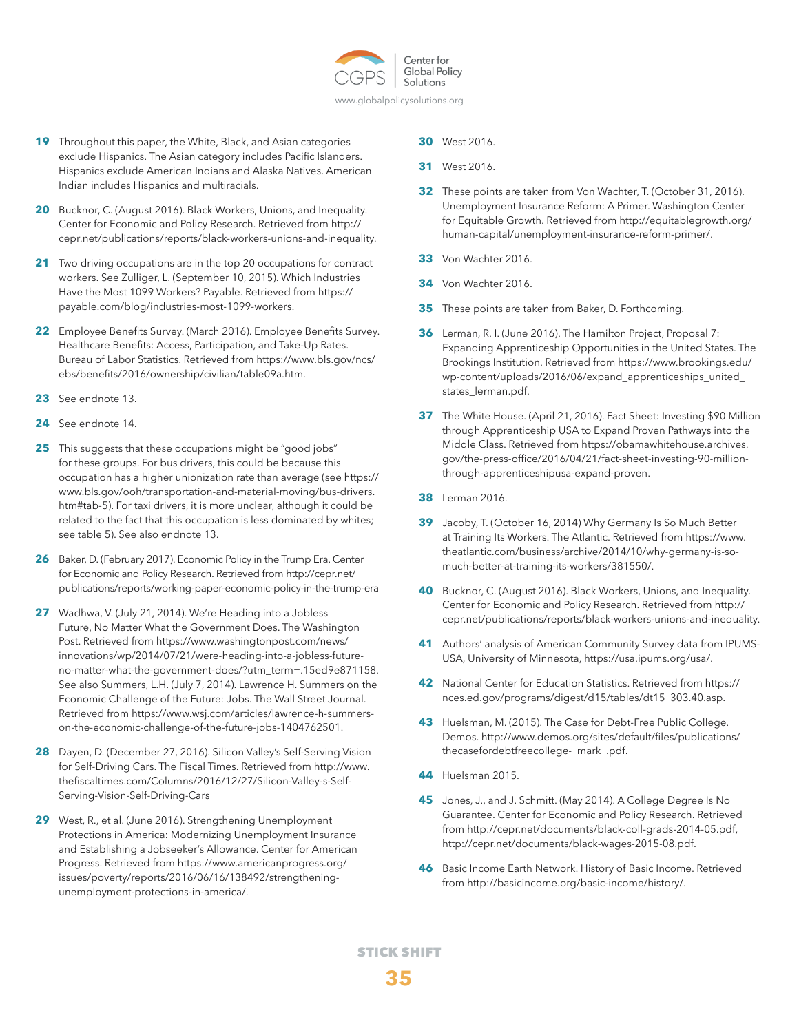19 Throughout this paper, the White, Black, and Asian categories exclude Hispanics. The Asian category includes Pacific Islanders. Hispanics exclude American Indians and Alaska Natives. American Indian includes Hispanics and multiracials.

20 Bucknor, C. (August 2016). Black Workers, Unions, and Inequality. Center for Economic and Policy Research. Retrieved from http://cepr.net/publications/reports/black-workers-unions-and-inequality.

21 Two driving occupations are in the top 20 occupations for contract workers. See Zulliger, L. (September 10, 2015). Which Industries Have the Most 1099 Workers? Payable. Retrieved from https://payable.com/blog/industries-most-1099-workers.

22 Employee Benefits Survey. (March 2016). Employee Benefits Survey. Healthcare Benefits: Access, Participation, and Take-Up Rates. Bureau of Labor Statistics. Retrieved from https://www.bls.gov/ncs/ebs/benefits/2016/ownership/civilian/table09a.htm.

23 See endnote 13.

24 See endnote 14.

25 This suggests that these occupations might be "good jobs" for these groups. For bus drivers, this could be because this occupation has a higher unionization rate than average (see https://www.bls.gov/ooh/transportation-and-material-moving/bus-drivers.htm#tab-5). For taxi drivers, it is more unclear, although it could be related to the fact that this occupation is less dominated by whites; see table 5). See also endnote 13.

26 Baker, D. (February 2017). Economic Policy in the Trump Era. Center for Economic and Policy Research. Retrieved from http://cepr.net/publications/reports/working-paper-economic-policy-in-the-trump-era

27 Wadhwa, V. (July 21, 2014). We're Heading into a Jobless Future, No Matter What the Government Does. The Washington Post. Retrieved from https://www.washingtonpost.com/news/innovations/wp/2014/07/21/were-heading-into-a-jobless-future-no-matter-what-the-government-does/?utm_term=.15ed9e871158. See also Summers, L.H. (July 7, 2014). Lawrence H. Summers on the Economic Challenge of the Future: Jobs. The Wall Street Journal. Retrieved from https://www.wsj.com/articles/lawrence-h-summers-on-the-economic-challenge-of-the-future-jobs-1404762501.

28 Dayen, D. (December 27, 2016). Silicon Valley's Self-Serving Vision for Self-Driving Cars. The Fiscal Times. Retrieved from http://www.thefiscaltimes.com/Columns/2016/12/27/Silicon-Valley-s-Self-Serving-Vision-Self-Driving-Cars

29 West, R., et al. (June 2016). Strengthening Unemployment Protections in America: Modernizing Unemployment Insurance and Establishing a Jobseeker's Allowance. Center for American Progress. Retrieved from https://www.americanprogress.org/issues/poverty/reports/2016/06/16/138492/strengthening-unemployment-protections-in-america/.

30 West 2016.

31 West 2016.

32 These points are taken from Von Wachter, T. (October 31, 2016). Unemployment Insurance Reform: A Primer. Washington Center for Equitable Growth. Retrieved from http://equitablegrowth.org/human-capital/unemployment-insurance-reform-primer/.

33 Von Wachter 2016.

34 Von Wachter 2016.

35 These points are taken from Baker, D. Forthcoming.

36 Lerman, R. I. (June 2016). The Hamilton Project, Proposal 7: Expanding Apprenticeship Opportunities in the United States. The Brookings Institution. Retrieved from https://www.brookings.edu/wp-content/uploads/2016/06/expand_apprenticeships_united_states_lerman.pdf.

37 The White House. (April 21, 2016). Fact Sheet: Investing $90 Million through Apprenticeship USA to Expand Proven Pathways into the Middle Class. Retrieved from https://obamawhitehouse.archives.gov/the-press-office/2016/04/21/fact-sheet-investing-90-million-through-apprenticeshipusa-expand-proven.

38 Lerman 2016.

39 Jacoby, T. (October 16, 2014) Why Germany Is So Much Better at Training Its Workers. The Atlantic. Retrieved from https://www.theatlantic.com/business/archive/2014/10/why-germany-is-so-much-better-at-training-its-workers/381550/.

40 Bucknor, C. (August 2016). Black Workers, Unions, and Inequality. Center for Economic and Policy Research. Retrieved from http://cepr.net/publications/reports/black-workers-unions-and-inequality.

41 Authors' analysis of American Community Survey data from IPUMS-USA, University of Minnesota, https://usa.ipums.org/usa/.

42 National Center for Education Statistics. Retrieved from https://nces.ed.gov/programs/digest/d15/tables/dt15_303.40.asp.

43 Huelsman, M. (2015). The Case for Debt-Free Public College. Demos. http://www.demos.org/sites/default/files/publications/thecasefordebtfreecollege-_mark_.pdf.

44 Huelsman 2015.

45 Jones, J., and J. Schmitt. (May 2014). A College Degree Is No Guarantee. Center for Economic and Policy Research. Retrieved from http://cepr.net/documents/black-coll-grads-2014-05.pdf, http://cepr.net/documents/black-wages-2015-08.pdf.

46 Basic Income Earth Network. History of Basic Income. Retrieved from http://basicincome.org/basic-income/history/.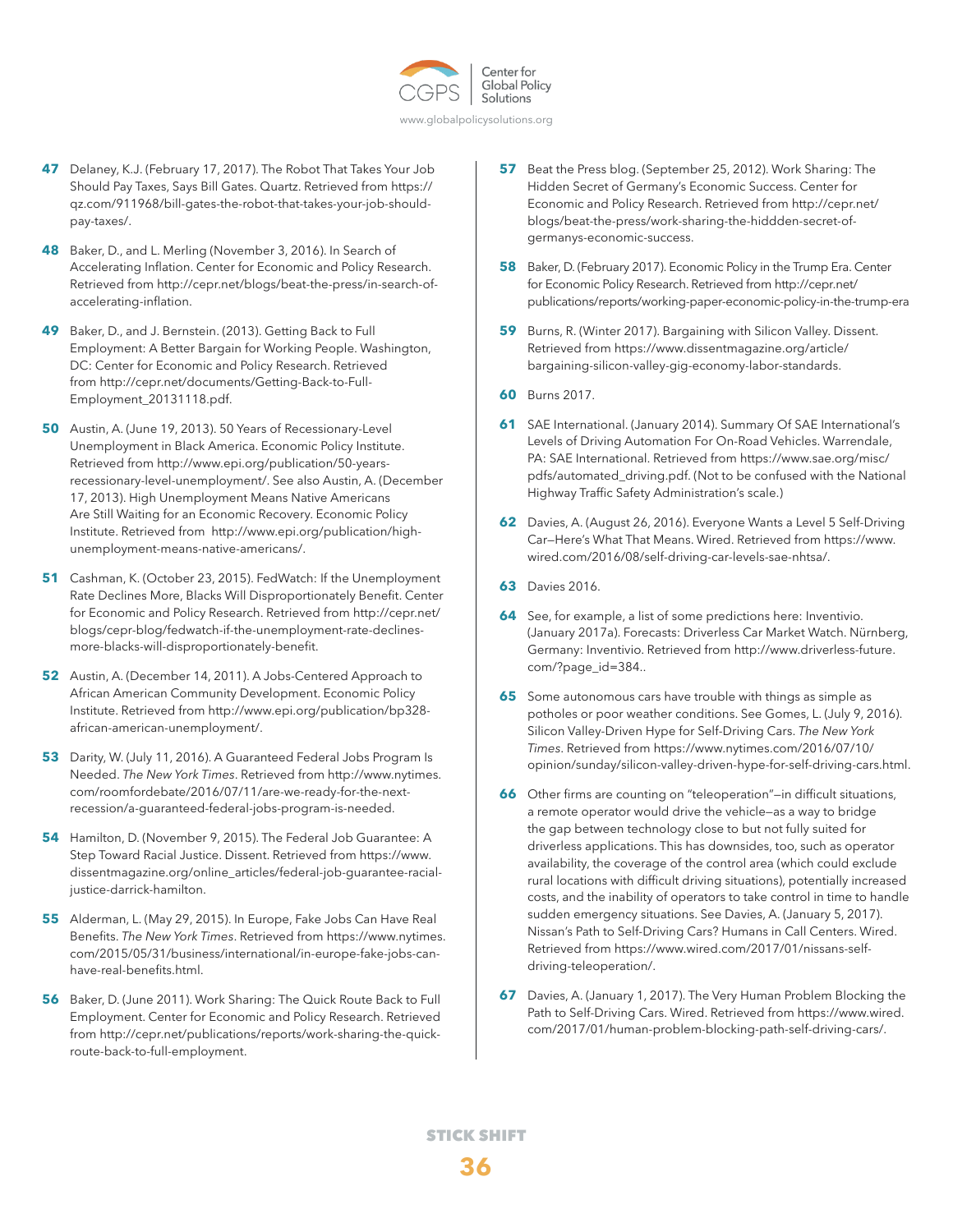**47** Delaney, K.J. (February 17, 2017). The Robot That Takes Your Job Should Pay Taxes, Says Bill Gates. Quartz. Retrieved from https://qz.com/911968/bill-gates-the-robot-that-takes-your-job-should-pay-taxes/.

**48** Baker, D., and L. Merling (November 3, 2016). In Search of Accelerating Inflation. Center for Economic and Policy Research. Retrieved from http://cepr.net/blogs/beat-the-press/in-search-of-accelerating-inflation.

**49** Baker, D., and J. Bernstein. (2013). Getting Back to Full Employment: A Better Bargain for Working People. Washington, DC: Center for Economic and Policy Research. Retrieved from http://cepr.net/documents/Getting-Back-to-Full-Employment_20131118.pdf.

**50** Austin, A. (June 19, 2013). 50 Years of Recessionary-Level Unemployment in Black America. Economic Policy Institute. Retrieved from http://www.epi.org/publication/50-years-recessionary-level-unemployment/. See also Austin, A. (December 17, 2013). High Unemployment Means Native Americans Are Still Waiting for an Economic Recovery. Economic Policy Institute. Retrieved from http://www.epi.org/publication/high-unemployment-means-native-americans/.

**51** Cashman, K. (October 23, 2015). FedWatch: If the Unemployment Rate Declines More, Blacks Will Disproportionately Benefit. Center for Economic and Policy Research. Retrieved from http://cepr.net/blogs/cepr-blog/fedwatch-if-the-unemployment-rate-declines-more-blacks-will-disproportionately-benefit.

**52** Austin, A. (December 14, 2011). A Jobs-Centered Approach to African American Community Development. Economic Policy Institute. Retrieved from http://www.epi.org/publication/bp328-african-american-unemployment/.

**53** Darity, W. (July 11, 2016). A Guaranteed Federal Jobs Program Is Needed. *The New York Times*. Retrieved from http://www.nytimes.com/roomfordebate/2016/07/11/are-we-ready-for-the-next-recession/a-guaranteed-federal-jobs-program-is-needed.

**54** Hamilton, D. (November 9, 2015). The Federal Job Guarantee: A Step Toward Racial Justice. Dissent. Retrieved from https://www.dissentmagazine.org/online_articles/federal-job-guarantee-racial-justice-darrick-hamilton.

**55** Alderman, L. (May 29, 2015). In Europe, Fake Jobs Can Have Real Benefits. *The New York Times*. Retrieved from https://www.nytimes.com/2015/05/31/business/international/in-europe-fake-jobs-can-have-real-benefits.html.

**56** Baker, D. (June 2011). Work Sharing: The Quick Route Back to Full Employment. Center for Economic and Policy Research. Retrieved from http://cepr.net/publications/reports/work-sharing-the-quick-route-back-to-full-employment.

**57** Beat the Press blog. (September 25, 2012). Work Sharing: The Hidden Secret of Germany's Economic Success. Center for Economic and Policy Research. Retrieved from http://cepr.net/blogs/beat-the-press/work-sharing-the-hiddden-secret-of-germanys-economic-success.

**58** Baker, D. (February 2017). Economic Policy in the Trump Era. Center for Economic Policy Research. Retrieved from http://cepr.net/publications/reports/working-paper-economic-policy-in-the-trump-era

**59** Burns, R. (Winter 2017). Bargaining with Silicon Valley. Dissent. Retrieved from https://www.dissentmagazine.org/article/bargaining-silicon-valley-gig-economy-labor-standards.

**60** Burns 2017.

**61** SAE International. (January 2014). Summary Of SAE International's Levels of Driving Automation For On-Road Vehicles. Warrendale, PA: SAE International. Retrieved from https://www.sae.org/misc/pdfs/automated_driving.pdf. (Not to be confused with the National Highway Traffic Safety Administration's scale.)

**62** Davies, A. (August 26, 2016). Everyone Wants a Level 5 Self-Driving Car—Here's What That Means. Wired. Retrieved from https://www.wired.com/2016/08/self-driving-car-levels-sae-nhtsa/.

**63** Davies 2016.

**64** See, for example, a list of some predictions here: Inventivio. (January 2017a). Forecasts: Driverless Car Market Watch. Nürnberg, Germany: Inventivio. Retrieved from http://www.driverless-future.com/?page_id=384..

**65** Some autonomous cars have trouble with things as simple as potholes or poor weather conditions. See Gomes, L. (July 9, 2016). Silicon Valley-Driven Hype for Self-Driving Cars. *The New York Times*. Retrieved from https://www.nytimes.com/2016/07/10/opinion/sunday/silicon-valley-driven-hype-for-self-driving-cars.html.

**66** Other firms are counting on "teleoperation"—in difficult situations, a remote operator would drive the vehicle—as a way to bridge the gap between technology close to but not fully suited for driverless applications. This has downsides, too, such as operator availability, the coverage of the control area (which could exclude rural locations with difficult driving situations), potentially increased costs, and the inability of operators to take control in time to handle sudden emergency situations. See Davies, A. (January 5, 2017). Nissan's Path to Self-Driving Cars? Humans in Call Centers. Wired. Retrieved from https://www.wired.com/2017/01/nissans-self-driving-teleoperation/.

**67** Davies, A. (January 1, 2017). The Very Human Problem Blocking the Path to Self-Driving Cars. Wired. Retrieved from https://www.wired.com/2017/01/human-problem-blocking-path-self-driving-cars/.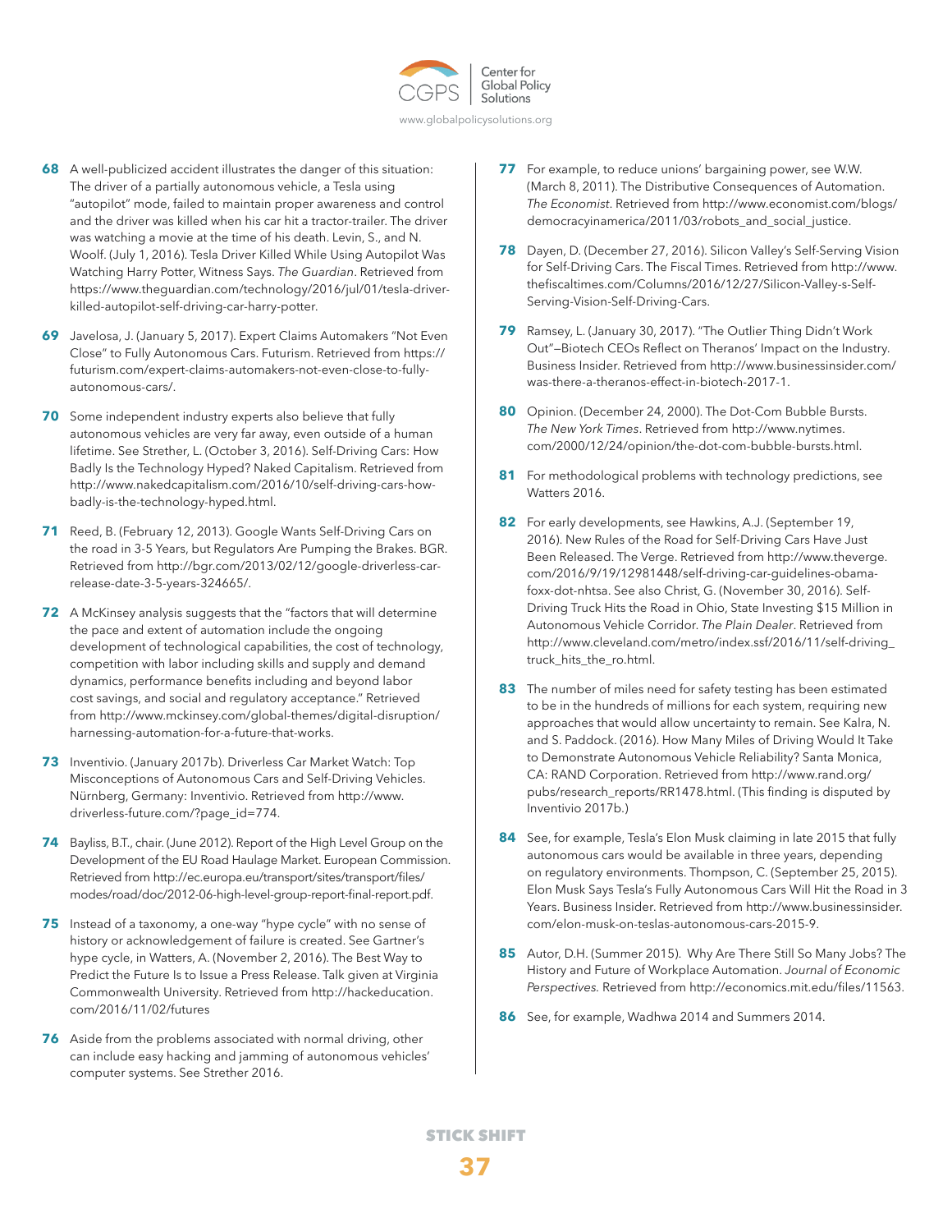**68** A well-publicized accident illustrates the danger of this situation: The driver of a partially autonomous vehicle, a Tesla using "autopilot" mode, failed to maintain proper awareness and control and the driver was killed when his car hit a tractor-trailer. The driver was watching a movie at the time of his death. Levin, S., and N. Woolf. (July 1, 2016). Tesla Driver Killed While Using Autopilot Was Watching Harry Potter, Witness Says. *The Guardian*. Retrieved from https://www.theguardian.com/technology/2016/jul/01/tesla-driver-killed-autopilot-self-driving-car-harry-potter.

**69** Javelosa, J. (January 5, 2017). Expert Claims Automakers "Not Even Close" to Fully Autonomous Cars. Futurism. Retrieved from https://futurism.com/expert-claims-automakers-not-even-close-to-fully-autonomous-cars/.

**70** Some independent industry experts also believe that fully autonomous vehicles are very far away, even outside of a human lifetime. See Strether, L. (October 3, 2016). Self-Driving Cars: How Badly Is the Technology Hyped? Naked Capitalism. Retrieved from http://www.nakedcapitalism.com/2016/10/self-driving-cars-how-badly-is-the-technology-hyped.html.

**71** Reed, B. (February 12, 2013). Google Wants Self-Driving Cars on the road in 3-5 Years, but Regulators Are Pumping the Brakes. BGR. Retrieved from http://bgr.com/2013/02/12/google-driverless-car-release-date-3-5-years-324665/.

**72** A McKinsey analysis suggests that the "factors that will determine the pace and extent of automation include the ongoing development of technological capabilities, the cost of technology, competition with labor including skills and supply and demand dynamics, performance benefits including and beyond labor cost savings, and social and regulatory acceptance." Retrieved from http://www.mckinsey.com/global-themes/digital-disruption/harnessing-automation-for-a-future-that-works.

**73** Inventivio. (January 2017b). Driverless Car Market Watch: Top Misconceptions of Autonomous Cars and Self-Driving Vehicles. Nürnberg, Germany: Inventivio. Retrieved from http://www.driverless-future.com/?page_id=774.

**74** Bayliss, B.T., chair. (June 2012). Report of the High Level Group on the Development of the EU Road Haulage Market. European Commission. Retrieved from http://ec.europa.eu/transport/sites/transport/files/modes/road/doc/2012-06-high-level-group-report-final-report.pdf.

**75** Instead of a taxonomy, a one-way "hype cycle" with no sense of history or acknowledgement of failure is created. See Gartner's hype cycle, in Watters, A. (November 2, 2016). The Best Way to Predict the Future Is to Issue a Press Release. Talk given at Virginia Commonwealth University. Retrieved from http://hackeducation.com/2016/11/02/futures

**76** Aside from the problems associated with normal driving, other can include easy hacking and jamming of autonomous vehicles' computer systems. See Strether 2016.

**77** For example, to reduce unions' bargaining power, see W.W. (March 8, 2011). The Distributive Consequences of Automation. *The Economist*. Retrieved from http://www.economist.com/blogs/democracyinamerica/2011/03/robots_and_social_justice.

**78** Dayen, D. (December 27, 2016). Silicon Valley's Self-Serving Vision for Self-Driving Cars. The Fiscal Times. Retrieved from http://www.thefiscaltimes.com/Columns/2016/12/27/Silicon-Valley-s-Self-Serving-Vision-Self-Driving-Cars.

**79** Ramsey, L. (January 30, 2017). "The Outlier Thing Didn't Work Out"—Biotech CEOs Reflect on Theranos' Impact on the Industry. Business Insider. Retrieved from http://www.businessinsider.com/was-there-a-theranos-effect-in-biotech-2017-1.

**80** Opinion. (December 24, 2000). The Dot-Com Bubble Bursts. *The New York Times*. Retrieved from http://www.nytimes.com/2000/12/24/opinion/the-dot-com-bubble-bursts.html.

**81** For methodological problems with technology predictions, see Watters 2016.

**82** For early developments, see Hawkins, A.J. (September 19, 2016). New Rules of the Road for Self-Driving Cars Have Just Been Released. The Verge. Retrieved from http://www.theverge.com/2016/9/19/12981448/self-driving-car-guidelines-obama-foxx-dot-nhtsa. See also Christ, G. (November 30, 2016). Self-Driving Truck Hits the Road in Ohio, State Investing $15 Million in Autonomous Vehicle Corridor. *The Plain Dealer*. Retrieved from http://www.cleveland.com/metro/index.ssf/2016/11/self-driving_truck_hits_the_ro.html.

**83** The number of miles need for safety testing has been estimated to be in the hundreds of millions for each system, requiring new approaches that would allow uncertainty to remain. See Kalra, N. and S. Paddock. (2016). How Many Miles of Driving Would It Take to Demonstrate Autonomous Vehicle Reliability? Santa Monica, CA: RAND Corporation. Retrieved from http://www.rand.org/pubs/research_reports/RR1478.html. (This finding is disputed by Inventivio 2017b.)

**84** See, for example, Tesla's Elon Musk claiming in late 2015 that fully autonomous cars would be available in three years, depending on regulatory environments. Thompson, C. (September 25, 2015). Elon Musk Says Tesla's Fully Autonomous Cars Will Hit the Road in 3 Years. Business Insider. Retrieved from http://www.businessinsider.com/elon-musk-on-teslas-autonomous-cars-2015-9.

**85** Autor, D.H. (Summer 2015). Why Are There Still So Many Jobs? The History and Future of Workplace Automation. *Journal of Economic Perspectives.* Retrieved from http://economics.mit.edu/files/11563.

**86** See, for example, Wadhwa 2014 and Summers 2014.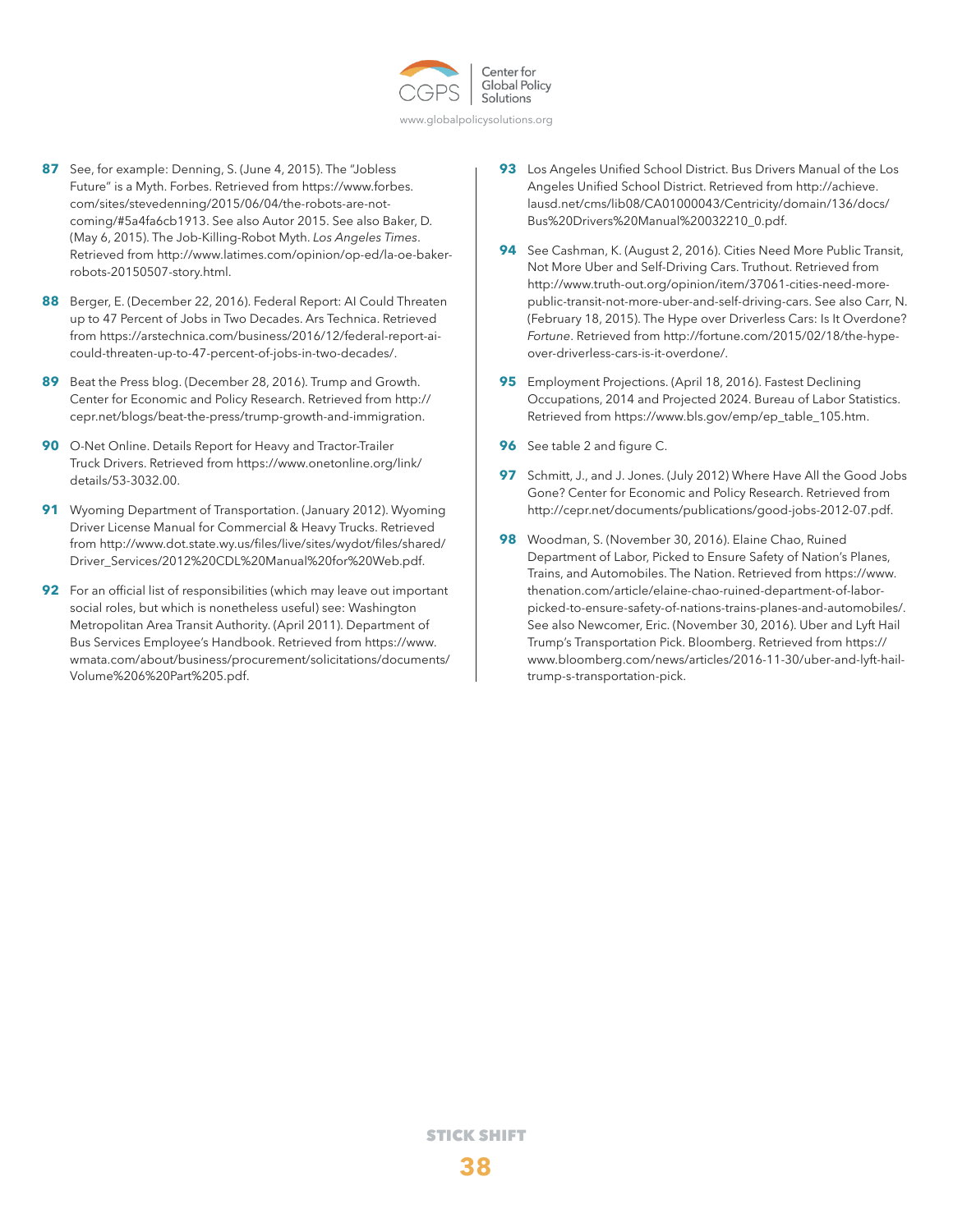**87** See, for example: Denning, S. (June 4, 2015). The "Jobless Future" is a Myth. Forbes. Retrieved from https://www.forbes.com/sites/stevedenning/2015/06/04/the-robots-are-not-coming/#5a4fa6cb1913. See also Autor 2015. See also Baker, D. (May 6, 2015). The Job-Killing-Robot Myth. *Los Angeles Times*. Retrieved from http://www.latimes.com/opinion/op-ed/la-oe-baker-robots-20150507-story.html.

**88** Berger, E. (December 22, 2016). Federal Report: AI Could Threaten up to 47 Percent of Jobs in Two Decades. Ars Technica. Retrieved from https://arstechnica.com/business/2016/12/federal-report-ai-could-threaten-up-to-47-percent-of-jobs-in-two-decades/.

**89** Beat the Press blog. (December 28, 2016). Trump and Growth. Center for Economic and Policy Research. Retrieved from http://cepr.net/blogs/beat-the-press/trump-growth-and-immigration.

**90** O-Net Online. Details Report for Heavy and Tractor-Trailer Truck Drivers. Retrieved from https://www.onetonline.org/link/details/53-3032.00.

**91** Wyoming Department of Transportation. (January 2012). Wyoming Driver License Manual for Commercial & Heavy Trucks. Retrieved from http://www.dot.state.wy.us/files/live/sites/wydot/files/shared/Driver_Services/2012%20CDL%20Manual%20for%20Web.pdf.

**92** For an official list of responsibilities (which may leave out important social roles, but which is nonetheless useful) see: Washington Metropolitan Area Transit Authority. (April 2011). Department of Bus Services Employee's Handbook. Retrieved from https://www.wmata.com/about/business/procurement/solicitations/documents/Volume%206%20Part%205.pdf.

**93** Los Angeles Unified School District. Bus Drivers Manual of the Los Angeles Unified School District. Retrieved from http://achieve.lausd.net/cms/lib08/CA01000043/Centricity/domain/136/docs/Bus%20Drivers%20Manual%20032210_0.pdf.

**94** See Cashman, K. (August 2, 2016). Cities Need More Public Transit, Not More Uber and Self-Driving Cars. Truthout. Retrieved from http://www.truth-out.org/opinion/item/37061-cities-need-more-public-transit-not-more-uber-and-self-driving-cars. See also Carr, N. (February 18, 2015). The Hype over Driverless Cars: Is It Overdone? *Fortune*. Retrieved from http://fortune.com/2015/02/18/the-hype-over-driverless-cars-is-it-overdone/.

**95** Employment Projections. (April 18, 2016). Fastest Declining Occupations, 2014 and Projected 2024. Bureau of Labor Statistics. Retrieved from https://www.bls.gov/emp/ep_table_105.htm.

**96** See table 2 and figure C.

**97** Schmitt, J., and J. Jones. (July 2012) Where Have All the Good Jobs Gone? Center for Economic and Policy Research. Retrieved from http://cepr.net/documents/publications/good-jobs-2012-07.pdf.

**98** Woodman, S. (November 30, 2016). Elaine Chao, Ruined Department of Labor, Picked to Ensure Safety of Nation's Planes, Trains, and Automobiles. The Nation. Retrieved from https://www.thenation.com/article/elaine-chao-ruined-department-of-labor-picked-to-ensure-safety-of-nations-trains-planes-and-automobiles/. See also Newcomer, Eric. (November 30, 2016). Uber and Lyft Hail Trump's Transportation Pick. Bloomberg. Retrieved from https://www.bloomberg.com/news/articles/2016-11-30/uber-and-lyft-hail-trump-s-transportation-pick.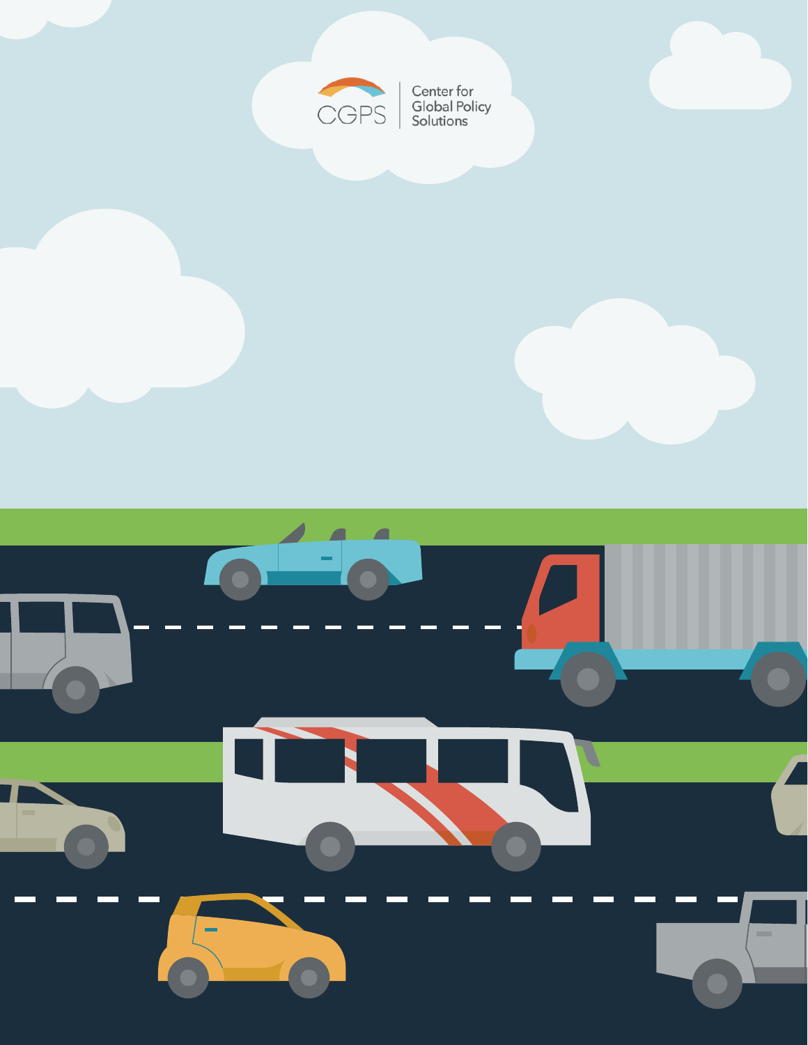CGPS

Center for Global Policy Solutions